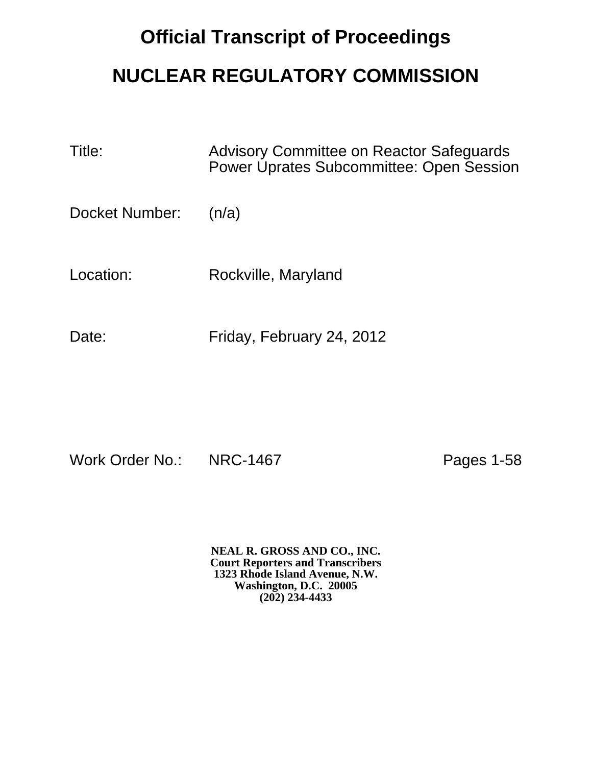# Official Transcript of Proceedings

# NUCLEAR REGULATORY COMMISSION

Title: Advisory Committee on Reactor Safeguards Power Uprates Subcommittee: Open Session

Docket Number: (n/a)

Location: Rockville, Maryland

Date: Friday, February 24, 2012

Work Order No.: NRC-1467 Pages 1-58

**NEAL R. GROSS AND CO., INC.**
**Court Reporters and Transcribers**
**1323 Rhode Island Avenue, N.W.**
**Washington, D.C. 20005**
**(202) 234-4433**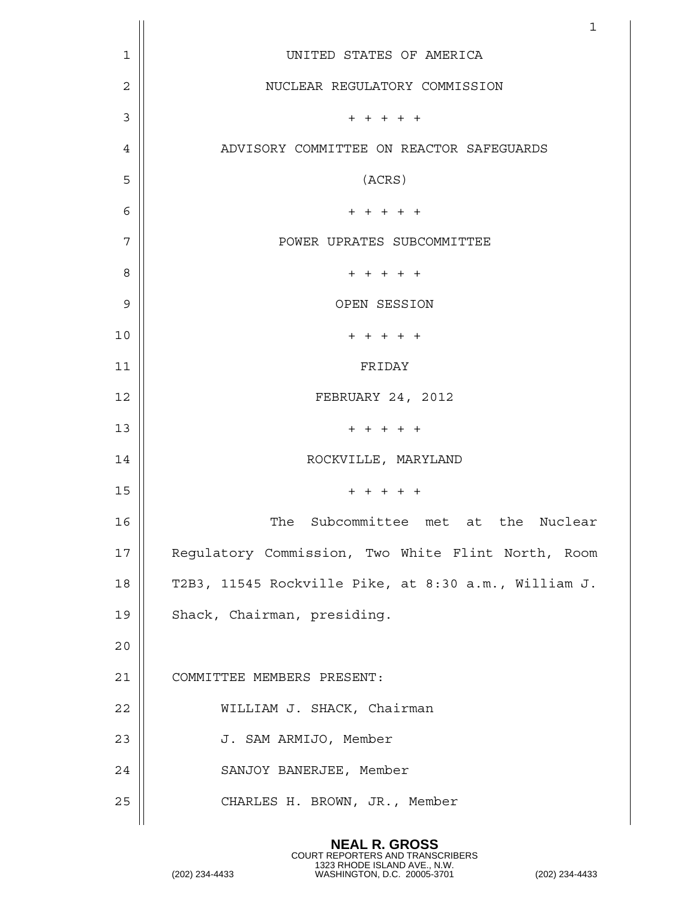UNITED STATES OF AMERICA

NUCLEAR REGULATORY COMMISSION

+ + + + +

ADVISORY COMMITTEE ON REACTOR SAFEGUARDS

(ACRS)

+ + + + +

POWER UPRATES SUBCOMMITTEE

+ + + + +

OPEN SESSION

+ + + + +

FRIDAY

FEBRUARY 24, 2012

+ + + + +

ROCKVILLE, MARYLAND

+ + + + +

The Subcommittee met at the Nuclear Regulatory Commission, Two White Flint North, Room T2B3, 11545 Rockville Pike, at 8:30 a.m., William J. Shack, Chairman, presiding.

COMMITTEE MEMBERS PRESENT:

WILLIAM J. SHACK, Chairman

J. SAM ARMIJO, Member

SANJOY BANERJEE, Member

CHARLES H. BROWN, JR., Member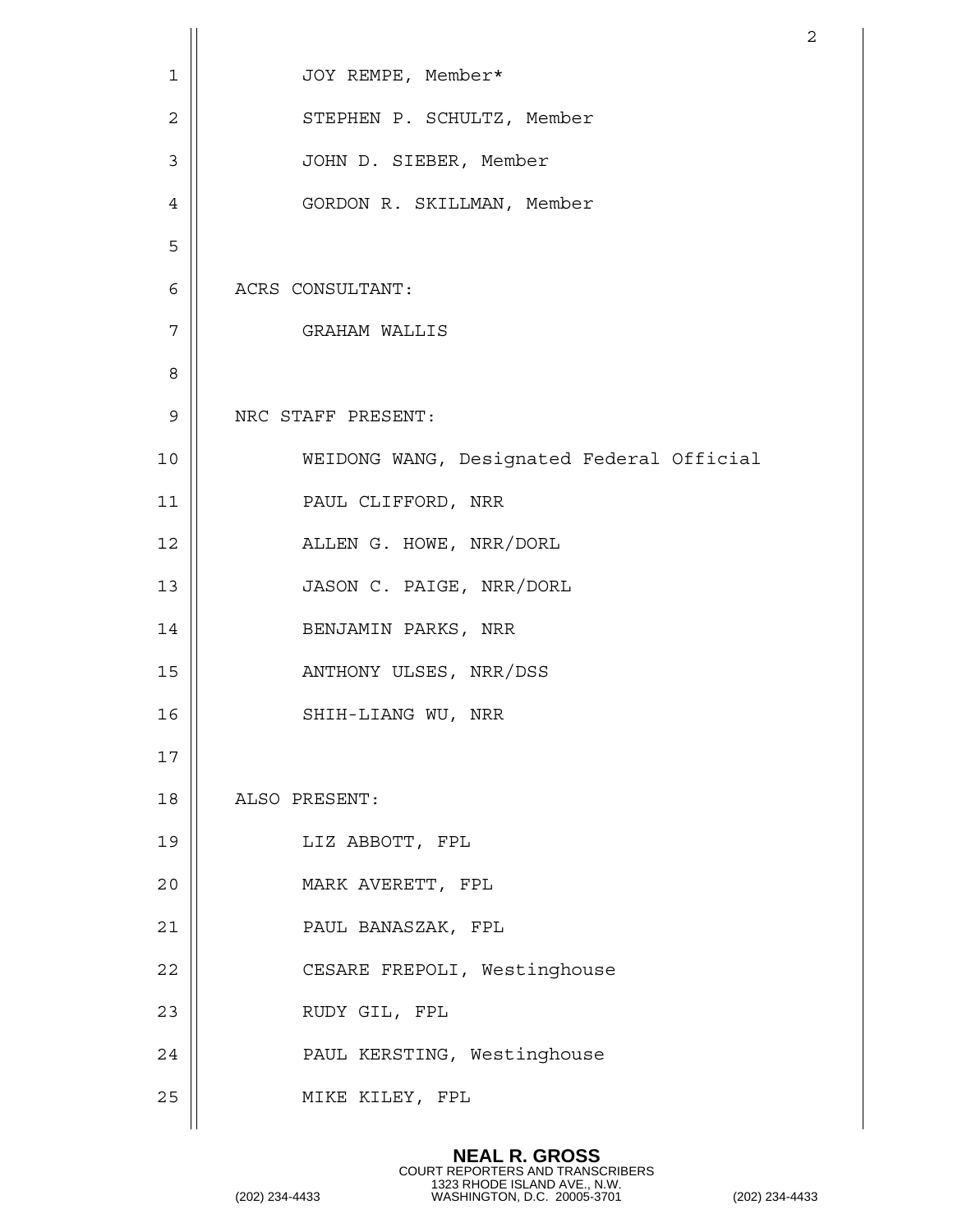JOY REMPE, Member*

STEPHEN P. SCHULTZ, Member

JOHN D. SIEBER, Member

GORDON R. SKILLMAN, Member

ACRS CONSULTANT:

GRAHAM WALLIS

NRC STAFF PRESENT:

WEIDONG WANG, Designated Federal Official

PAUL CLIFFORD, NRR

ALLEN G. HOWE, NRR/DORL

JASON C. PAIGE, NRR/DORL

BENJAMIN PARKS, NRR

ANTHONY ULSES, NRR/DSS

SHIH-LIANG WU, NRR

ALSO PRESENT:

LIZ ABBOTT, FPL

MARK AVERETT, FPL

PAUL BANASZAK, FPL

CESARE FREPOLI, Westinghouse

RUDY GIL, FPL

PAUL KERSTING, Westinghouse

MIKE KILEY, FPL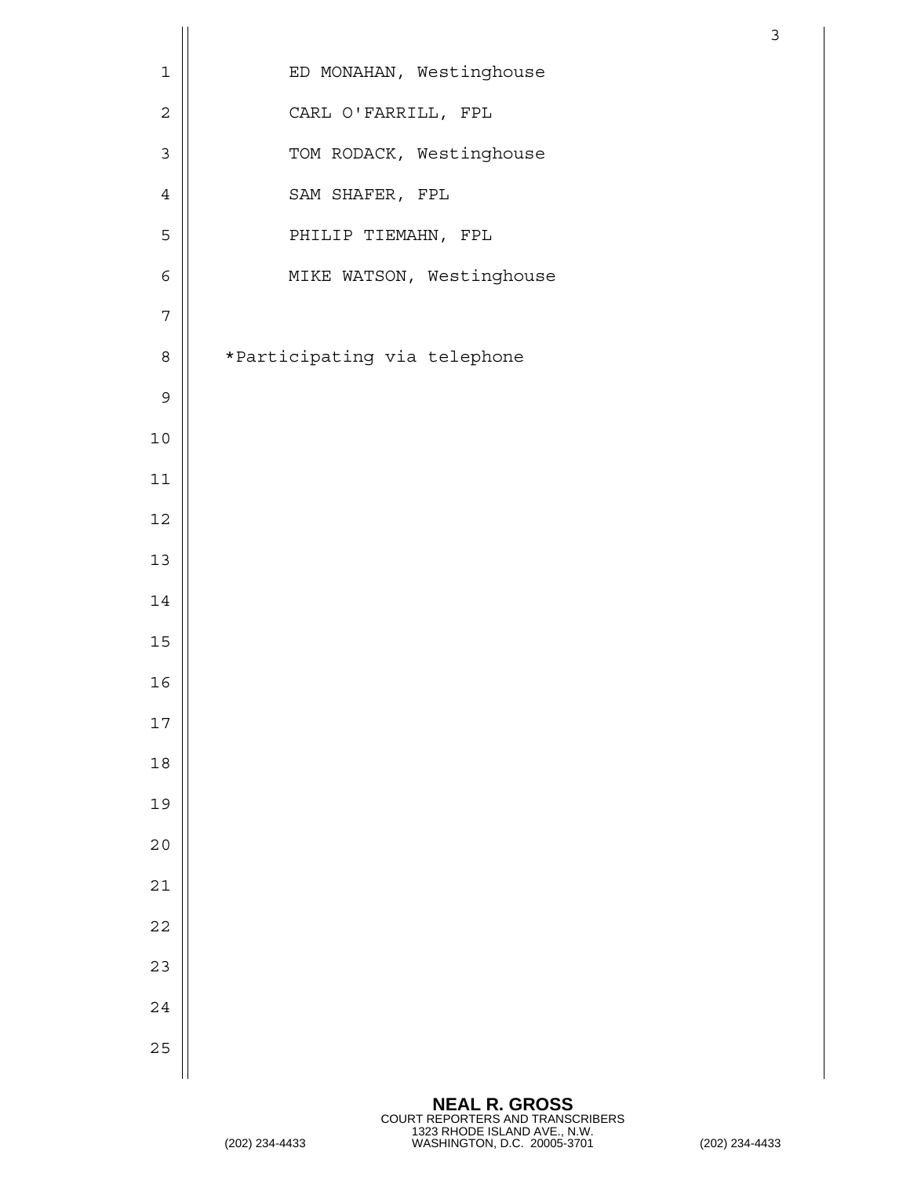ED MONAHAN, Westinghouse

CARL O'FARRILL, FPL

TOM RODACK, Westinghouse

SAM SHAFER, FPL

PHILIP TIEMAHN, FPL

MIKE WATSON, Westinghouse

*Participating via telephone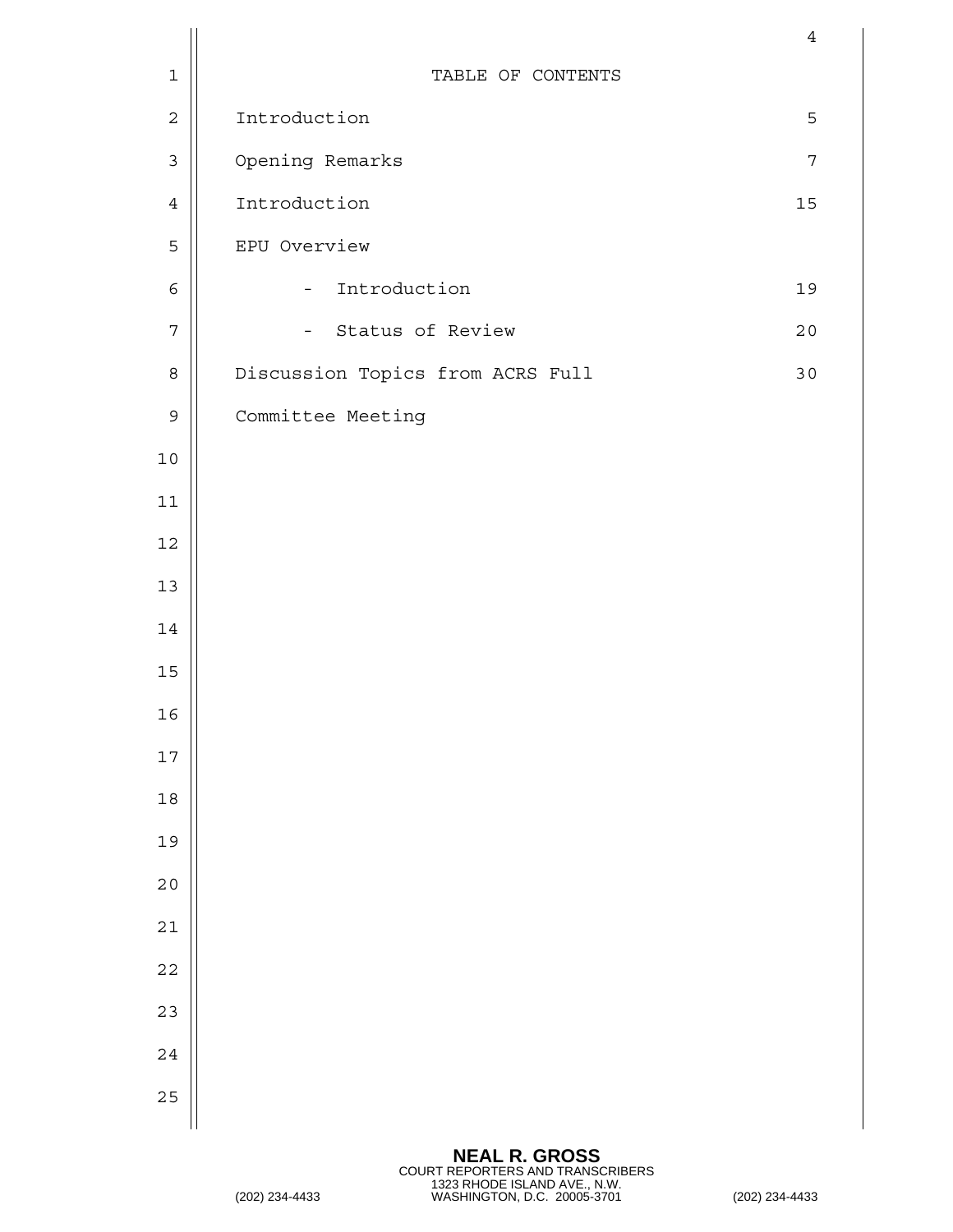# TABLE OF CONTENTS

| | |
|---|---|
| Introduction | 5 |
| Opening Remarks | 7 |
| Introduction | 15 |
| EPU Overview | |
| - Introduction | 19 |
| - Status of Review | 20 |
| Discussion Topics from ACRS Full Committee Meeting | 30 |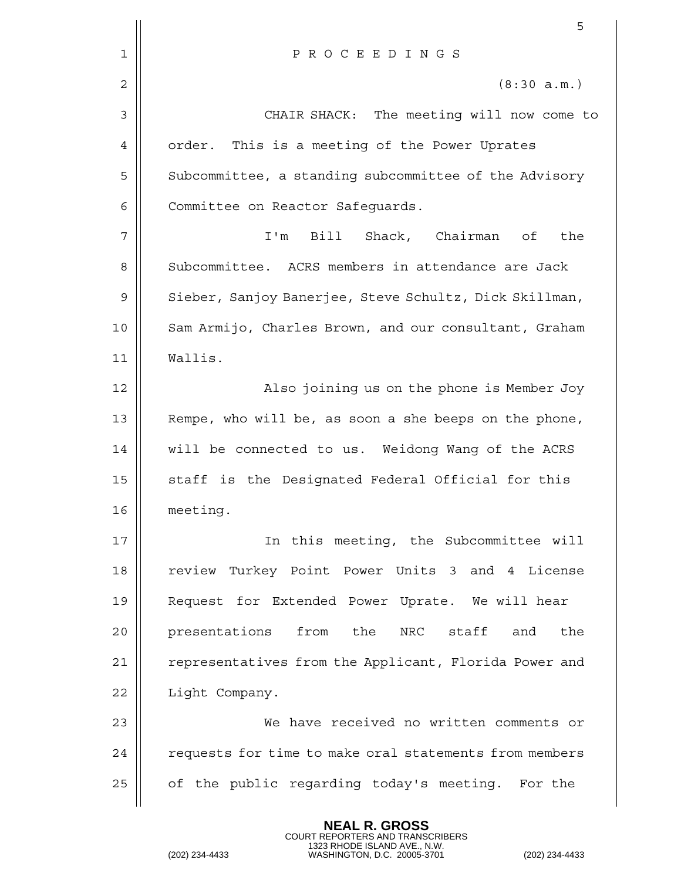# P R O C E E D I N G S

(8:30 a.m.)

CHAIR SHACK: The meeting will now come to order. This is a meeting of the Power Uprates Subcommittee, a standing subcommittee of the Advisory Committee on Reactor Safeguards.

I'm Bill Shack, Chairman of the Subcommittee. ACRS members in attendance are Jack Sieber, Sanjoy Banerjee, Steve Schultz, Dick Skillman, Sam Armijo, Charles Brown, and our consultant, Graham Wallis.

Also joining us on the phone is Member Joy Rempe, who will be, as soon a she beeps on the phone, will be connected to us. Weidong Wang of the ACRS staff is the Designated Federal Official for this meeting.

In this meeting, the Subcommittee will review Turkey Point Power Units 3 and 4 License Request for Extended Power Uprate. We will hear presentations from the NRC staff and the representatives from the Applicant, Florida Power and Light Company.

We have received no written comments or requests for time to make oral statements from members of the public regarding today's meeting. For the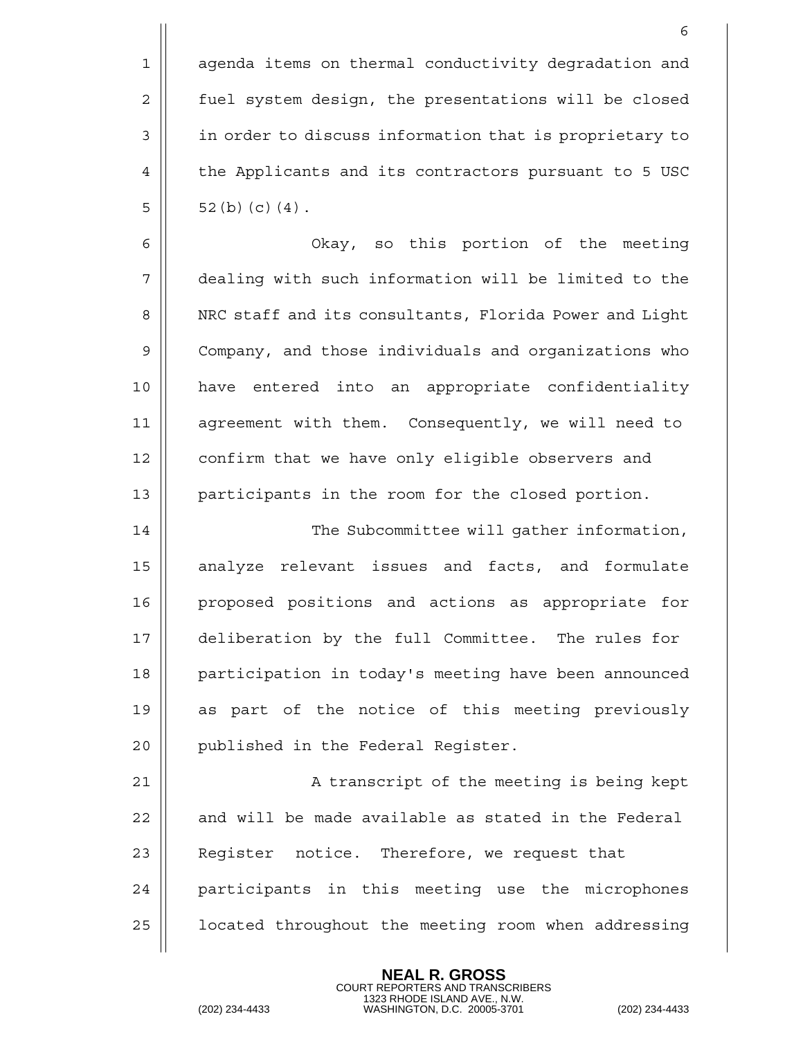agenda items on thermal conductivity degradation and fuel system design, the presentations will be closed in order to discuss information that is proprietary to the Applicants and its contractors pursuant to 5 USC 52(b)(c)(4).

Okay, so this portion of the meeting dealing with such information will be limited to the NRC staff and its consultants, Florida Power and Light Company, and those individuals and organizations who have entered into an appropriate confidentiality agreement with them. Consequently, we will need to confirm that we have only eligible observers and participants in the room for the closed portion.

The Subcommittee will gather information, analyze relevant issues and facts, and formulate proposed positions and actions as appropriate for deliberation by the full Committee. The rules for participation in today's meeting have been announced as part of the notice of this meeting previously published in the Federal Register.

A transcript of the meeting is being kept and will be made available as stated in the Federal Register notice. Therefore, we request that participants in this meeting use the microphones located throughout the meeting room when addressing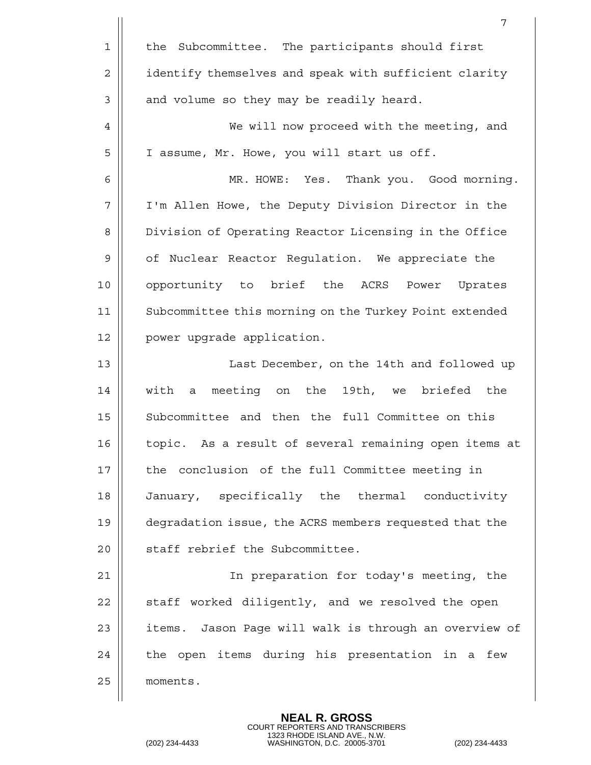the Subcommittee. The participants should first identify themselves and speak with sufficient clarity and volume so they may be readily heard.

We will now proceed with the meeting, and I assume, Mr. Howe, you will start us off.

MR. HOWE: Yes. Thank you. Good morning. I'm Allen Howe, the Deputy Division Director in the Division of Operating Reactor Licensing in the Office of Nuclear Reactor Regulation. We appreciate the opportunity to brief the ACRS Power Uprates Subcommittee this morning on the Turkey Point extended power upgrade application.

Last December, on the 14th and followed up with a meeting on the 19th, we briefed the Subcommittee and then the full Committee on this topic. As a result of several remaining open items at the conclusion of the full Committee meeting in January, specifically the thermal conductivity degradation issue, the ACRS members requested that the staff rebrief the Subcommittee.

In preparation for today's meeting, the staff worked diligently, and we resolved the open items. Jason Page will walk is through an overview of the open items during his presentation in a few moments.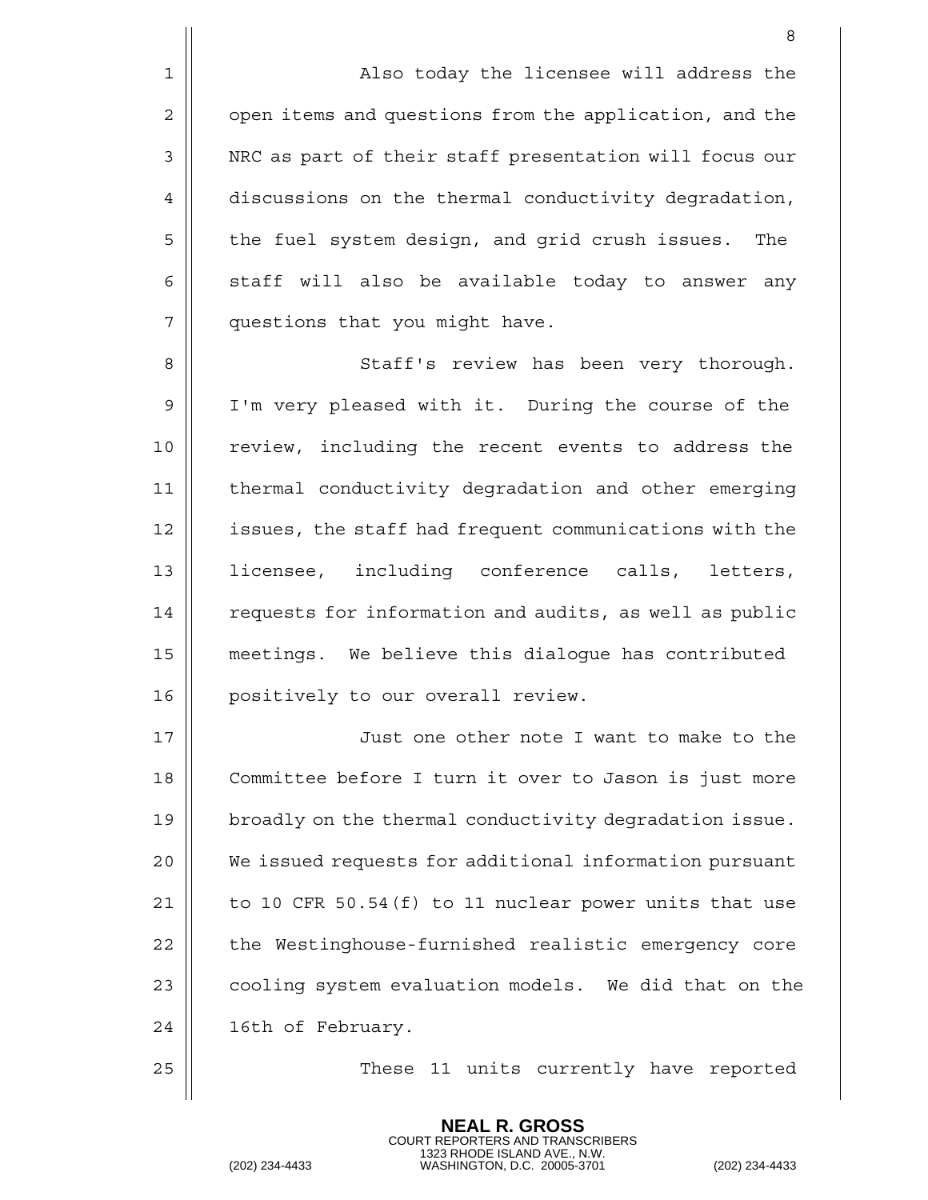Also today the licensee will address the open items and questions from the application, and the NRC as part of their staff presentation will focus our discussions on the thermal conductivity degradation, the fuel system design, and grid crush issues. The staff will also be available today to answer any questions that you might have.

Staff's review has been very thorough. I'm very pleased with it. During the course of the review, including the recent events to address the thermal conductivity degradation and other emerging issues, the staff had frequent communications with the licensee, including conference calls, letters, requests for information and audits, as well as public meetings. We believe this dialogue has contributed positively to our overall review.

Just one other note I want to make to the Committee before I turn it over to Jason is just more broadly on the thermal conductivity degradation issue. We issued requests for additional information pursuant to 10 CFR 50.54(f) to 11 nuclear power units that use the Westinghouse-furnished realistic emergency core cooling system evaluation models. We did that on the 16th of February.

These 11 units currently have reported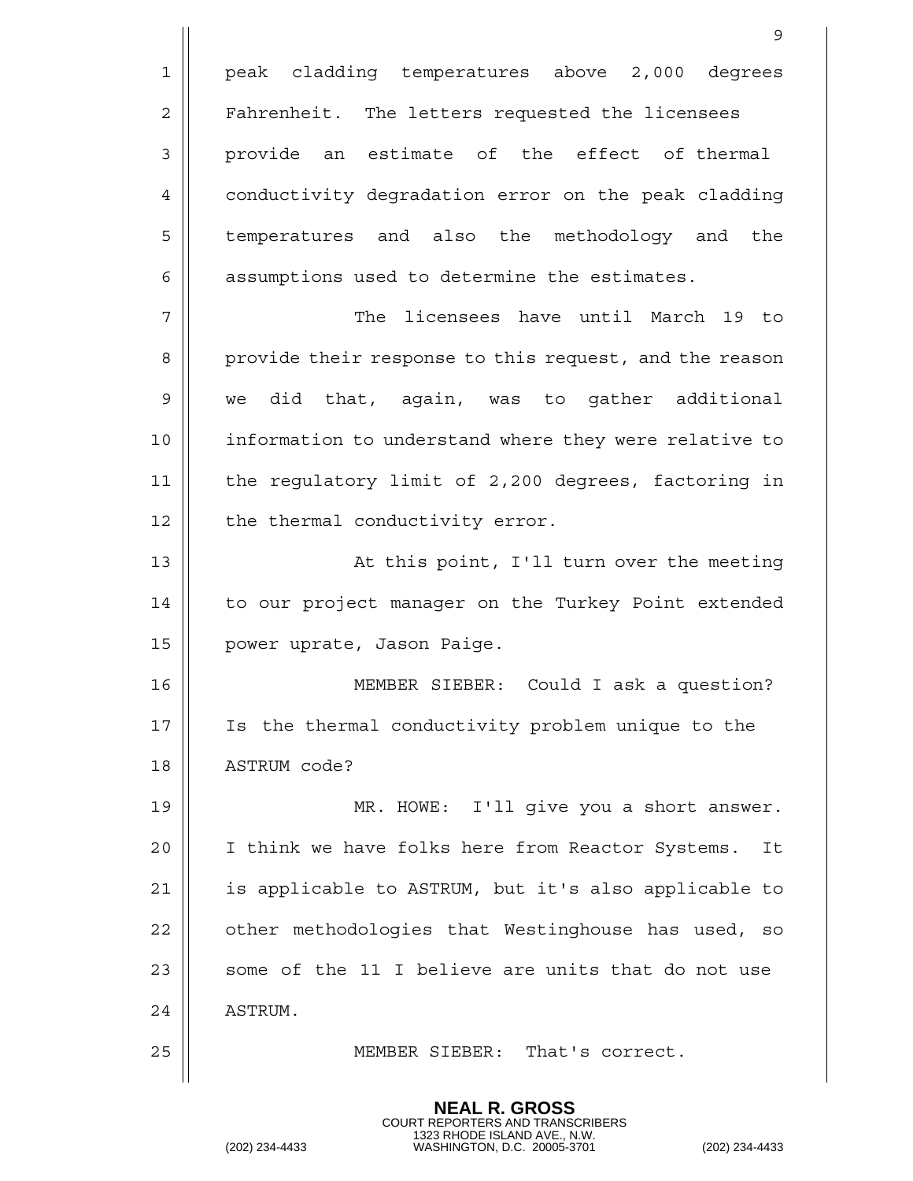peak cladding temperatures above 2,000 degrees Fahrenheit. The letters requested the licensees provide an estimate of the effect of thermal conductivity degradation error on the peak cladding temperatures and also the methodology and the assumptions used to determine the estimates.

The licensees have until March 19 to provide their response to this request, and the reason we did that, again, was to gather additional information to understand where they were relative to the regulatory limit of 2,200 degrees, factoring in the thermal conductivity error.

At this point, I'll turn over the meeting to our project manager on the Turkey Point extended power uprate, Jason Paige.

MEMBER SIEBER: Could I ask a question? Is the thermal conductivity problem unique to the ASTRUM code?

MR. HOWE: I'll give you a short answer. I think we have folks here from Reactor Systems. It is applicable to ASTRUM, but it's also applicable to other methodologies that Westinghouse has used, so some of the 11 I believe are units that do not use ASTRUM.

MEMBER SIEBER: That's correct.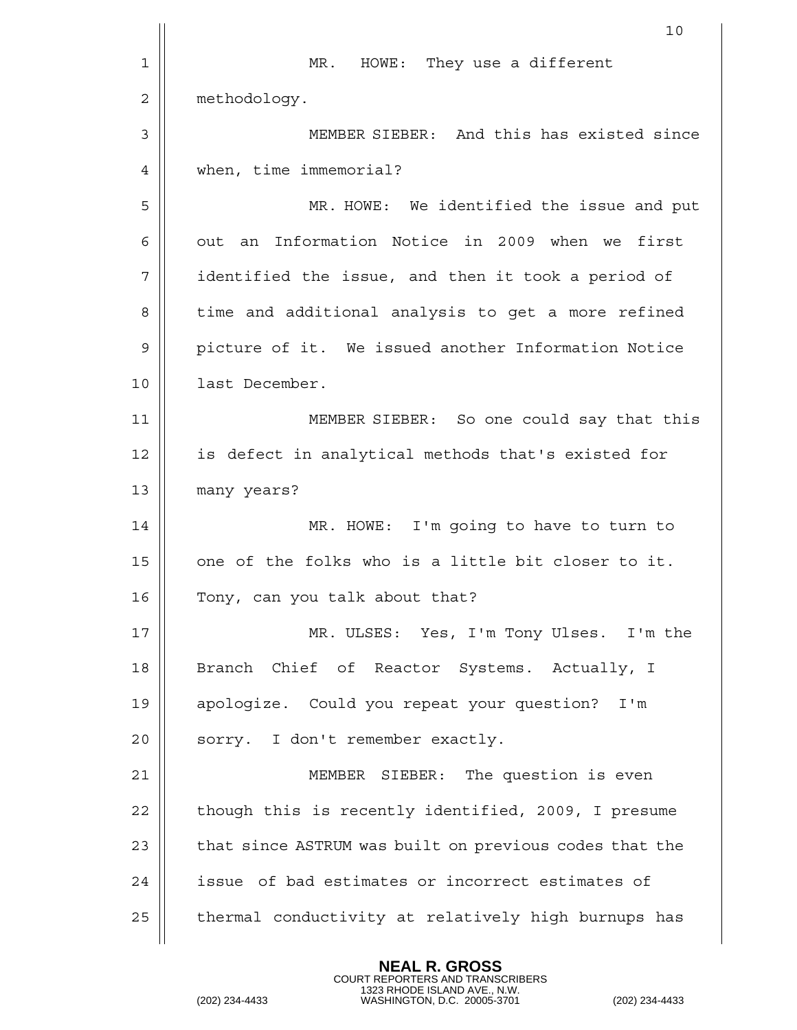MR. HOWE: They use a different methodology.

MEMBER SIEBER: And this has existed since when, time immemorial?

MR. HOWE: We identified the issue and put out an Information Notice in 2009 when we first identified the issue, and then it took a period of time and additional analysis to get a more refined picture of it. We issued another Information Notice last December.

MEMBER SIEBER: So one could say that this is defect in analytical methods that's existed for many years?

MR. HOWE: I'm going to have to turn to one of the folks who is a little bit closer to it. Tony, can you talk about that?

MR. ULSES: Yes, I'm Tony Ulses. I'm the Branch Chief of Reactor Systems. Actually, I apologize. Could you repeat your question? I'm sorry. I don't remember exactly.

MEMBER SIEBER: The question is even though this is recently identified, 2009, I presume that since ASTRUM was built on previous codes that the issue of bad estimates or incorrect estimates of thermal conductivity at relatively high burnups has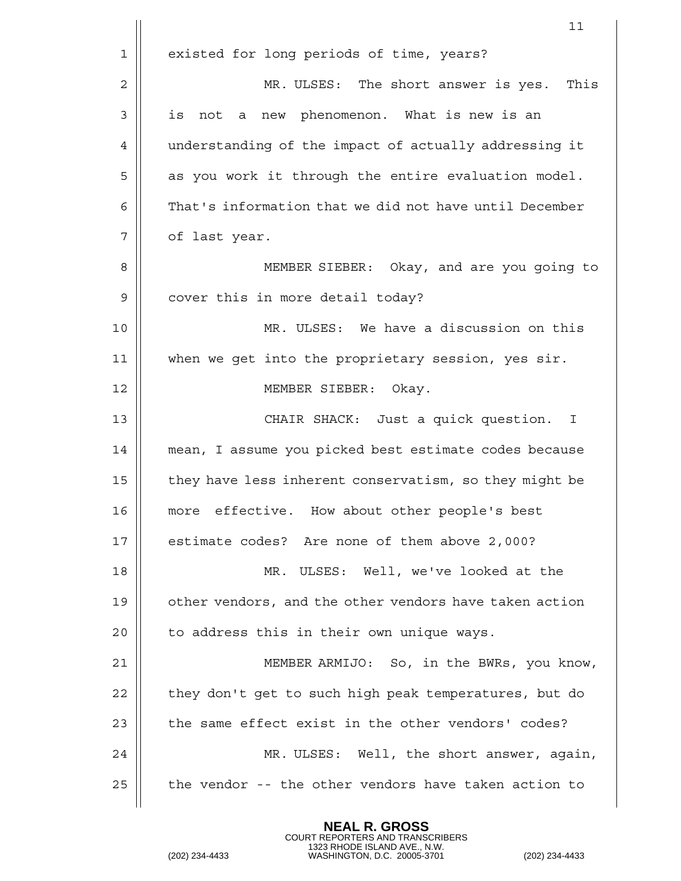existed for long periods of time, years?

MR. ULSES: The short answer is yes. This is not a new phenomenon. What is new is an understanding of the impact of actually addressing it as you work it through the entire evaluation model. That's information that we did not have until December of last year.

MEMBER SIEBER: Okay, and are you going to cover this in more detail today?

MR. ULSES: We have a discussion on this when we get into the proprietary session, yes sir.

MEMBER SIEBER: Okay.

CHAIR SHACK: Just a quick question. I mean, I assume you picked best estimate codes because they have less inherent conservatism, so they might be more effective. How about other people's best estimate codes? Are none of them above 2,000?

MR. ULSES: Well, we've looked at the other vendors, and the other vendors have taken action to address this in their own unique ways.

MEMBER ARMIJO: So, in the BWRs, you know, they don't get to such high peak temperatures, but do the same effect exist in the other vendors' codes?

MR. ULSES: Well, the short answer, again, the vendor -- the other vendors have taken action to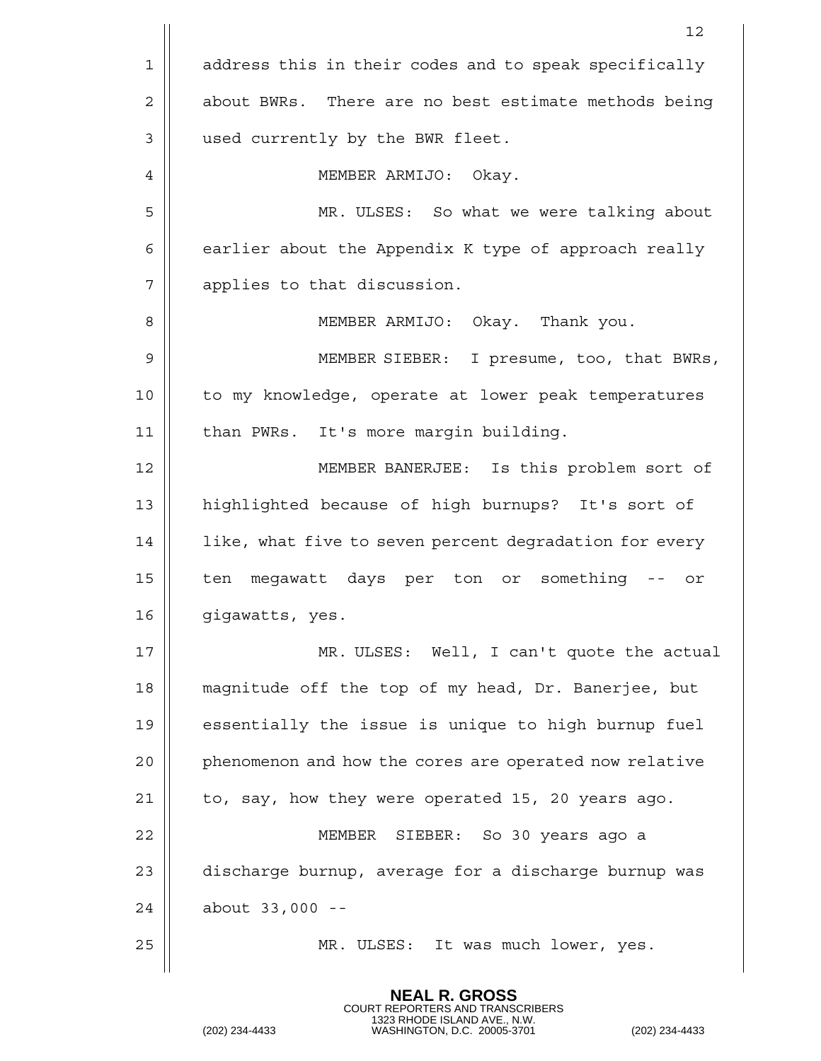address this in their codes and to speak specifically about BWRs. There are no best estimate methods being used currently by the BWR fleet.

MEMBER ARMIJO: Okay.

MR. ULSES: So what we were talking about earlier about the Appendix K type of approach really applies to that discussion.

MEMBER ARMIJO: Okay. Thank you.

MEMBER SIEBER: I presume, too, that BWRs, to my knowledge, operate at lower peak temperatures than PWRs. It's more margin building.

MEMBER BANERJEE: Is this problem sort of highlighted because of high burnups? It's sort of like, what five to seven percent degradation for every ten megawatt days per ton or something -- or gigawatts, yes.

MR. ULSES: Well, I can't quote the actual magnitude off the top of my head, Dr. Banerjee, but essentially the issue is unique to high burnup fuel phenomenon and how the cores are operated now relative to, say, how they were operated 15, 20 years ago.

MEMBER SIEBER: So 30 years ago a discharge burnup, average for a discharge burnup was about 33,000 --

MR. ULSES: It was much lower, yes.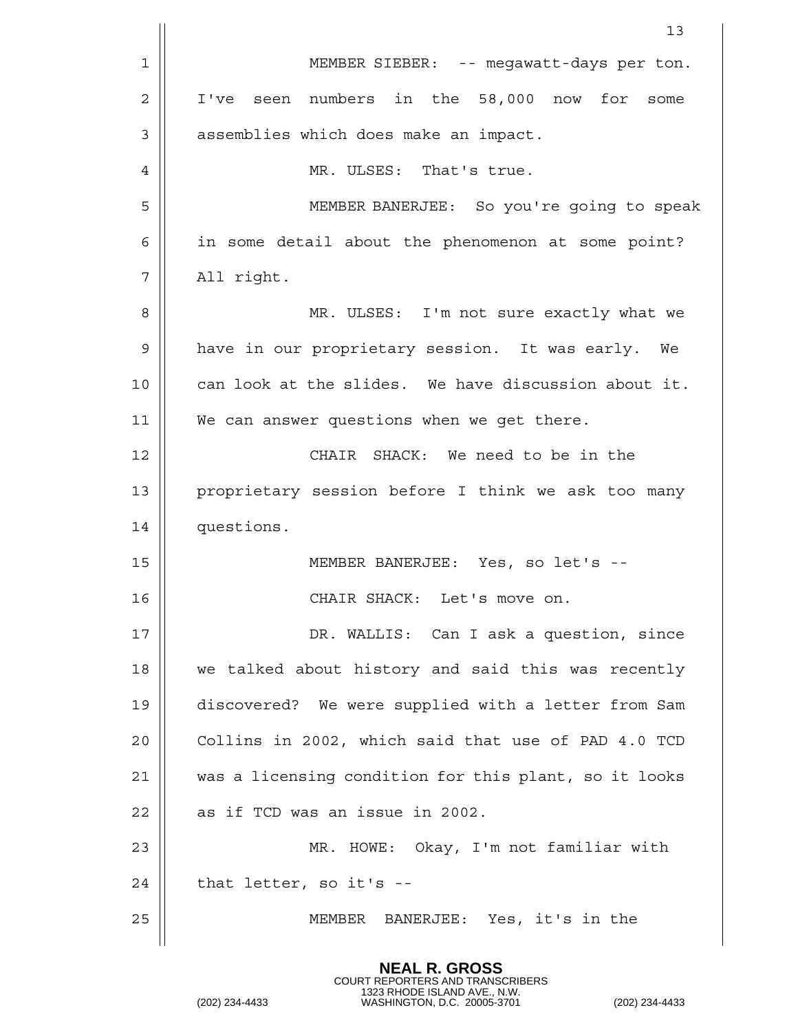MEMBER SIEBER: -- megawatt-days per ton. I've seen numbers in the 58,000 now for some assemblies which does make an impact.

MR. ULSES: That's true.

MEMBER BANERJEE: So you're going to speak in some detail about the phenomenon at some point? All right.

MR. ULSES: I'm not sure exactly what we have in our proprietary session. It was early. We can look at the slides. We have discussion about it. We can answer questions when we get there.

CHAIR SHACK: We need to be in the proprietary session before I think we ask too many questions.

MEMBER BANERJEE: Yes, so let's --

CHAIR SHACK: Let's move on.

DR. WALLIS: Can I ask a question, since we talked about history and said this was recently discovered? We were supplied with a letter from Sam Collins in 2002, which said that use of PAD 4.0 TCD was a licensing condition for this plant, so it looks as if TCD was an issue in 2002.

MR. HOWE: Okay, I'm not familiar with that letter, so it's --

MEMBER BANERJEE: Yes, it's in the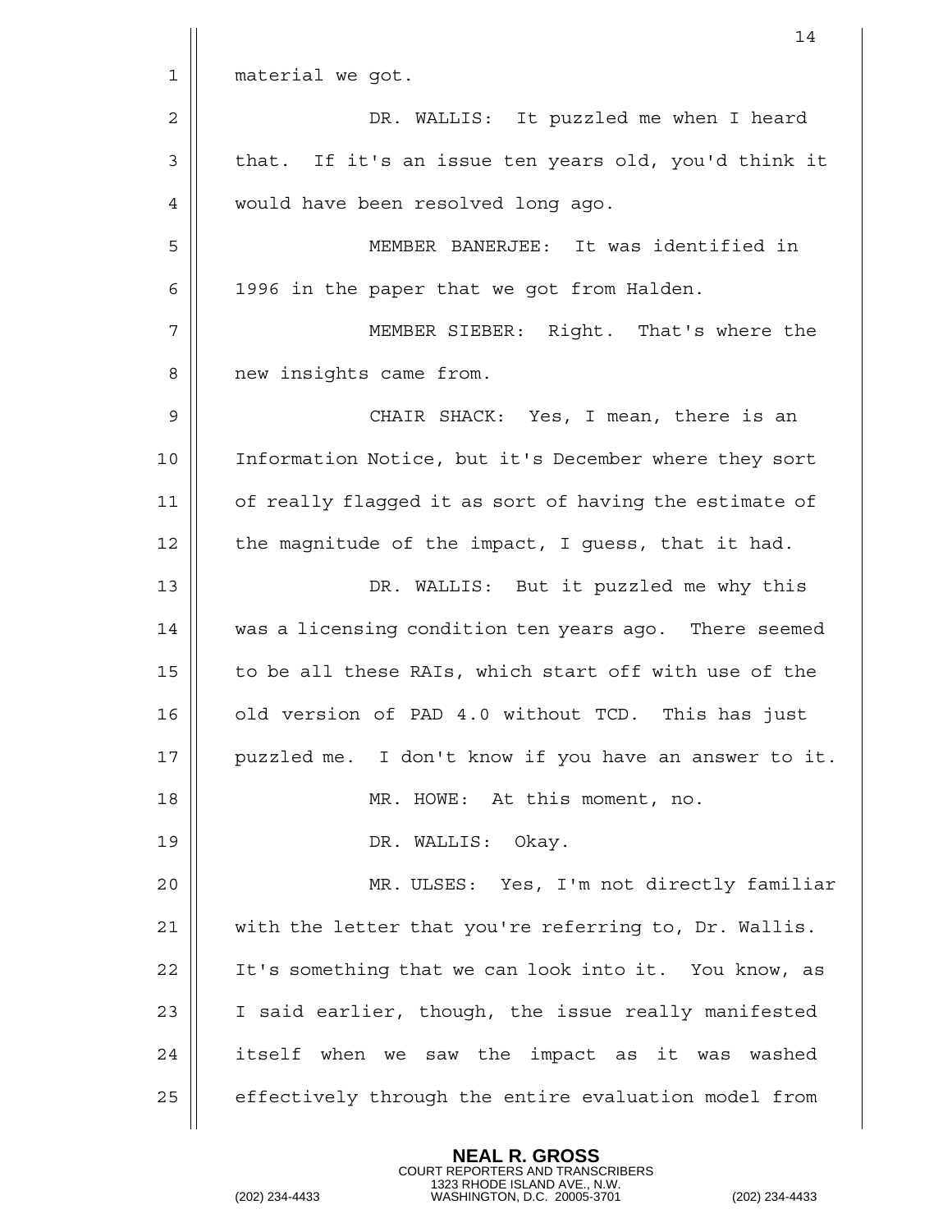material we got.

DR. WALLIS: It puzzled me when I heard that. If it's an issue ten years old, you'd think it would have been resolved long ago.

MEMBER BANERJEE: It was identified in 1996 in the paper that we got from Halden.

MEMBER SIEBER: Right. That's where the new insights came from.

CHAIR SHACK: Yes, I mean, there is an Information Notice, but it's December where they sort of really flagged it as sort of having the estimate of the magnitude of the impact, I guess, that it had.

DR. WALLIS: But it puzzled me why this was a licensing condition ten years ago. There seemed to be all these RAIs, which start off with use of the old version of PAD 4.0 without TCD. This has just puzzled me. I don't know if you have an answer to it.

MR. HOWE: At this moment, no.

DR. WALLIS: Okay.

MR. ULSES: Yes, I'm not directly familiar with the letter that you're referring to, Dr. Wallis. It's something that we can look into it. You know, as I said earlier, though, the issue really manifested itself when we saw the impact as it was washed effectively through the entire evaluation model from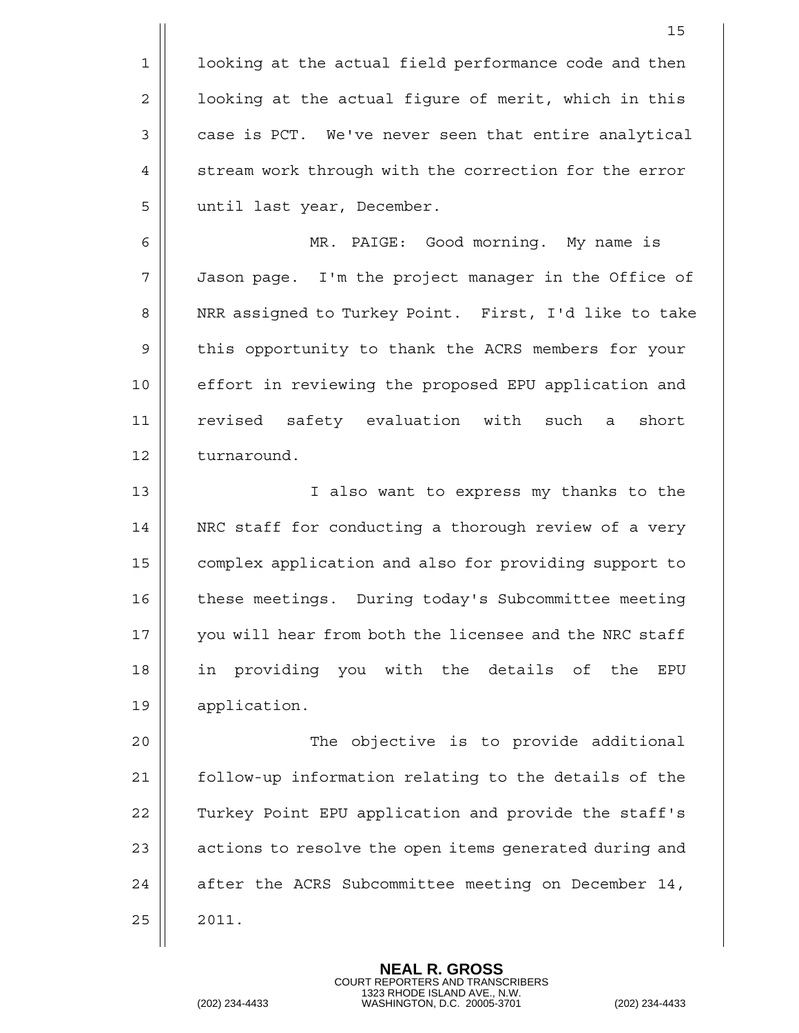looking at the actual field performance code and then looking at the actual figure of merit, which in this case is PCT. We've never seen that entire analytical stream work through with the correction for the error until last year, December.

MR. PAIGE: Good morning. My name is Jason page. I'm the project manager in the Office of NRR assigned to Turkey Point. First, I'd like to take this opportunity to thank the ACRS members for your effort in reviewing the proposed EPU application and revised safety evaluation with such a short turnaround.

I also want to express my thanks to the NRC staff for conducting a thorough review of a very complex application and also for providing support to these meetings. During today's Subcommittee meeting you will hear from both the licensee and the NRC staff in providing you with the details of the EPU application.

The objective is to provide additional follow-up information relating to the details of the Turkey Point EPU application and provide the staff's actions to resolve the open items generated during and after the ACRS Subcommittee meeting on December 14, 2011.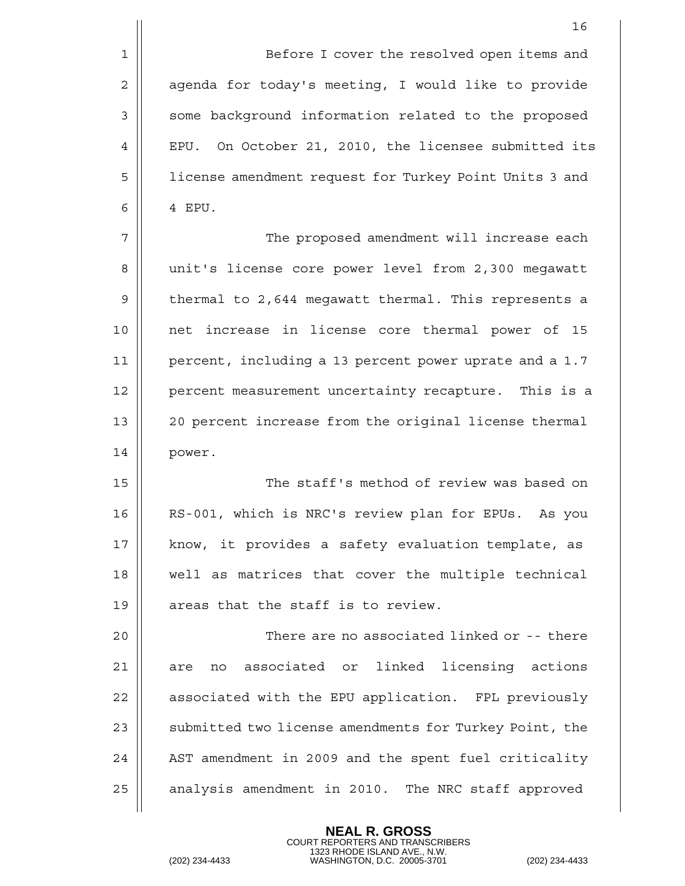Before I cover the resolved open items and agenda for today's meeting, I would like to provide some background information related to the proposed EPU. On October 21, 2010, the licensee submitted its license amendment request for Turkey Point Units 3 and 4 EPU.

The proposed amendment will increase each unit's license core power level from 2,300 megawatt thermal to 2,644 megawatt thermal. This represents a net increase in license core thermal power of 15 percent, including a 13 percent power uprate and a 1.7 percent measurement uncertainty recapture. This is a 20 percent increase from the original license thermal power.

The staff's method of review was based on RS-001, which is NRC's review plan for EPUs. As you know, it provides a safety evaluation template, as well as matrices that cover the multiple technical areas that the staff is to review.

There are no associated linked or -- there are no associated or linked licensing actions associated with the EPU application. FPL previously submitted two license amendments for Turkey Point, the AST amendment in 2009 and the spent fuel criticality analysis amendment in 2010. The NRC staff approved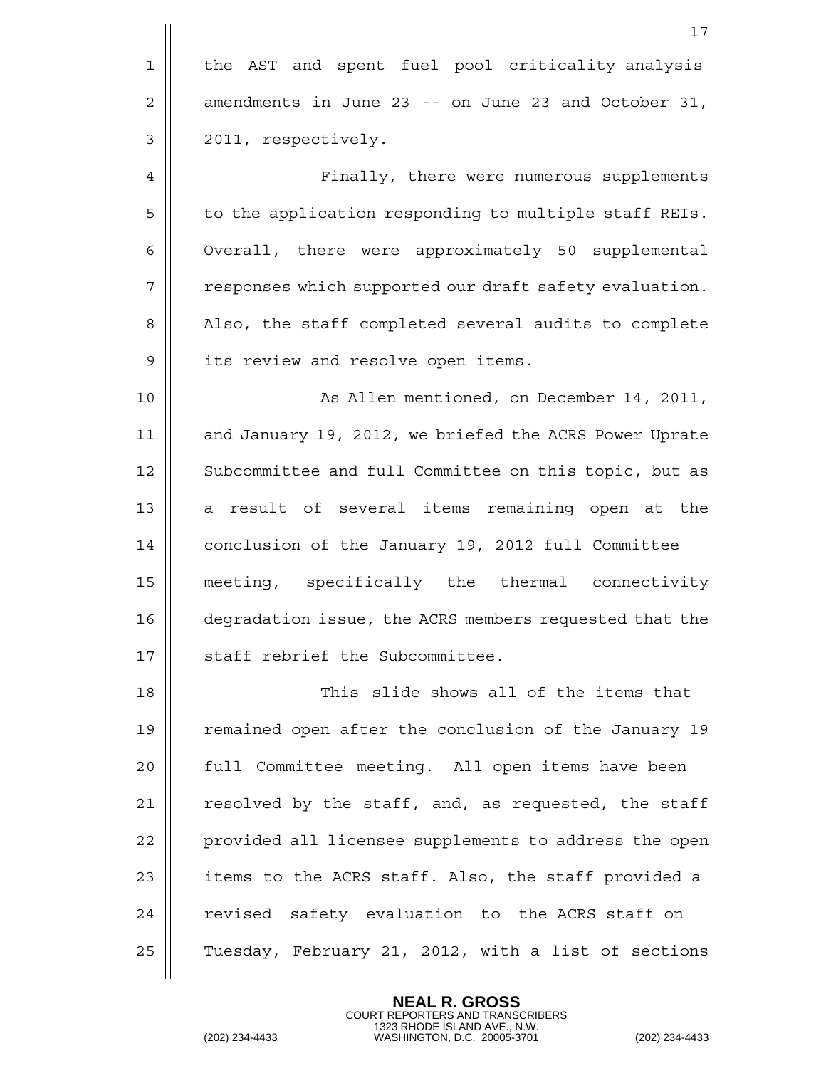the AST and spent fuel pool criticality analysis amendments in June 23 -- on June 23 and October 31, 2011, respectively.

Finally, there were numerous supplements to the application responding to multiple staff REIs. Overall, there were approximately 50 supplemental responses which supported our draft safety evaluation. Also, the staff completed several audits to complete its review and resolve open items.

As Allen mentioned, on December 14, 2011, and January 19, 2012, we briefed the ACRS Power Uprate Subcommittee and full Committee on this topic, but as a result of several items remaining open at the conclusion of the January 19, 2012 full Committee meeting, specifically the thermal connectivity degradation issue, the ACRS members requested that the staff rebrief the Subcommittee.

This slide shows all of the items that remained open after the conclusion of the January 19 full Committee meeting. All open items have been resolved by the staff, and, as requested, the staff provided all licensee supplements to address the open items to the ACRS staff. Also, the staff provided a revised safety evaluation to the ACRS staff on Tuesday, February 21, 2012, with a list of sections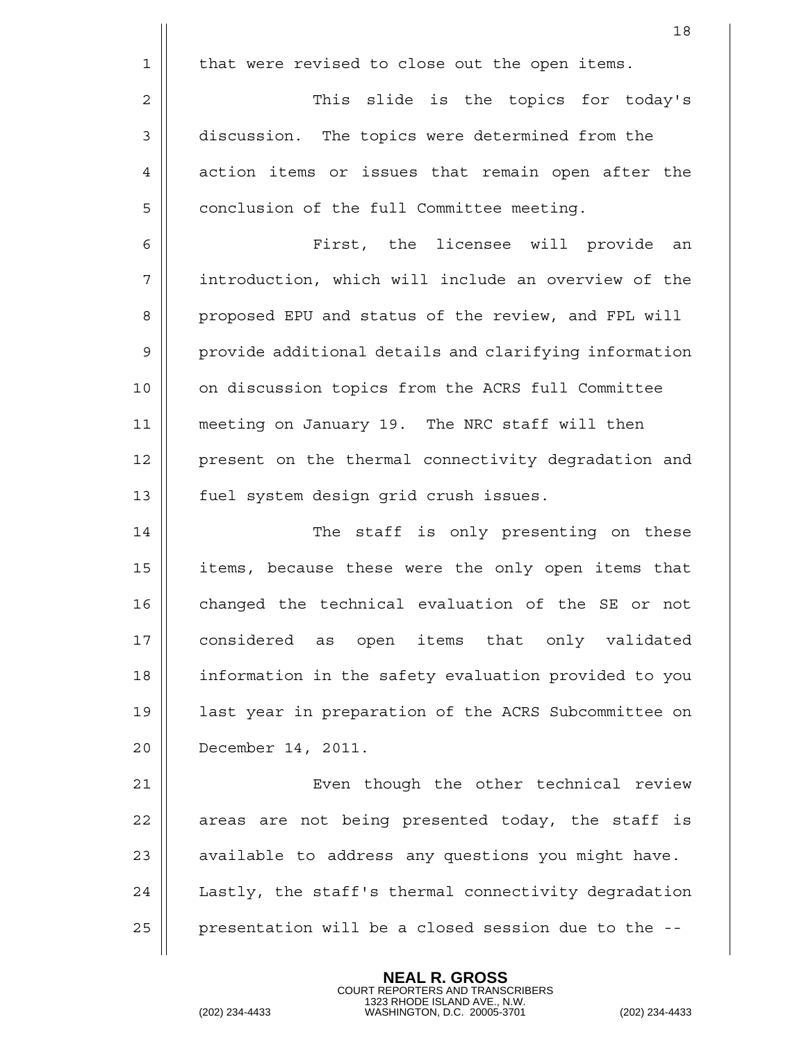that were revised to close out the open items.

This slide is the topics for today's discussion. The topics were determined from the action items or issues that remain open after the conclusion of the full Committee meeting.

First, the licensee will provide an introduction, which will include an overview of the proposed EPU and status of the review, and FPL will provide additional details and clarifying information on discussion topics from the ACRS full Committee meeting on January 19. The NRC staff will then present on the thermal connectivity degradation and fuel system design grid crush issues.

The staff is only presenting on these items, because these were the only open items that changed the technical evaluation of the SE or not considered as open items that only validated information in the safety evaluation provided to you last year in preparation of the ACRS Subcommittee on December 14, 2011.

Even though the other technical review areas are not being presented today, the staff is available to address any questions you might have. Lastly, the staff's thermal connectivity degradation presentation will be a closed session due to the --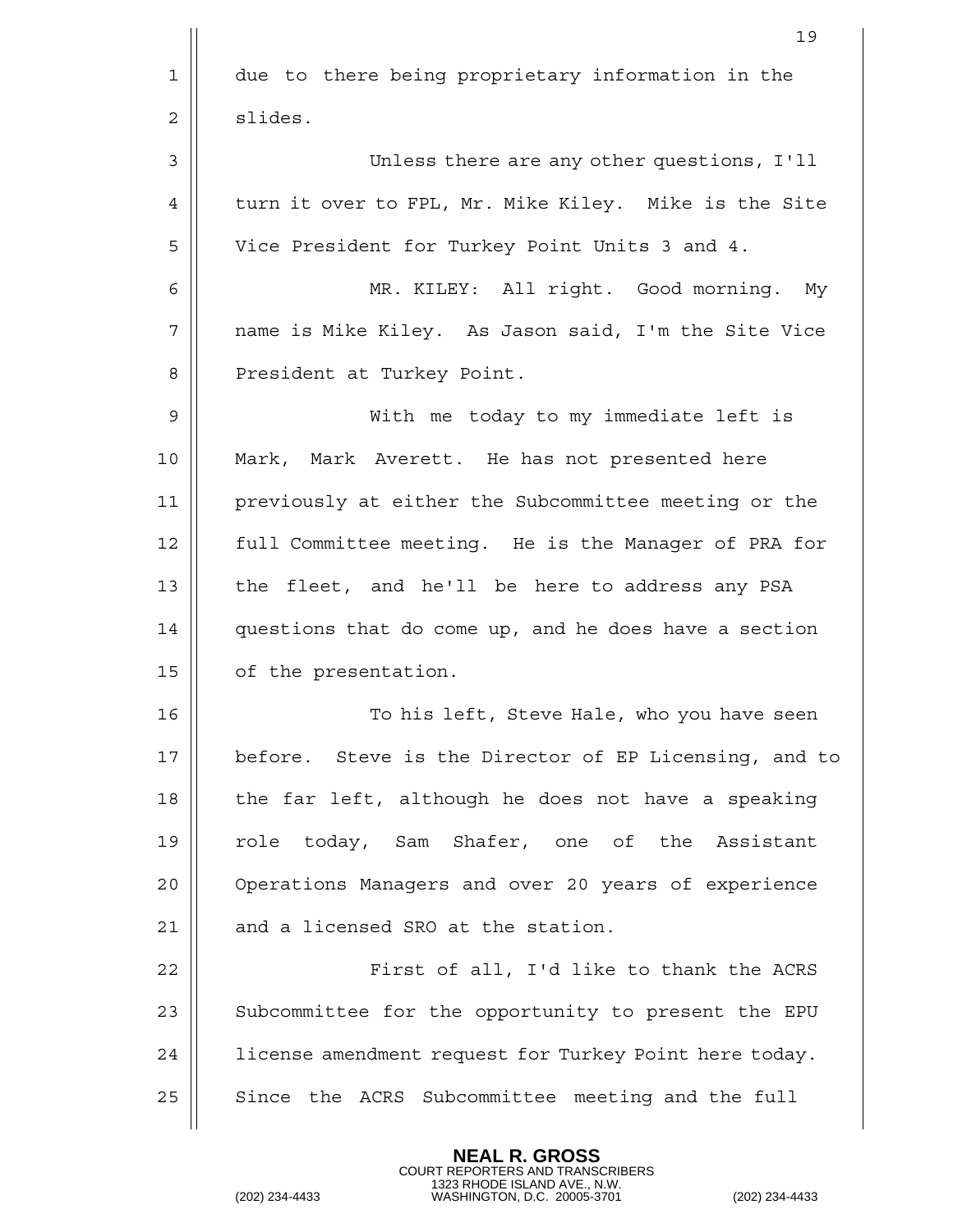due to there being proprietary information in the slides.

Unless there are any other questions, I'll turn it over to FPL, Mr. Mike Kiley. Mike is the Site Vice President for Turkey Point Units 3 and 4.

MR. KILEY: All right. Good morning. My name is Mike Kiley. As Jason said, I'm the Site Vice President at Turkey Point.

With me today to my immediate left is Mark, Mark Averett. He has not presented here previously at either the Subcommittee meeting or the full Committee meeting. He is the Manager of PRA for the fleet, and he'll be here to address any PSA questions that do come up, and he does have a section of the presentation.

To his left, Steve Hale, who you have seen before. Steve is the Director of EP Licensing, and to the far left, although he does not have a speaking role today, Sam Shafer, one of the Assistant Operations Managers and over 20 years of experience and a licensed SRO at the station.

First of all, I'd like to thank the ACRS Subcommittee for the opportunity to present the EPU license amendment request for Turkey Point here today. Since the ACRS Subcommittee meeting and the full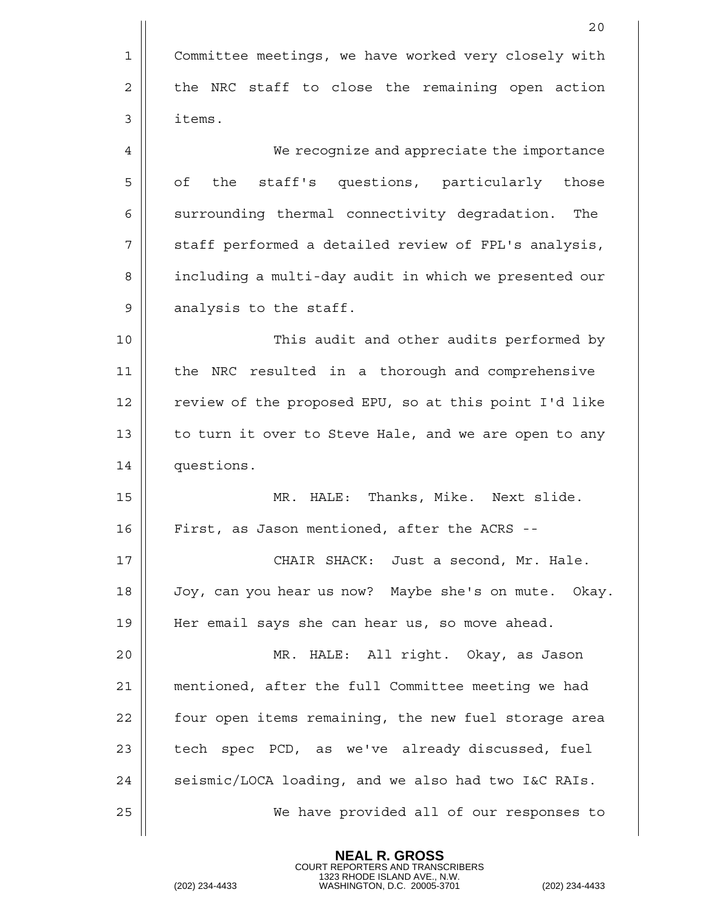Committee meetings, we have worked very closely with the NRC staff to close the remaining open action items.

We recognize and appreciate the importance of the staff's questions, particularly those surrounding thermal connectivity degradation. The staff performed a detailed review of FPL's analysis, including a multi-day audit in which we presented our analysis to the staff.

This audit and other audits performed by the NRC resulted in a thorough and comprehensive review of the proposed EPU, so at this point I'd like to turn it over to Steve Hale, and we are open to any questions.

MR. HALE: Thanks, Mike. Next slide. First, as Jason mentioned, after the ACRS --

CHAIR SHACK: Just a second, Mr. Hale. Joy, can you hear us now? Maybe she's on mute. Okay. Her email says she can hear us, so move ahead.

MR. HALE: All right. Okay, as Jason mentioned, after the full Committee meeting we had four open items remaining, the new fuel storage area tech spec PCD, as we've already discussed, fuel seismic/LOCA loading, and we also had two I&C RAIs.

We have provided all of our responses to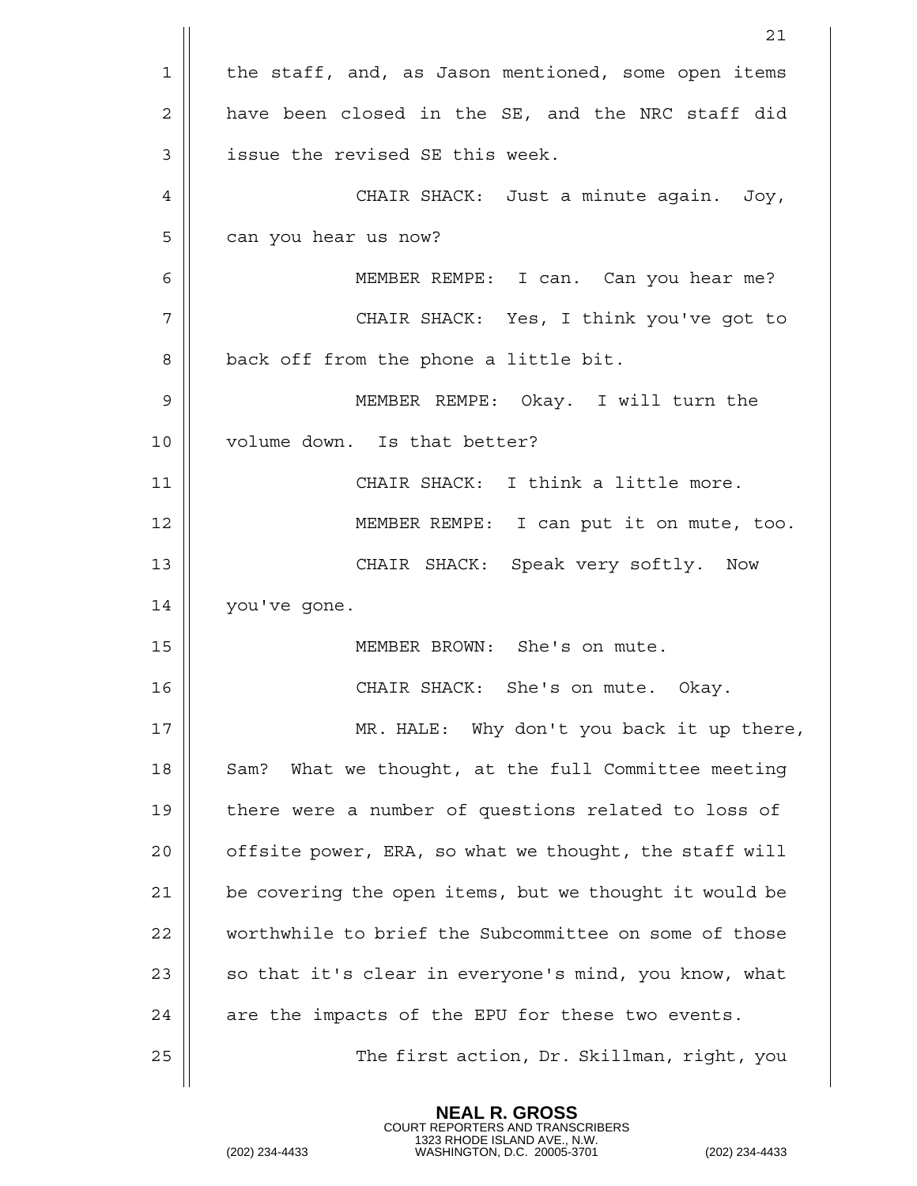the staff, and, as Jason mentioned, some open items have been closed in the SE, and the NRC staff did issue the revised SE this week.

CHAIR SHACK: Just a minute again. Joy, can you hear us now?

MEMBER REMPE: I can. Can you hear me?

CHAIR SHACK: Yes, I think you've got to back off from the phone a little bit.

MEMBER REMPE: Okay. I will turn the volume down. Is that better?

CHAIR SHACK: I think a little more.

MEMBER REMPE: I can put it on mute, too.

CHAIR SHACK: Speak very softly. Now you've gone.

MEMBER BROWN: She's on mute.

CHAIR SHACK: She's on mute. Okay.

MR. HALE: Why don't you back it up there, Sam? What we thought, at the full Committee meeting there were a number of questions related to loss of offsite power, ERA, so what we thought, the staff will be covering the open items, but we thought it would be worthwhile to brief the Subcommittee on some of those so that it's clear in everyone's mind, you know, what are the impacts of the EPU for these two events.

The first action, Dr. Skillman, right, you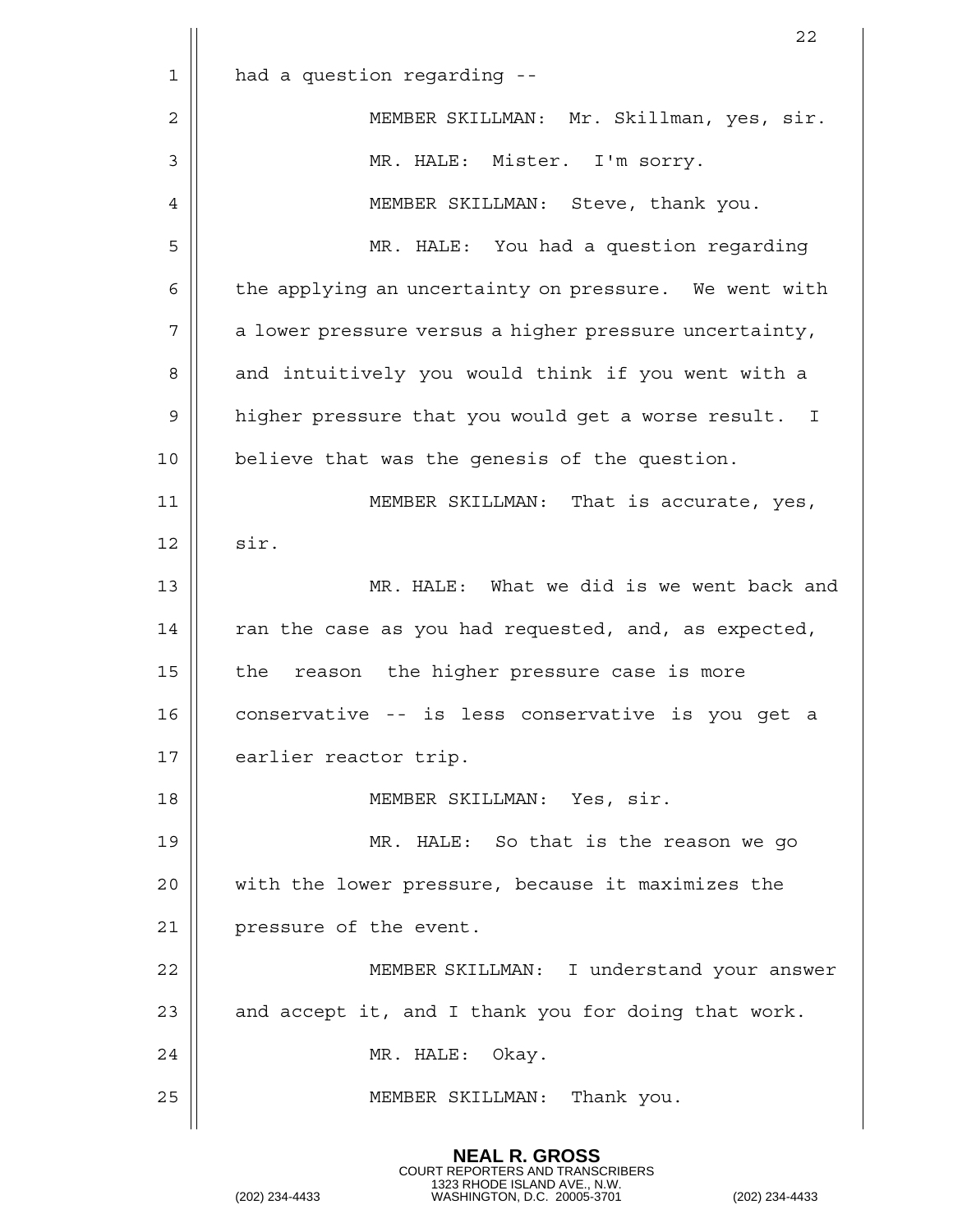had a question regarding --

MEMBER SKILLMAN: Mr. Skillman, yes, sir.

MR. HALE: Mister. I'm sorry.

MEMBER SKILLMAN: Steve, thank you.

MR. HALE: You had a question regarding the applying an uncertainty on pressure. We went with a lower pressure versus a higher pressure uncertainty, and intuitively you would think if you went with a higher pressure that you would get a worse result. I believe that was the genesis of the question.

MEMBER SKILLMAN: That is accurate, yes, sir.

MR. HALE: What we did is we went back and ran the case as you had requested, and, as expected, the reason the higher pressure case is more conservative -- is less conservative is you get a earlier reactor trip.

MEMBER SKILLMAN: Yes, sir.

MR. HALE: So that is the reason we go with the lower pressure, because it maximizes the pressure of the event.

MEMBER SKILLMAN: I understand your answer and accept it, and I thank you for doing that work.

MR. HALE: Okay.

MEMBER SKILLMAN: Thank you.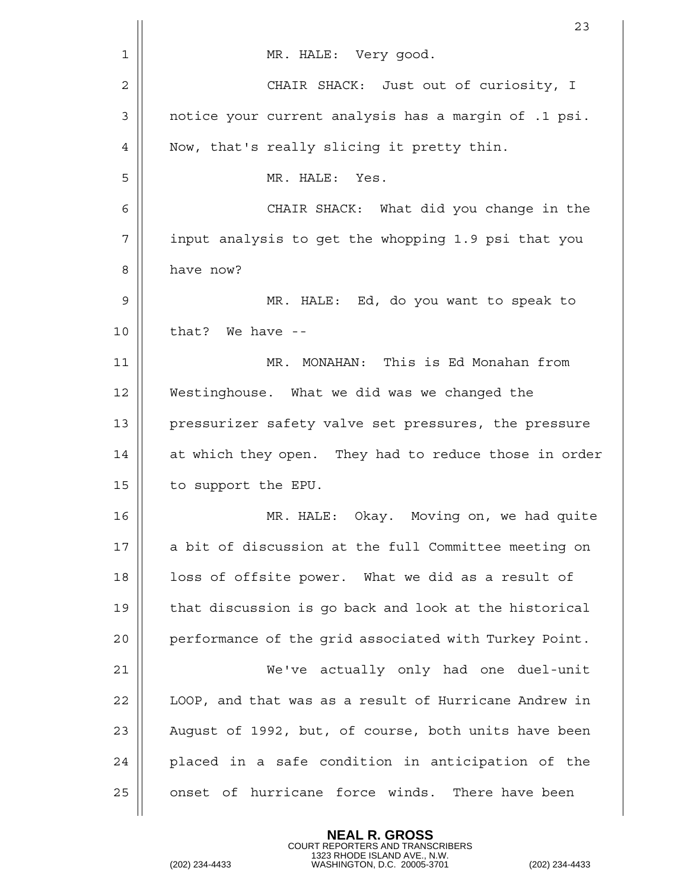MR. HALE: Very good.

CHAIR SHACK: Just out of curiosity, I notice your current analysis has a margin of .1 psi. Now, that's really slicing it pretty thin.

MR. HALE: Yes.

CHAIR SHACK: What did you change in the input analysis to get the whopping 1.9 psi that you have now?

MR. HALE: Ed, do you want to speak to that? We have --

MR. MONAHAN: This is Ed Monahan from Westinghouse. What we did was we changed the pressurizer safety valve set pressures, the pressure at which they open. They had to reduce those in order to support the EPU.

MR. HALE: Okay. Moving on, we had quite a bit of discussion at the full Committee meeting on loss of offsite power. What we did as a result of that discussion is go back and look at the historical performance of the grid associated with Turkey Point.

We've actually only had one duel-unit LOOP, and that was as a result of Hurricane Andrew in August of 1992, but, of course, both units have been placed in a safe condition in anticipation of the onset of hurricane force winds. There have been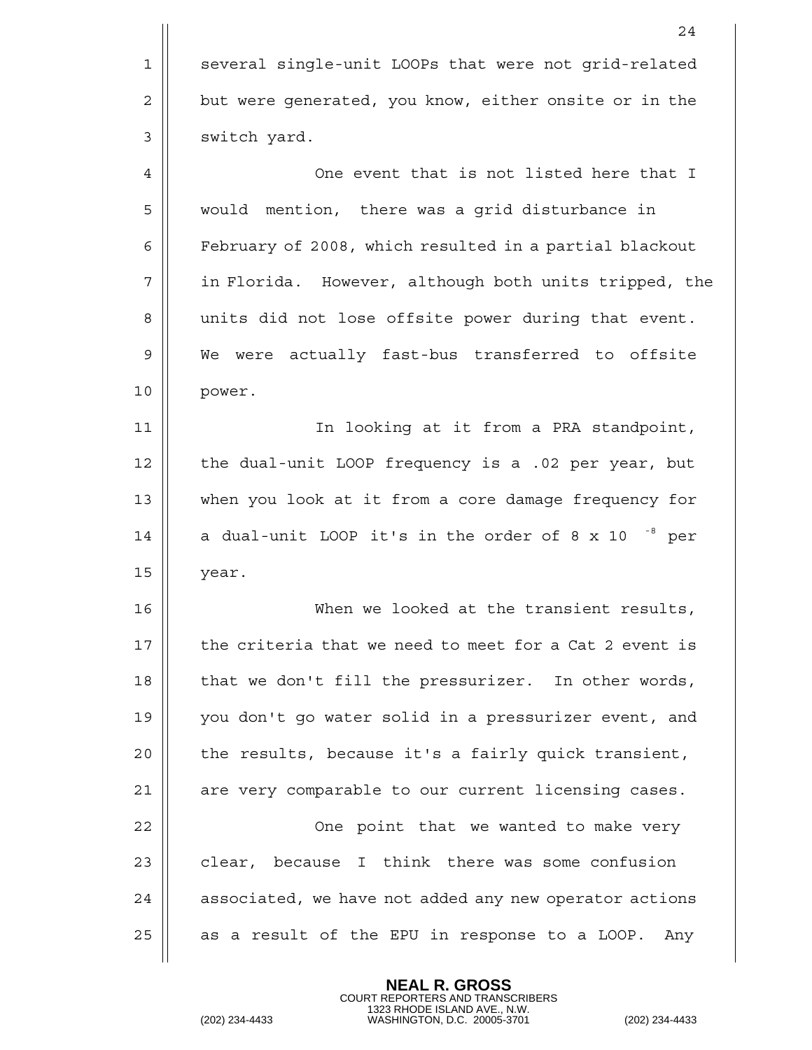several single-unit LOOPs that were not grid-related but were generated, you know, either onsite or in the switch yard.

One event that is not listed here that I would mention, there was a grid disturbance in February of 2008, which resulted in a partial blackout in Florida. However, although both units tripped, the units did not lose offsite power during that event. We were actually fast-bus transferred to offsite power.

In looking at it from a PRA standpoint, the dual-unit LOOP frequency is a .02 per year, but when you look at it from a core damage frequency for a dual-unit LOOP it's in the order of $8 \times 10^{-8}$ per year.

When we looked at the transient results, the criteria that we need to meet for a Cat 2 event is that we don't fill the pressurizer. In other words, you don't go water solid in a pressurizer event, and the results, because it's a fairly quick transient, are very comparable to our current licensing cases.

One point that we wanted to make very clear, because I think there was some confusion associated, we have not added any new operator actions as a result of the EPU in response to a LOOP. Any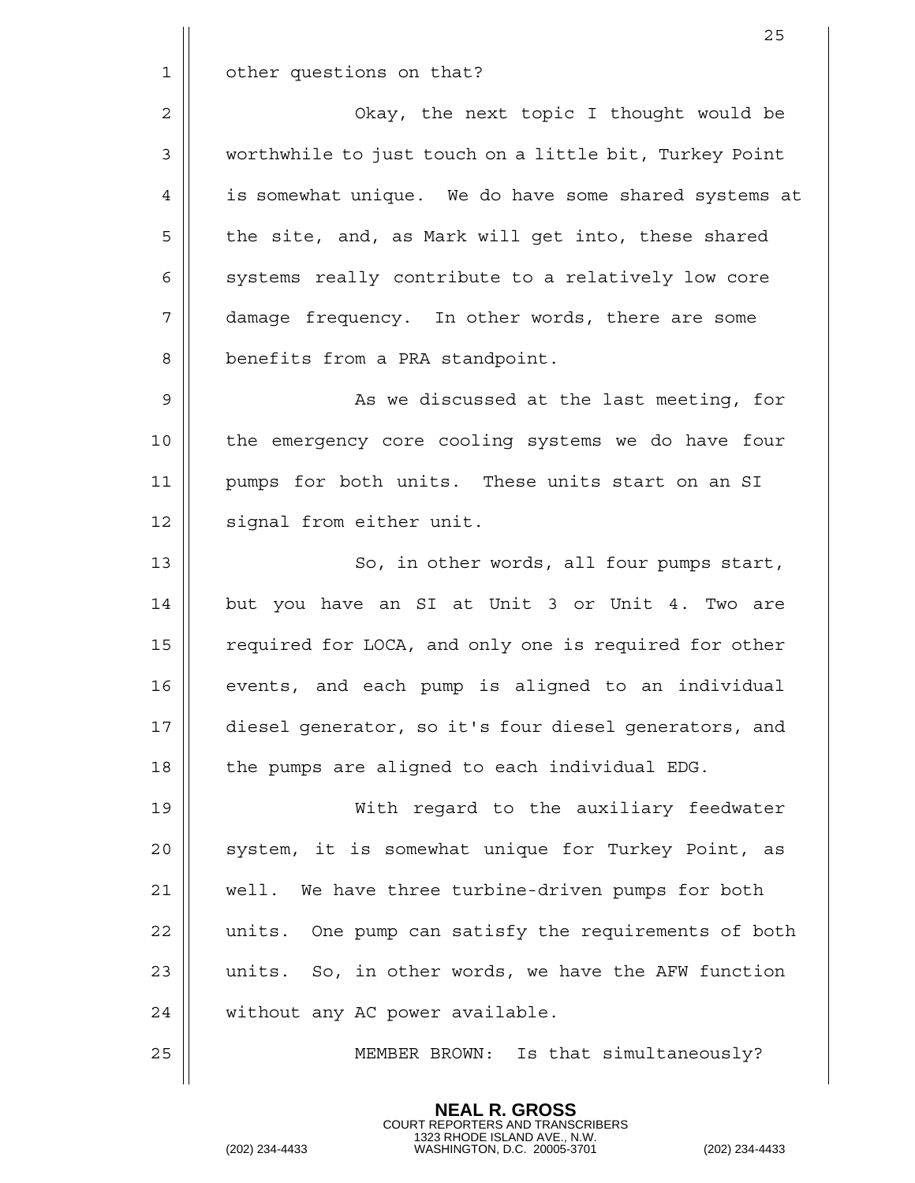other questions on that?

Okay, the next topic I thought would be worthwhile to just touch on a little bit, Turkey Point is somewhat unique. We do have some shared systems at the site, and, as Mark will get into, these shared systems really contribute to a relatively low core damage frequency. In other words, there are some benefits from a PRA standpoint.

As we discussed at the last meeting, for the emergency core cooling systems we do have four pumps for both units. These units start on an SI signal from either unit.

So, in other words, all four pumps start, but you have an SI at Unit 3 or Unit 4. Two are required for LOCA, and only one is required for other events, and each pump is aligned to an individual diesel generator, so it's four diesel generators, and the pumps are aligned to each individual EDG.

With regard to the auxiliary feedwater system, it is somewhat unique for Turkey Point, as well. We have three turbine-driven pumps for both units. One pump can satisfy the requirements of both units. So, in other words, we have the AFW function without any AC power available.

MEMBER BROWN: Is that simultaneously?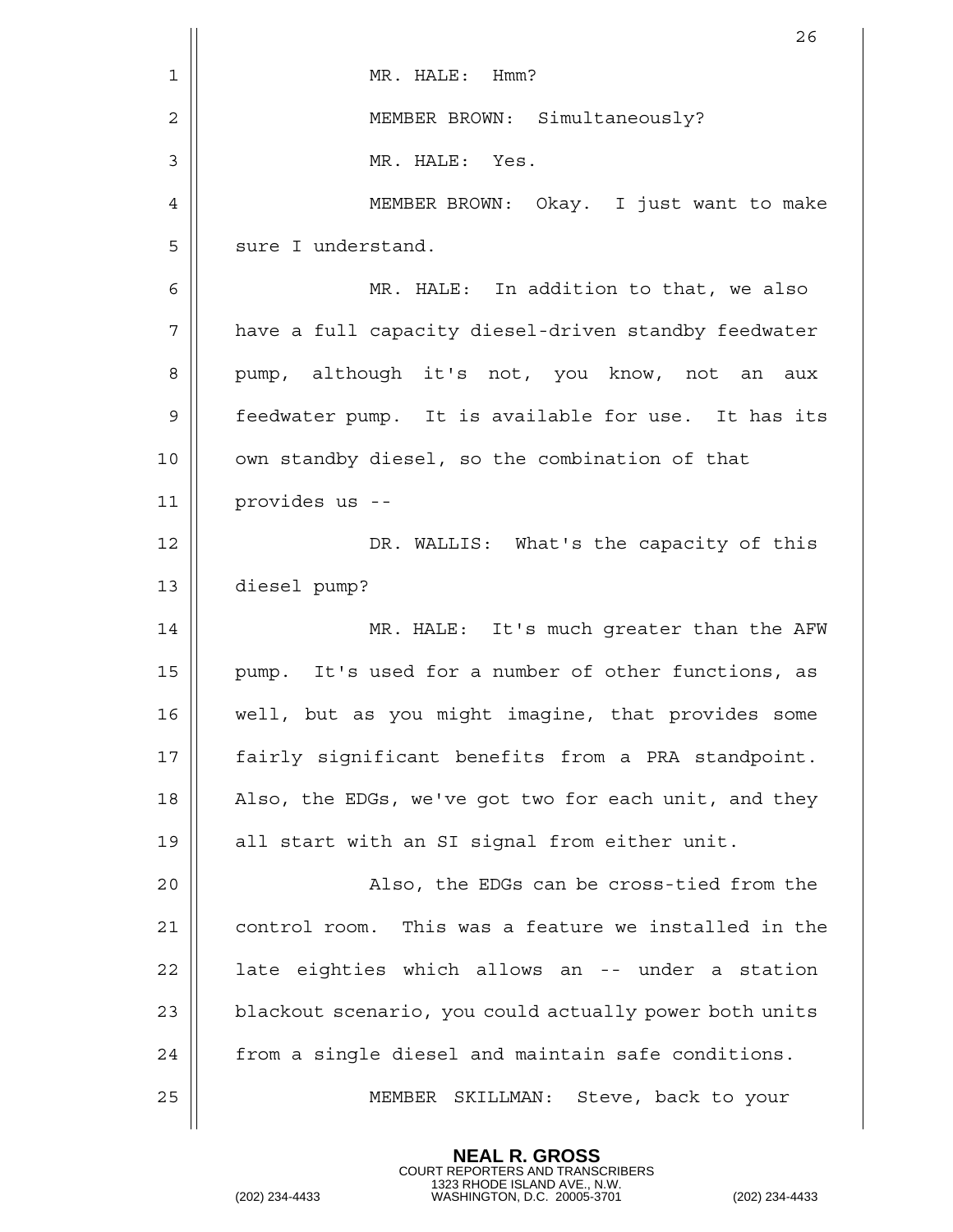MR. HALE: Hmm?

MEMBER BROWN: Simultaneously?

MR. HALE: Yes.

MEMBER BROWN: Okay. I just want to make sure I understand.

MR. HALE: In addition to that, we also have a full capacity diesel-driven standby feedwater pump, although it's not, you know, not an aux feedwater pump. It is available for use. It has its own standby diesel, so the combination of that provides us --

DR. WALLIS: What's the capacity of this diesel pump?

MR. HALE: It's much greater than the AFW pump. It's used for a number of other functions, as well, but as you might imagine, that provides some fairly significant benefits from a PRA standpoint. Also, the EDGs, we've got two for each unit, and they all start with an SI signal from either unit.

Also, the EDGs can be cross-tied from the control room. This was a feature we installed in the late eighties which allows an -- under a station blackout scenario, you could actually power both units from a single diesel and maintain safe conditions.

MEMBER SKILLMAN: Steve, back to your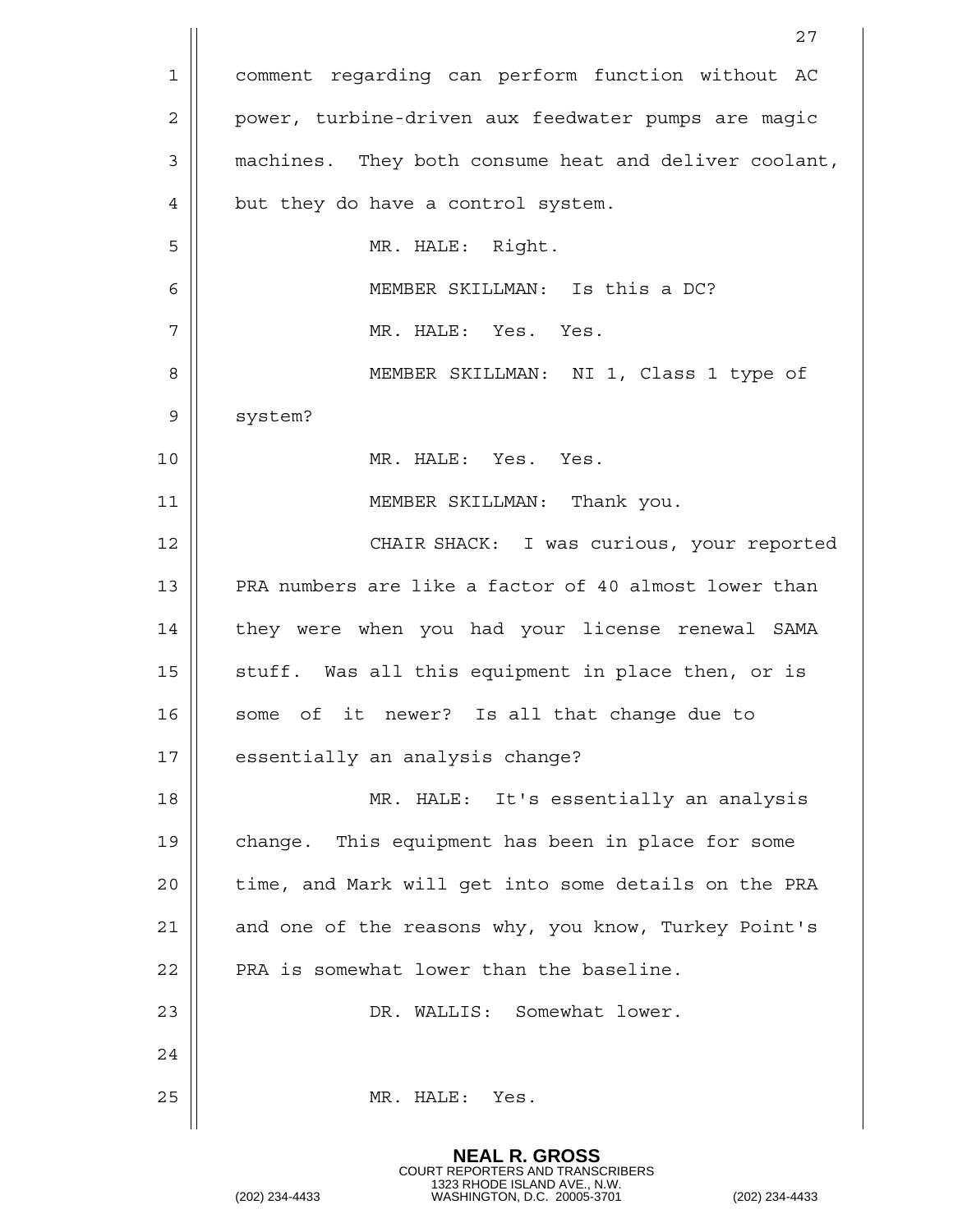comment regarding can perform function without AC power, turbine-driven aux feedwater pumps are magic machines. They both consume heat and deliver coolant, but they do have a control system.

MR. HALE: Right.

MEMBER SKILLMAN: Is this a DC?

MR. HALE: Yes. Yes.

MEMBER SKILLMAN: NI 1, Class 1 type of system?

MR. HALE: Yes. Yes.

MEMBER SKILLMAN: Thank you.

CHAIR SHACK: I was curious, your reported PRA numbers are like a factor of 40 almost lower than they were when you had your license renewal SAMA stuff. Was all this equipment in place then, or is some of it newer? Is all that change due to essentially an analysis change?

MR. HALE: It's essentially an analysis change. This equipment has been in place for some time, and Mark will get into some details on the PRA and one of the reasons why, you know, Turkey Point's PRA is somewhat lower than the baseline.

DR. WALLIS: Somewhat lower.

MR. HALE: Yes.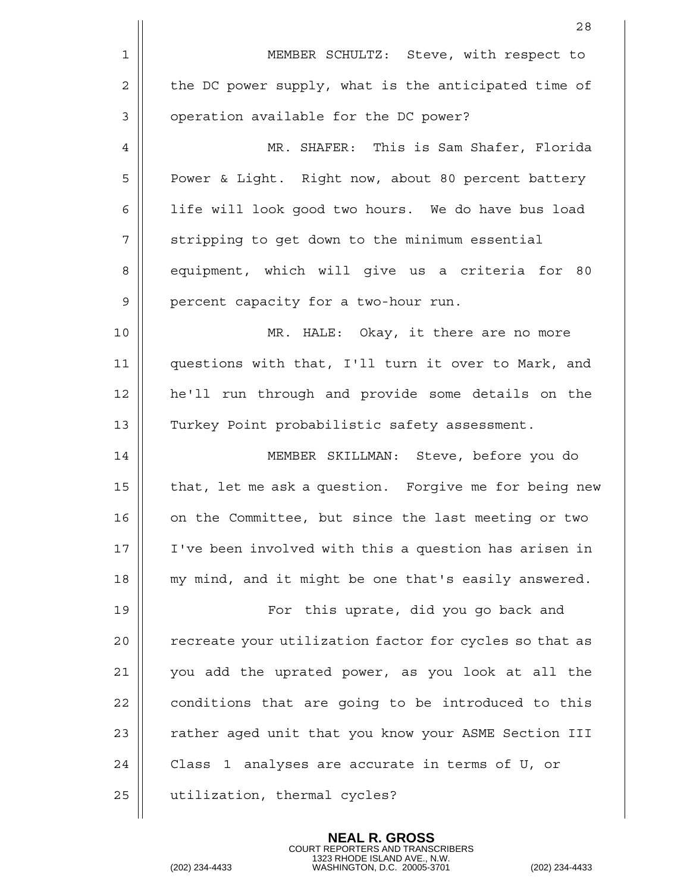MEMBER SCHULTZ: Steve, with respect to the DC power supply, what is the anticipated time of operation available for the DC power?

MR. SHAFER: This is Sam Shafer, Florida Power & Light. Right now, about 80 percent battery life will look good two hours. We do have bus load stripping to get down to the minimum essential equipment, which will give us a criteria for 80 percent capacity for a two-hour run.

MR. HALE: Okay, it there are no more questions with that, I'll turn it over to Mark, and he'll run through and provide some details on the Turkey Point probabilistic safety assessment.

MEMBER SKILLMAN: Steve, before you do that, let me ask a question. Forgive me for being new on the Committee, but since the last meeting or two I've been involved with this a question has arisen in my mind, and it might be one that's easily answered.

For this uprate, did you go back and recreate your utilization factor for cycles so that as you add the uprated power, as you look at all the conditions that are going to be introduced to this rather aged unit that you know your ASME Section III Class 1 analyses are accurate in terms of U, or utilization, thermal cycles?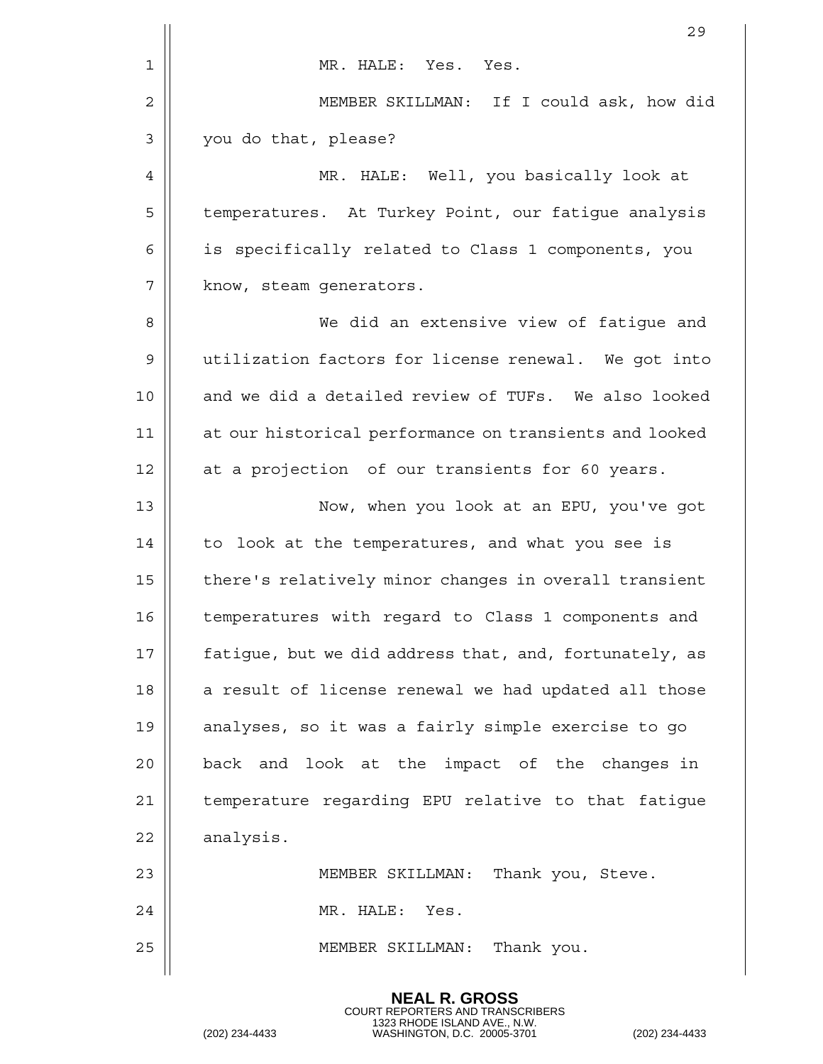MR. HALE: Yes. Yes.

MEMBER SKILLMAN: If I could ask, how did you do that, please?

MR. HALE: Well, you basically look at temperatures. At Turkey Point, our fatigue analysis is specifically related to Class 1 components, you know, steam generators.

We did an extensive view of fatigue and utilization factors for license renewal. We got into and we did a detailed review of TUFs. We also looked at our historical performance on transients and looked at a projection of our transients for 60 years.

Now, when you look at an EPU, you've got to look at the temperatures, and what you see is there's relatively minor changes in overall transient temperatures with regard to Class 1 components and fatigue, but we did address that, and, fortunately, as a result of license renewal we had updated all those analyses, so it was a fairly simple exercise to go back and look at the impact of the changes in temperature regarding EPU relative to that fatigue analysis.

MEMBER SKILLMAN: Thank you, Steve.

MR. HALE: Yes.

MEMBER SKILLMAN: Thank you.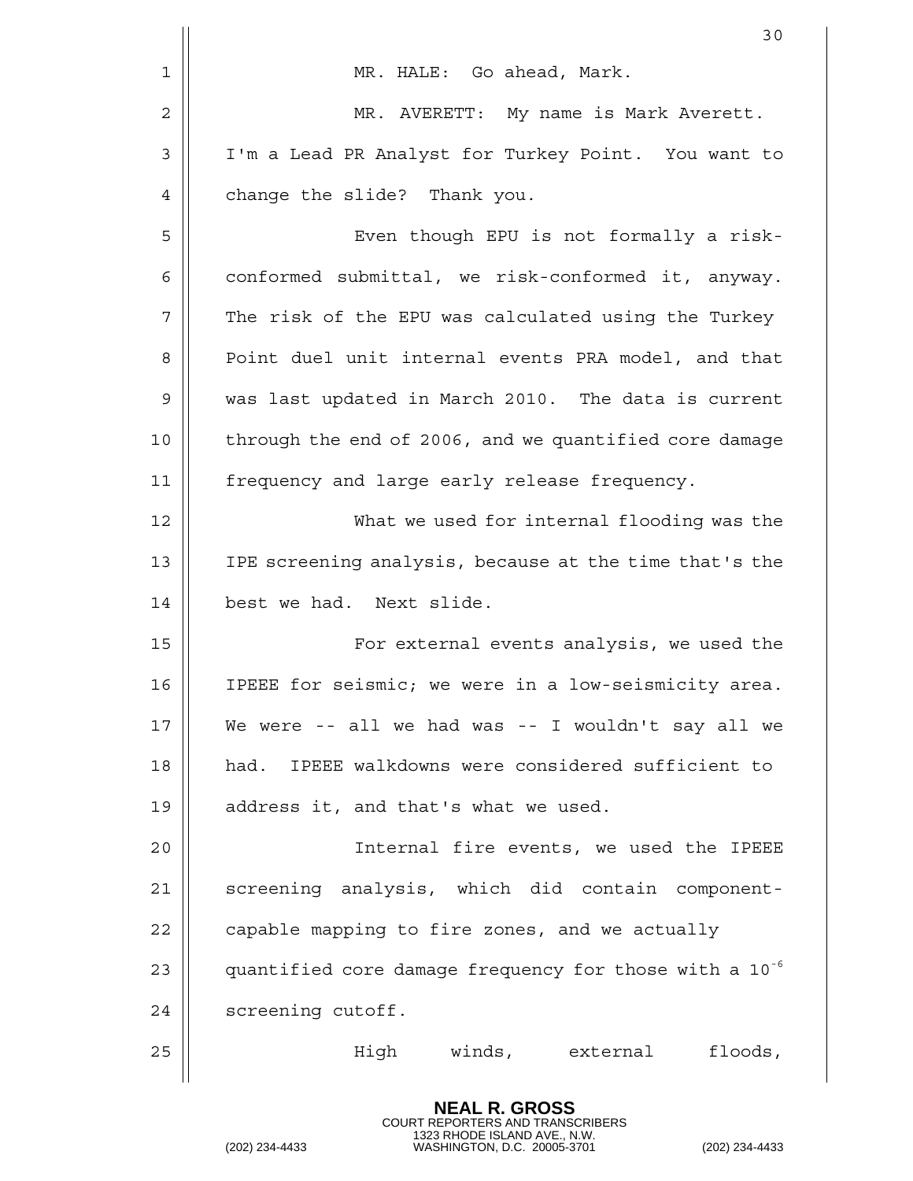MR. HALE: Go ahead, Mark.

MR. AVERETT: My name is Mark Averett. I'm a Lead PR Analyst for Turkey Point. You want to change the slide? Thank you.

Even though EPU is not formally a risk-conformed submittal, we risk-conformed it, anyway. The risk of the EPU was calculated using the Turkey Point duel unit internal events PRA model, and that was last updated in March 2010. The data is current through the end of 2006, and we quantified core damage frequency and large early release frequency.

What we used for internal flooding was the IPE screening analysis, because at the time that's the best we had. Next slide.

For external events analysis, we used the IPEEE for seismic; we were in a low-seismicity area. We were -- all we had was -- I wouldn't say all we had. IPEEE walkdowns were considered sufficient to address it, and that's what we used.

Internal fire events, we used the IPEEE screening analysis, which did contain component-capable mapping to fire zones, and we actually quantified core damage frequency for those with a $10^{-6}$ screening cutoff.

High winds, external floods,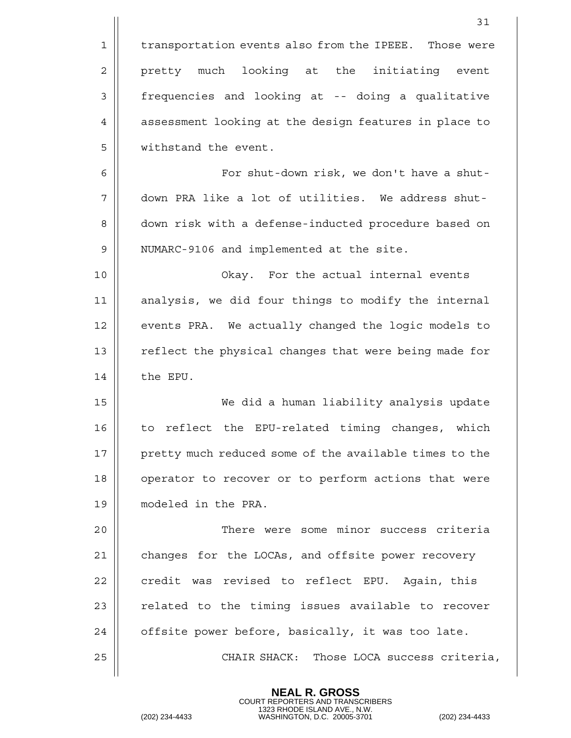transportation events also from the IPEEE. Those were pretty much looking at the initiating event frequencies and looking at -- doing a qualitative assessment looking at the design features in place to withstand the event.

For shut-down risk, we don't have a shut-down PRA like a lot of utilities. We address shut-down risk with a defense-inducted procedure based on NUMARC-9106 and implemented at the site.

Okay. For the actual internal events analysis, we did four things to modify the internal events PRA. We actually changed the logic models to reflect the physical changes that were being made for the EPU.

We did a human liability analysis update to reflect the EPU-related timing changes, which pretty much reduced some of the available times to the operator to recover or to perform actions that were modeled in the PRA.

There were some minor success criteria changes for the LOCAs, and offsite power recovery credit was revised to reflect EPU. Again, this related to the timing issues available to recover offsite power before, basically, it was too late.

CHAIR SHACK: Those LOCA success criteria,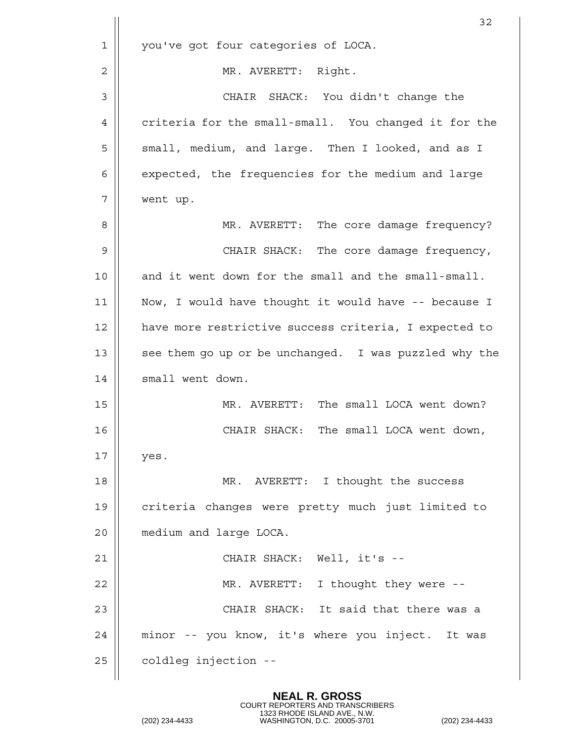you've got four categories of LOCA.

MR. AVERETT: Right.

CHAIR SHACK: You didn't change the criteria for the small-small. You changed it for the small, medium, and large. Then I looked, and as I expected, the frequencies for the medium and large went up.

MR. AVERETT: The core damage frequency?

CHAIR SHACK: The core damage frequency, and it went down for the small and the small-small. Now, I would have thought it would have -- because I have more restrictive success criteria, I expected to see them go up or be unchanged. I was puzzled why the small went down.

MR. AVERETT: The small LOCA went down?

CHAIR SHACK: The small LOCA went down, yes.

MR. AVERETT: I thought the success criteria changes were pretty much just limited to medium and large LOCA.

CHAIR SHACK: Well, it's --

MR. AVERETT: I thought they were --

CHAIR SHACK: It said that there was a minor -- you know, it's where you inject. It was coldleg injection --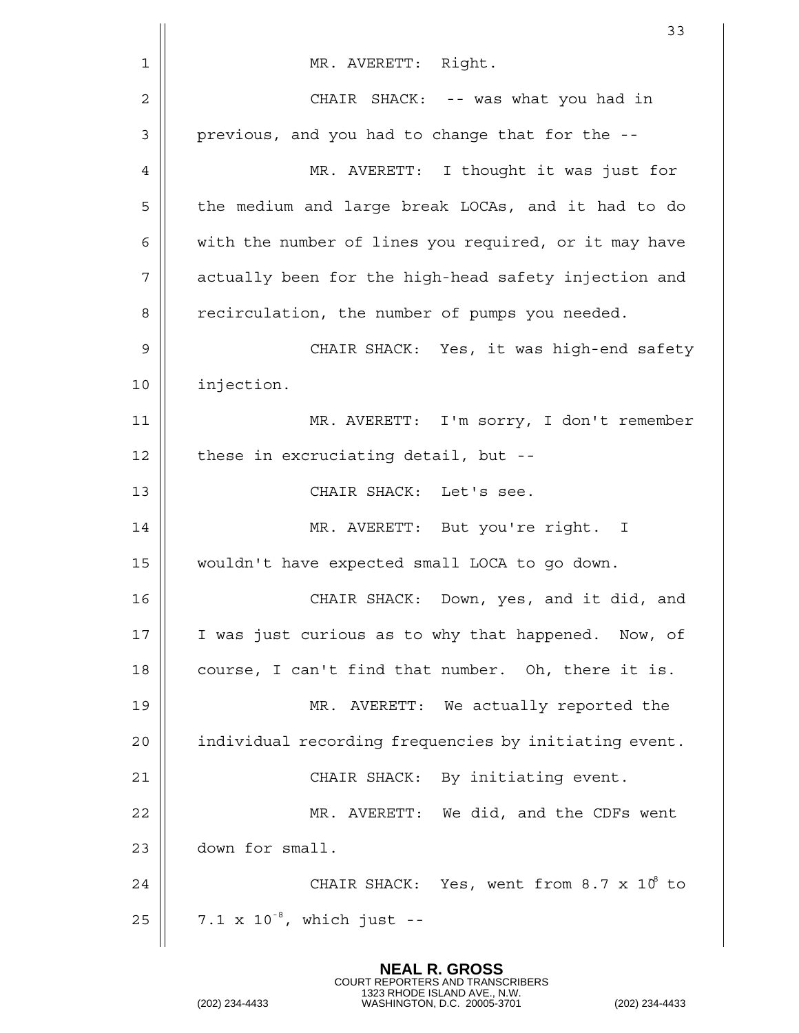MR. AVERETT: Right.

CHAIR SHACK: -- was what you had in previous, and you had to change that for the --

MR. AVERETT: I thought it was just for the medium and large break LOCAs, and it had to do with the number of lines you required, or it may have actually been for the high-head safety injection and recirculation, the number of pumps you needed.

CHAIR SHACK: Yes, it was high-end safety injection.

MR. AVERETT: I'm sorry, I don't remember these in excruciating detail, but --

CHAIR SHACK: Let's see.

MR. AVERETT: But you're right. I wouldn't have expected small LOCA to go down.

CHAIR SHACK: Down, yes, and it did, and I was just curious as to why that happened. Now, of course, I can't find that number. Oh, there it is.

MR. AVERETT: We actually reported the individual recording frequencies by initiating event.

CHAIR SHACK: By initiating event.

MR. AVERETT: We did, and the CDFs went down for small.

CHAIR SHACK: Yes, went from $8.7 \times 10^{8}$ to $7.1 \times 10^{-8}$, which just --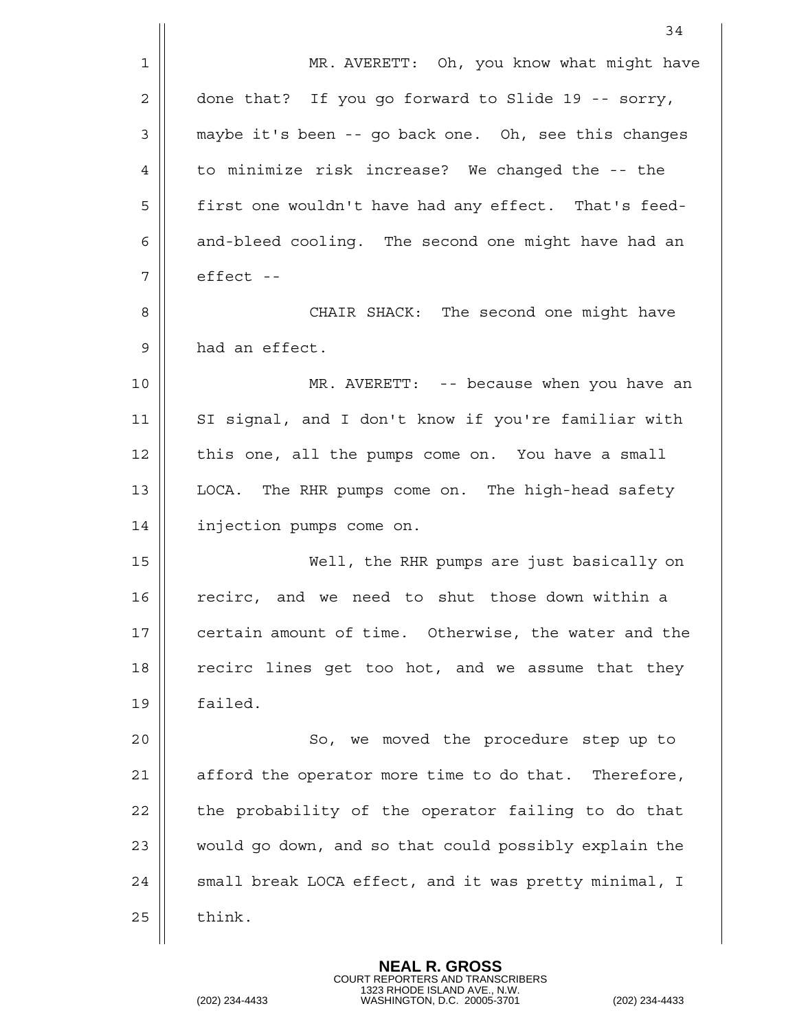MR. AVERETT: Oh, you know what might have done that? If you go forward to Slide 19 -- sorry, maybe it's been -- go back one. Oh, see this changes to minimize risk increase? We changed the -- the first one wouldn't have had any effect. That's feed-and-bleed cooling. The second one might have had an effect --

CHAIR SHACK: The second one might have had an effect.

MR. AVERETT: -- because when you have an SI signal, and I don't know if you're familiar with this one, all the pumps come on. You have a small LOCA. The RHR pumps come on. The high-head safety injection pumps come on.

Well, the RHR pumps are just basically on recirc, and we need to shut those down within a certain amount of time. Otherwise, the water and the recirc lines get too hot, and we assume that they failed.

So, we moved the procedure step up to afford the operator more time to do that. Therefore, the probability of the operator failing to do that would go down, and so that could possibly explain the small break LOCA effect, and it was pretty minimal, I think.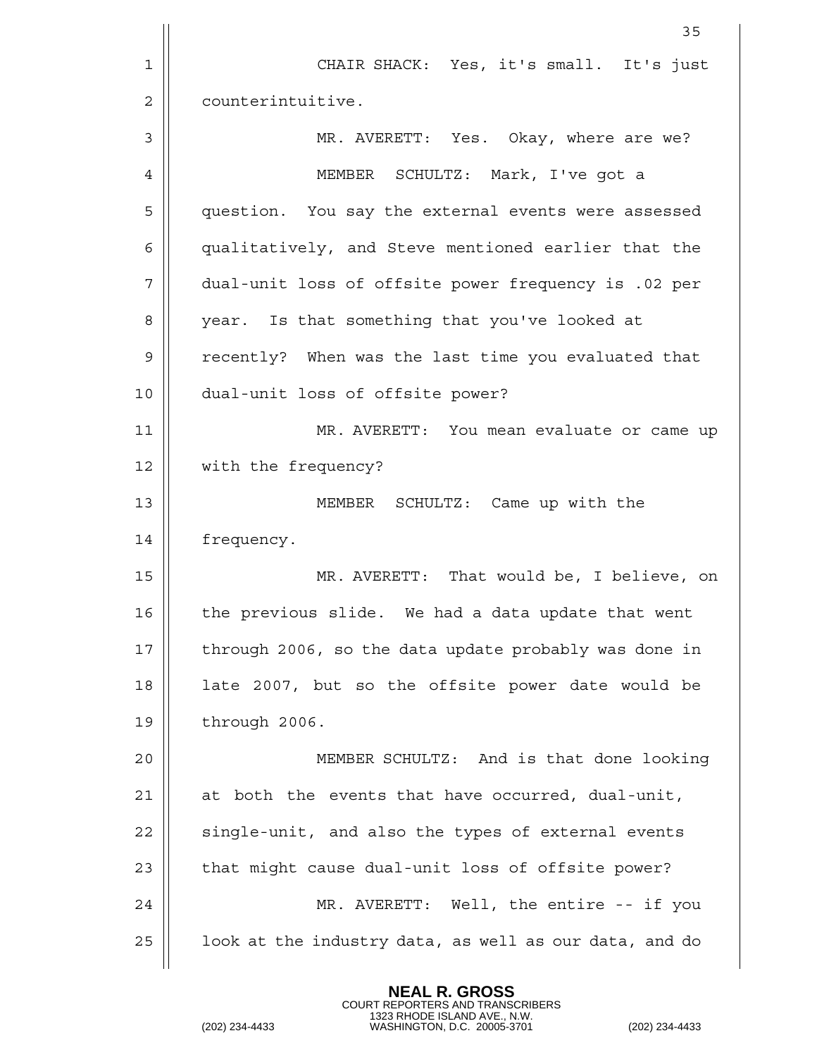CHAIR SHACK: Yes, it's small. It's just counterintuitive.

MR. AVERETT: Yes. Okay, where are we?

MEMBER SCHULTZ: Mark, I've got a question. You say the external events were assessed qualitatively, and Steve mentioned earlier that the dual-unit loss of offsite power frequency is .02 per year. Is that something that you've looked at recently? When was the last time you evaluated that dual-unit loss of offsite power?

MR. AVERETT: You mean evaluate or came up with the frequency?

MEMBER SCHULTZ: Came up with the frequency.

MR. AVERETT: That would be, I believe, on the previous slide. We had a data update that went through 2006, so the data update probably was done in late 2007, but so the offsite power date would be through 2006.

MEMBER SCHULTZ: And is that done looking at both the events that have occurred, dual-unit, single-unit, and also the types of external events that might cause dual-unit loss of offsite power?

MR. AVERETT: Well, the entire -- if you look at the industry data, as well as our data, and do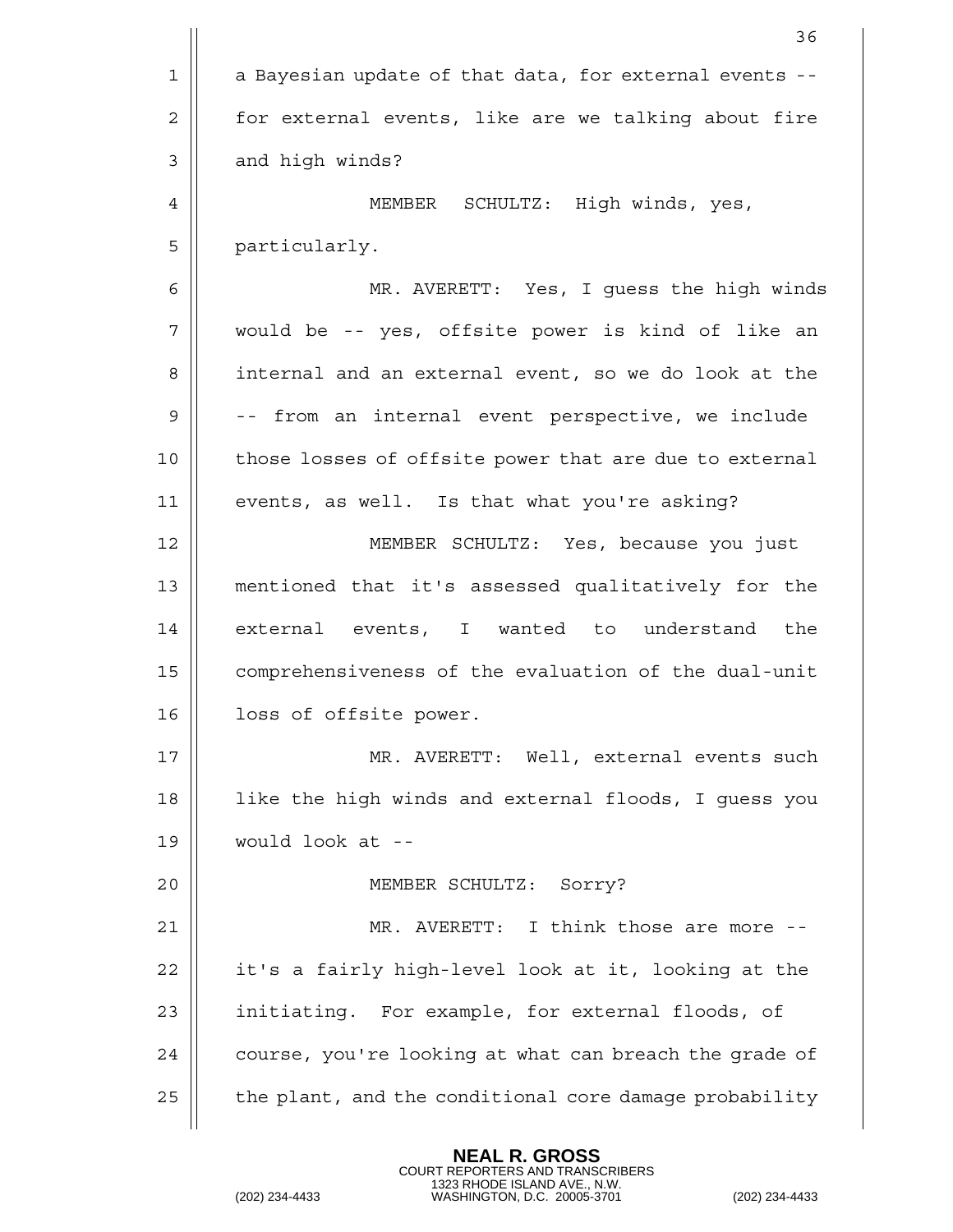a Bayesian update of that data, for external events -- for external events, like are we talking about fire and high winds?

MEMBER SCHULTZ: High winds, yes, particularly.

MR. AVERETT: Yes, I guess the high winds would be -- yes, offsite power is kind of like an internal and an external event, so we do look at the -- from an internal event perspective, we include those losses of offsite power that are due to external events, as well. Is that what you're asking?

MEMBER SCHULTZ: Yes, because you just mentioned that it's assessed qualitatively for the external events, I wanted to understand the comprehensiveness of the evaluation of the dual-unit loss of offsite power.

MR. AVERETT: Well, external events such like the high winds and external floods, I guess you would look at --

MEMBER SCHULTZ: Sorry?

MR. AVERETT: I think those are more -- it's a fairly high-level look at it, looking at the initiating. For example, for external floods, of course, you're looking at what can breach the grade of the plant, and the conditional core damage probability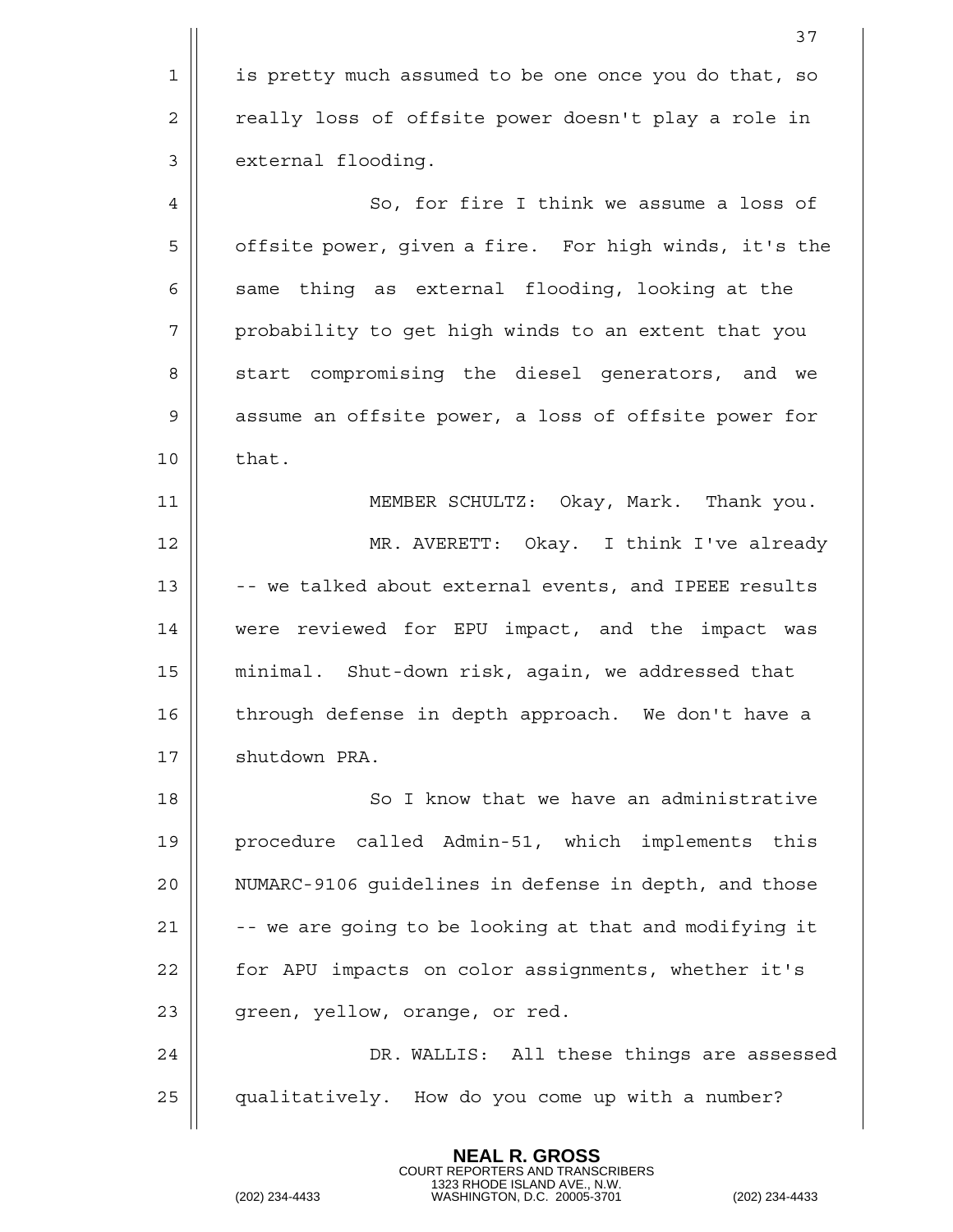is pretty much assumed to be one once you do that, so really loss of offsite power doesn't play a role in external flooding.

So, for fire I think we assume a loss of offsite power, given a fire. For high winds, it's the same thing as external flooding, looking at the probability to get high winds to an extent that you start compromising the diesel generators, and we assume an offsite power, a loss of offsite power for that.

MEMBER SCHULTZ: Okay, Mark. Thank you.

MR. AVERETT: Okay. I think I've already -- we talked about external events, and IPEEE results were reviewed for EPU impact, and the impact was minimal. Shut-down risk, again, we addressed that through defense in depth approach. We don't have a shutdown PRA.

So I know that we have an administrative procedure called Admin-51, which implements this NUMARC-9106 guidelines in defense in depth, and those -- we are going to be looking at that and modifying it for APU impacts on color assignments, whether it's green, yellow, orange, or red.

DR. WALLIS: All these things are assessed qualitatively. How do you come up with a number?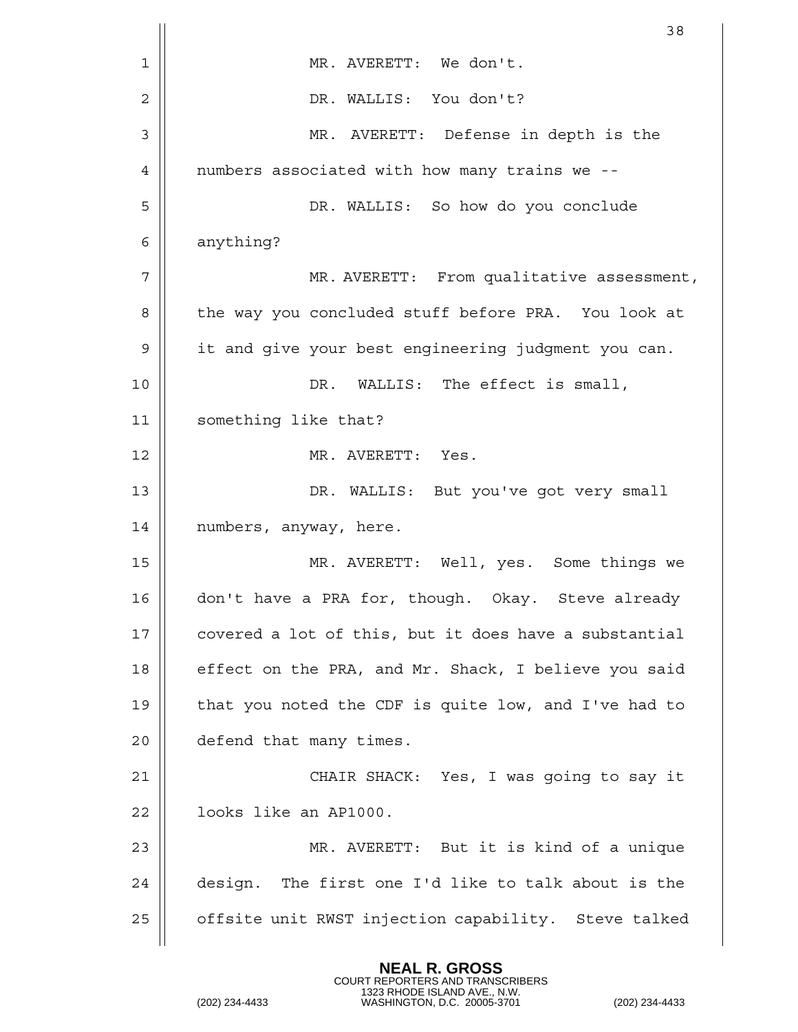MR. AVERETT: We don't.

DR. WALLIS: You don't?

MR. AVERETT: Defense in depth is the numbers associated with how many trains we --

DR. WALLIS: So how do you conclude anything?

MR. AVERETT: From qualitative assessment, the way you concluded stuff before PRA. You look at it and give your best engineering judgment you can.

DR. WALLIS: The effect is small, something like that?

MR. AVERETT: Yes.

DR. WALLIS: But you've got very small numbers, anyway, here.

MR. AVERETT: Well, yes. Some things we don't have a PRA for, though. Okay. Steve already covered a lot of this, but it does have a substantial effect on the PRA, and Mr. Shack, I believe you said that you noted the CDF is quite low, and I've had to defend that many times.

CHAIR SHACK: Yes, I was going to say it looks like an AP1000.

MR. AVERETT: But it is kind of a unique design. The first one I'd like to talk about is the offsite unit RWST injection capability. Steve talked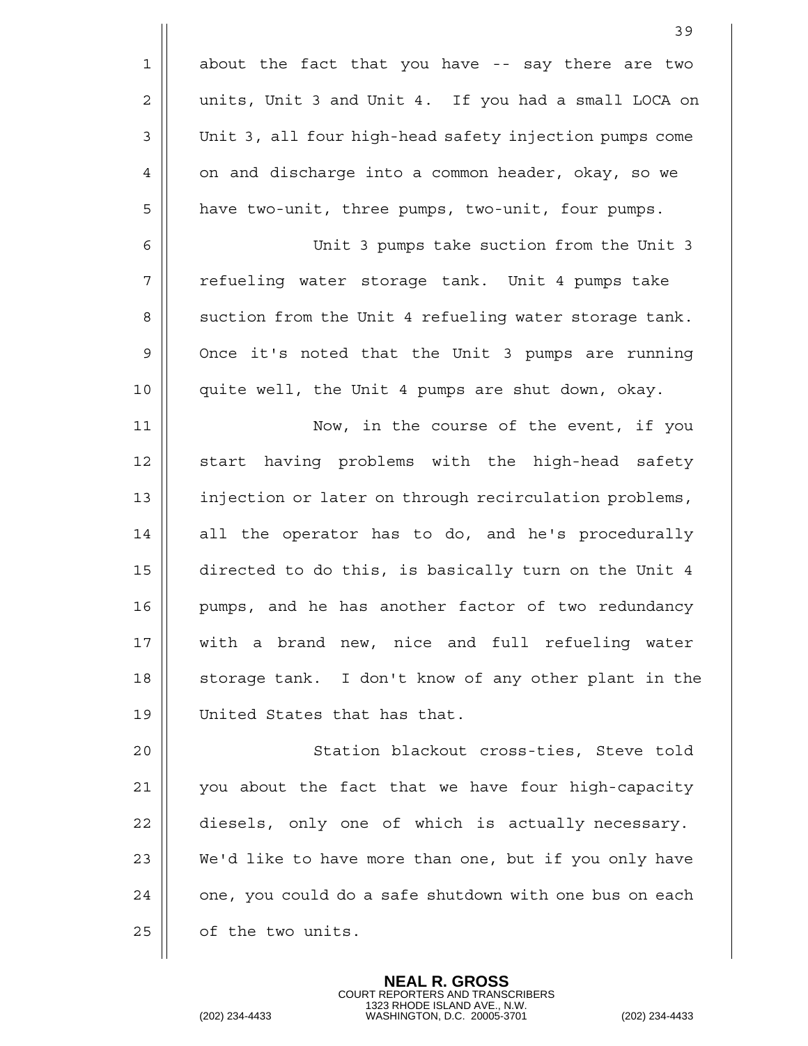about the fact that you have -- say there are two units, Unit 3 and Unit 4. If you had a small LOCA on Unit 3, all four high-head safety injection pumps come on and discharge into a common header, okay, so we have two-unit, three pumps, two-unit, four pumps.

Unit 3 pumps take suction from the Unit 3 refueling water storage tank. Unit 4 pumps take suction from the Unit 4 refueling water storage tank. Once it's noted that the Unit 3 pumps are running quite well, the Unit 4 pumps are shut down, okay.

Now, in the course of the event, if you start having problems with the high-head safety injection or later on through recirculation problems, all the operator has to do, and he's procedurally directed to do this, is basically turn on the Unit 4 pumps, and he has another factor of two redundancy with a brand new, nice and full refueling water storage tank. I don't know of any other plant in the United States that has that.

Station blackout cross-ties, Steve told you about the fact that we have four high-capacity diesels, only one of which is actually necessary. We'd like to have more than one, but if you only have one, you could do a safe shutdown with one bus on each of the two units.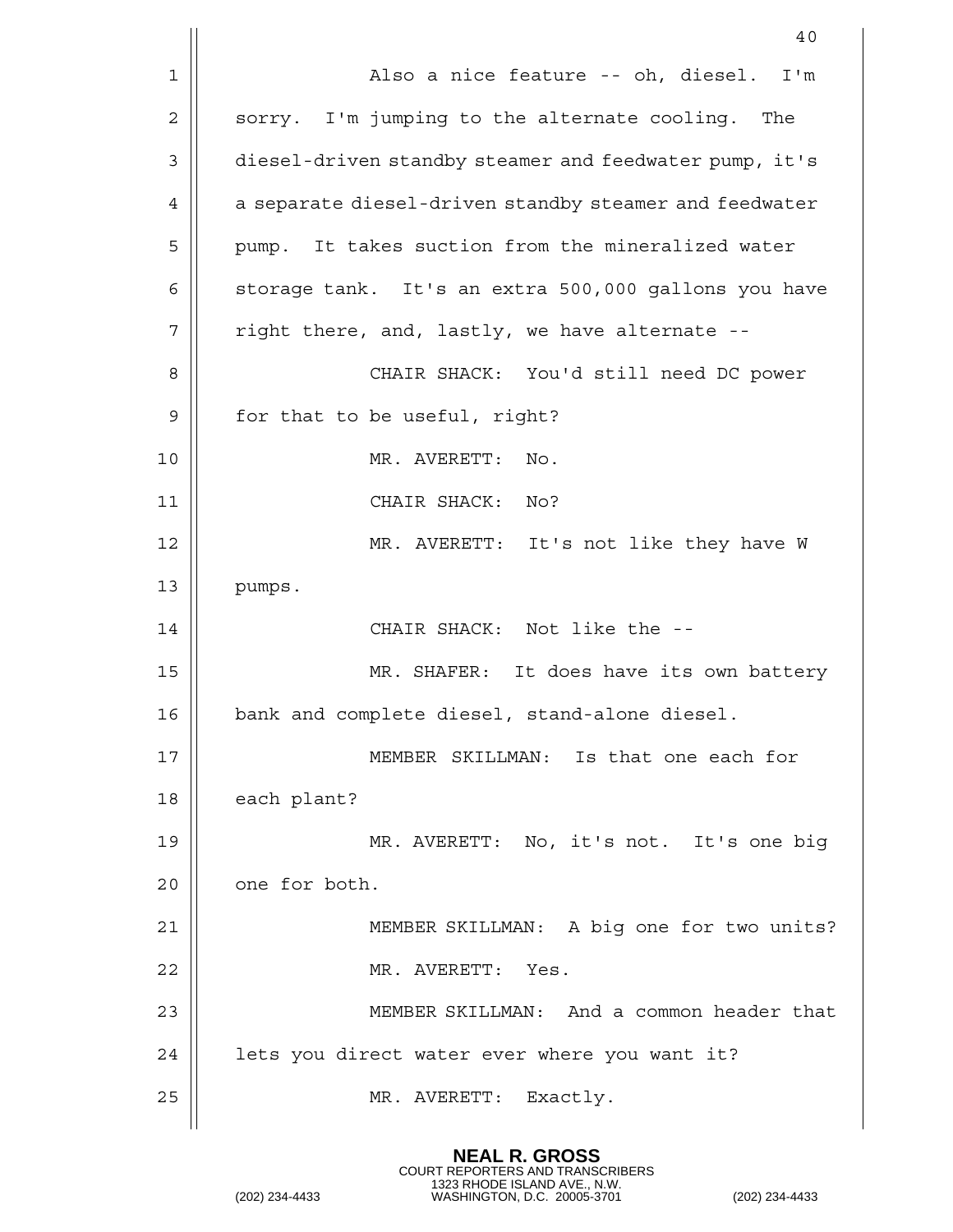Also a nice feature -- oh, diesel. I'm sorry. I'm jumping to the alternate cooling. The diesel-driven standby steamer and feedwater pump, it's a separate diesel-driven standby steamer and feedwater pump. It takes suction from the mineralized water storage tank. It's an extra 500,000 gallons you have right there, and, lastly, we have alternate --

CHAIR SHACK: You'd still need DC power for that to be useful, right?

MR. AVERETT: No.

CHAIR SHACK: No?

MR. AVERETT: It's not like they have W pumps.

CHAIR SHACK: Not like the --

MR. SHAFER: It does have its own battery bank and complete diesel, stand-alone diesel.

MEMBER SKILLMAN: Is that one each for each plant?

MR. AVERETT: No, it's not. It's one big one for both.

MEMBER SKILLMAN: A big one for two units?

MR. AVERETT: Yes.

MEMBER SKILLMAN: And a common header that lets you direct water ever where you want it?

MR. AVERETT: Exactly.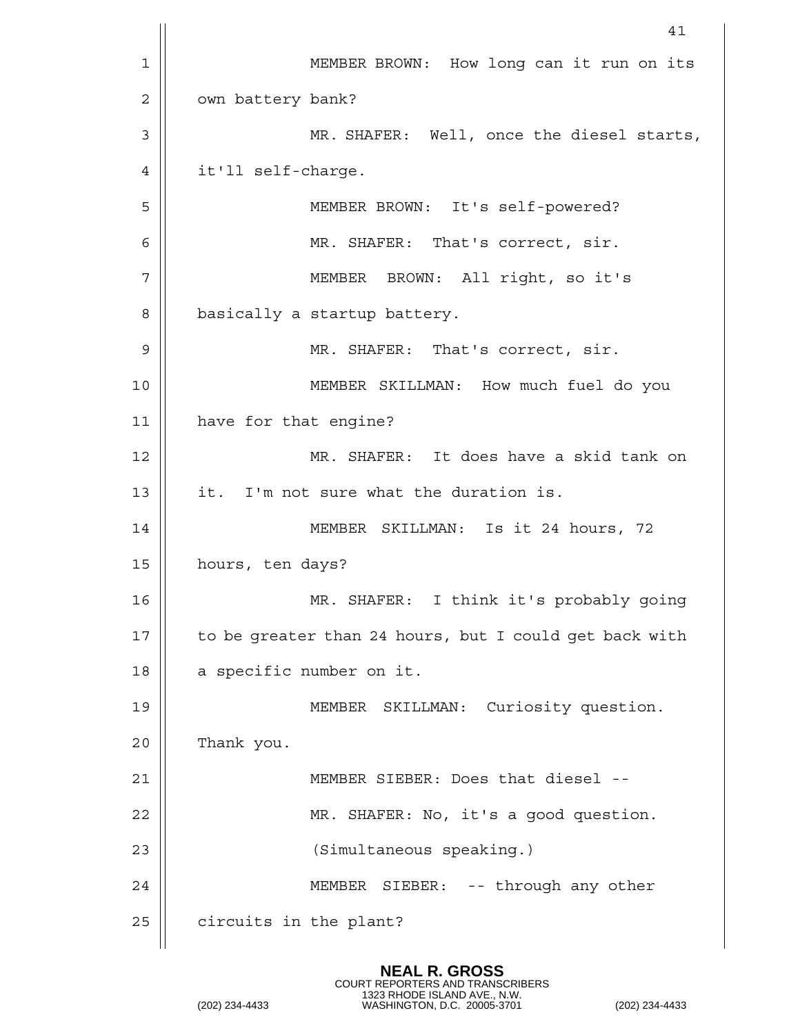MEMBER BROWN: How long can it run on its own battery bank?

MR. SHAFER: Well, once the diesel starts, it'll self-charge.

MEMBER BROWN: It's self-powered?

MR. SHAFER: That's correct, sir.

MEMBER BROWN: All right, so it's basically a startup battery.

MR. SHAFER: That's correct, sir.

MEMBER SKILLMAN: How much fuel do you have for that engine?

MR. SHAFER: It does have a skid tank on it. I'm not sure what the duration is.

MEMBER SKILLMAN: Is it 24 hours, 72 hours, ten days?

MR. SHAFER: I think it's probably going to be greater than 24 hours, but I could get back with a specific number on it.

MEMBER SKILLMAN: Curiosity question. Thank you.

MEMBER SIEBER: Does that diesel --

MR. SHAFER: No, it's a good question.

(Simultaneous speaking.)

MEMBER SIEBER: -- through any other circuits in the plant?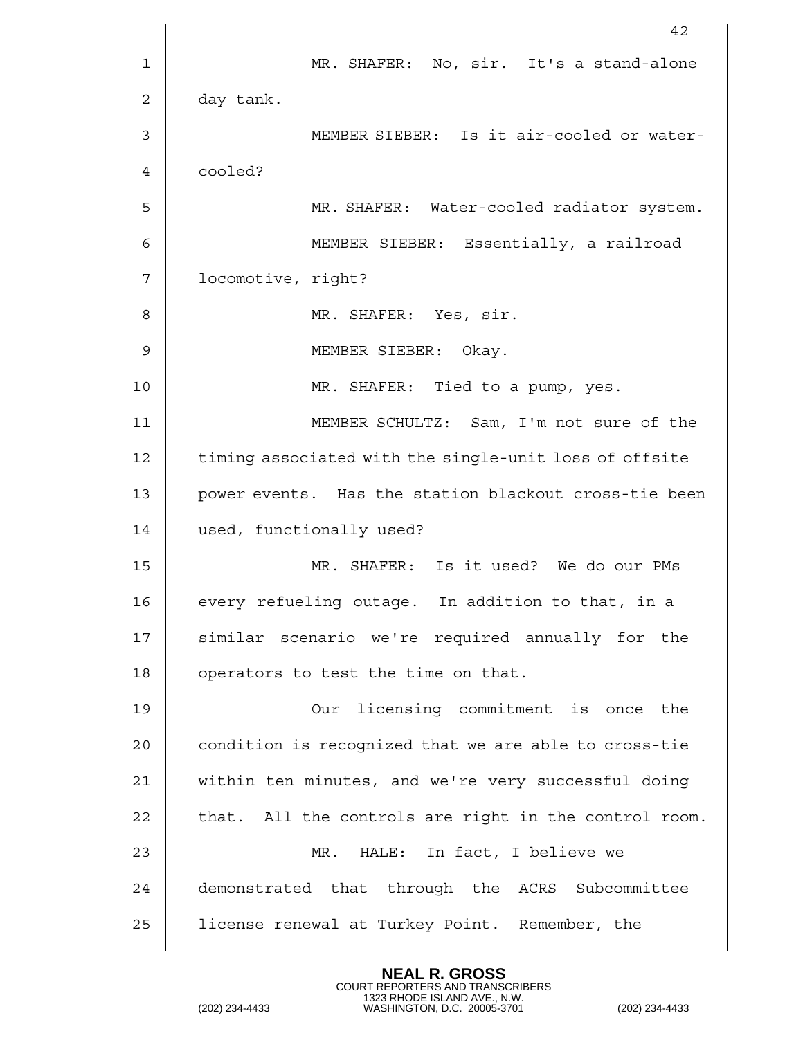MR. SHAFER: No, sir. It's a stand-alone day tank.

MEMBER SIEBER: Is it air-cooled or water-cooled?

MR. SHAFER: Water-cooled radiator system.

MEMBER SIEBER: Essentially, a railroad locomotive, right?

MR. SHAFER: Yes, sir.

MEMBER SIEBER: Okay.

MR. SHAFER: Tied to a pump, yes.

MEMBER SCHULTZ: Sam, I'm not sure of the timing associated with the single-unit loss of offsite power events. Has the station blackout cross-tie been used, functionally used?

MR. SHAFER: Is it used? We do our PMs every refueling outage. In addition to that, in a similar scenario we're required annually for the operators to test the time on that.

Our licensing commitment is once the condition is recognized that we are able to cross-tie within ten minutes, and we're very successful doing that. All the controls are right in the control room.

MR. HALE: In fact, I believe we demonstrated that through the ACRS Subcommittee license renewal at Turkey Point. Remember, the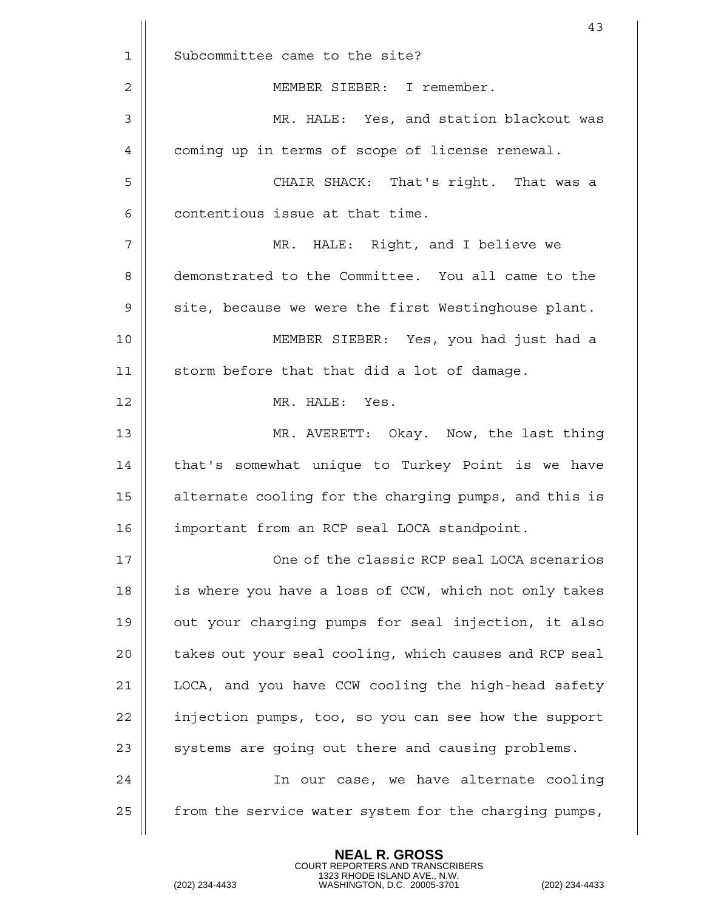Subcommittee came to the site?

MEMBER SIEBER: I remember.

MR. HALE: Yes, and station blackout was coming up in terms of scope of license renewal.

CHAIR SHACK: That's right. That was a contentious issue at that time.

MR. HALE: Right, and I believe we demonstrated to the Committee. You all came to the site, because we were the first Westinghouse plant.

MEMBER SIEBER: Yes, you had just had a storm before that that did a lot of damage.

MR. HALE: Yes.

MR. AVERETT: Okay. Now, the last thing that's somewhat unique to Turkey Point is we have alternate cooling for the charging pumps, and this is important from an RCP seal LOCA standpoint.

One of the classic RCP seal LOCA scenarios is where you have a loss of CCW, which not only takes out your charging pumps for seal injection, it also takes out your seal cooling, which causes and RCP seal LOCA, and you have CCW cooling the high-head safety injection pumps, too, so you can see how the support systems are going out there and causing problems.

In our case, we have alternate cooling from the service water system for the charging pumps,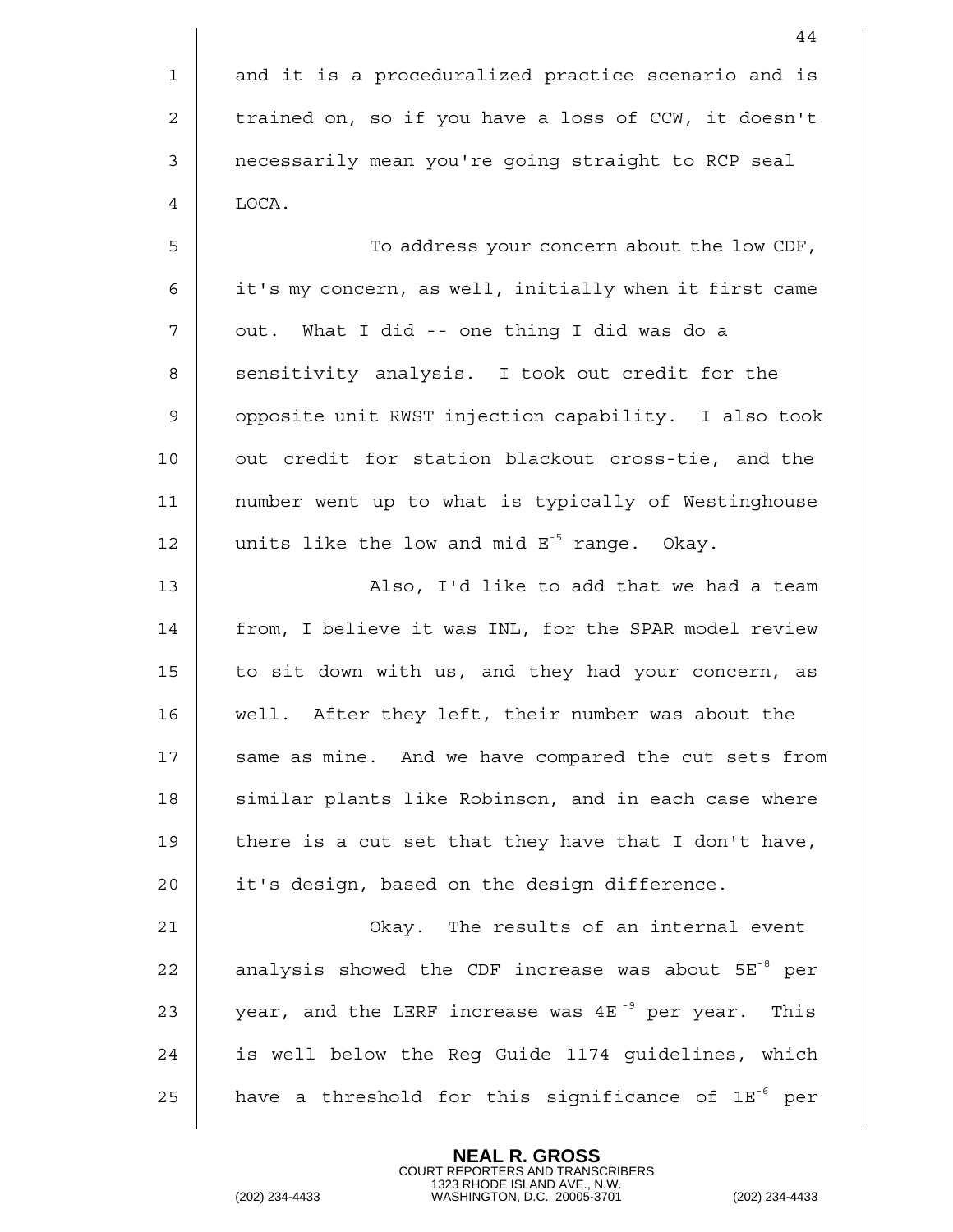and it is a proceduralized practice scenario and is trained on, so if you have a loss of CCW, it doesn't necessarily mean you're going straight to RCP seal LOCA.

To address your concern about the low CDF, it's my concern, as well, initially when it first came out. What I did -- one thing I did was do a sensitivity analysis. I took out credit for the opposite unit RWST injection capability. I also took out credit for station blackout cross-tie, and the number went up to what is typically of Westinghouse units like the low and mid $E^{-5}$ range. Okay.

Also, I'd like to add that we had a team from, I believe it was INL, for the SPAR model review to sit down with us, and they had your concern, as well. After they left, their number was about the same as mine. And we have compared the cut sets from similar plants like Robinson, and in each case where there is a cut set that they have that I don't have, it's design, based on the design difference.

Okay. The results of an internal event analysis showed the CDF increase was about $5E^{-8}$ per year, and the LERF increase was $4E^{-9}$ per year. This is well below the Reg Guide 1174 guidelines, which have a threshold for this significance of $1E^{-6}$ per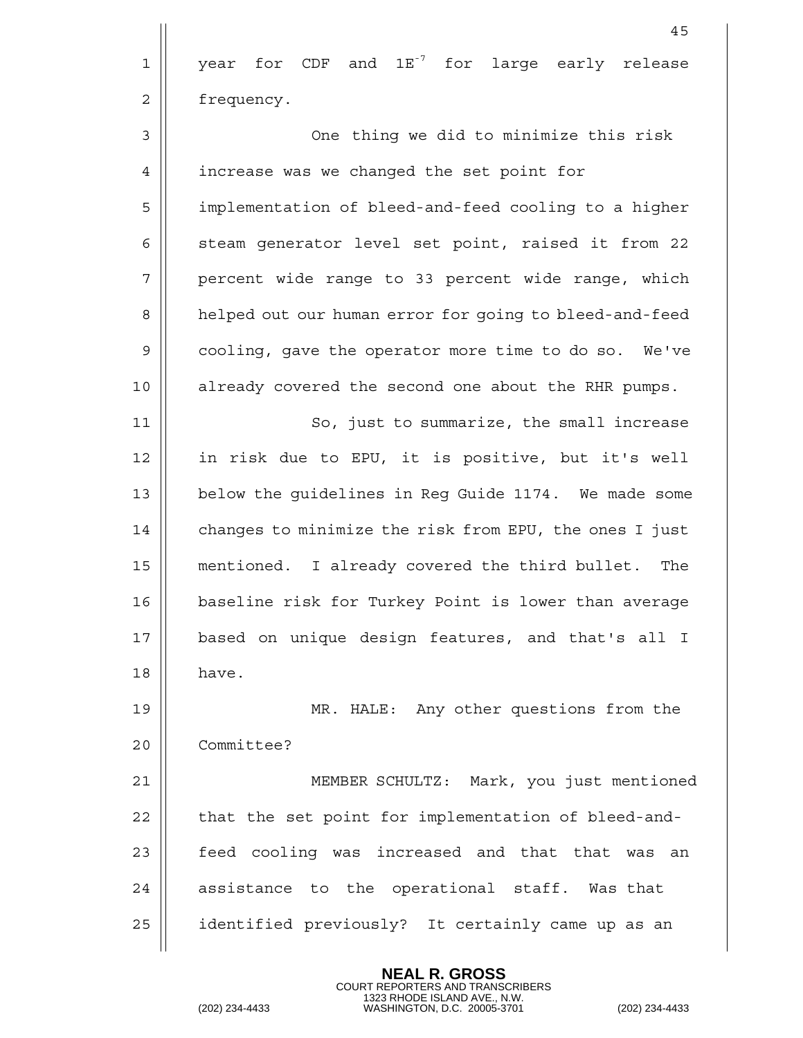year for CDF and $1E^{-7}$ for large early release frequency.

One thing we did to minimize this risk increase was we changed the set point for implementation of bleed-and-feed cooling to a higher steam generator level set point, raised it from 22 percent wide range to 33 percent wide range, which helped out our human error for going to bleed-and-feed cooling, gave the operator more time to do so. We've already covered the second one about the RHR pumps.

So, just to summarize, the small increase in risk due to EPU, it is positive, but it's well below the guidelines in Reg Guide 1174. We made some changes to minimize the risk from EPU, the ones I just mentioned. I already covered the third bullet. The baseline risk for Turkey Point is lower than average based on unique design features, and that's all I have.

MR. HALE: Any other questions from the Committee?

MEMBER SCHULTZ: Mark, you just mentioned that the set point for implementation of bleed-and-feed cooling was increased and that that was an assistance to the operational staff. Was that identified previously? It certainly came up as an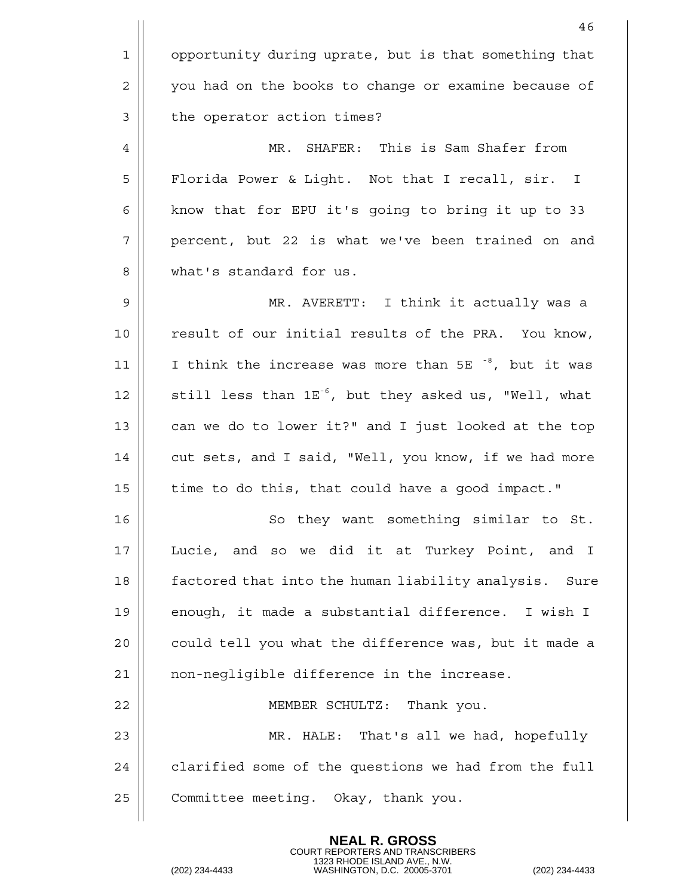opportunity during uprate, but is that something that you had on the books to change or examine because of the operator action times?

MR. SHAFER: This is Sam Shafer from Florida Power & Light. Not that I recall, sir. I know that for EPU it's going to bring it up to 33 percent, but 22 is what we've been trained on and what's standard for us.

MR. AVERETT: I think it actually was a result of our initial results of the PRA. You know, I think the increase was more than 5E $^{-8}$, but it was still less than 1E$^{-6}$, but they asked us, "Well, what can we do to lower it?" and I just looked at the top cut sets, and I said, "Well, you know, if we had more time to do this, that could have a good impact."

So they want something similar to St. Lucie, and so we did it at Turkey Point, and I factored that into the human liability analysis. Sure enough, it made a substantial difference. I wish I could tell you what the difference was, but it made a non-negligible difference in the increase.

MEMBER SCHULTZ: Thank you.

MR. HALE: That's all we had, hopefully clarified some of the questions we had from the full Committee meeting. Okay, thank you.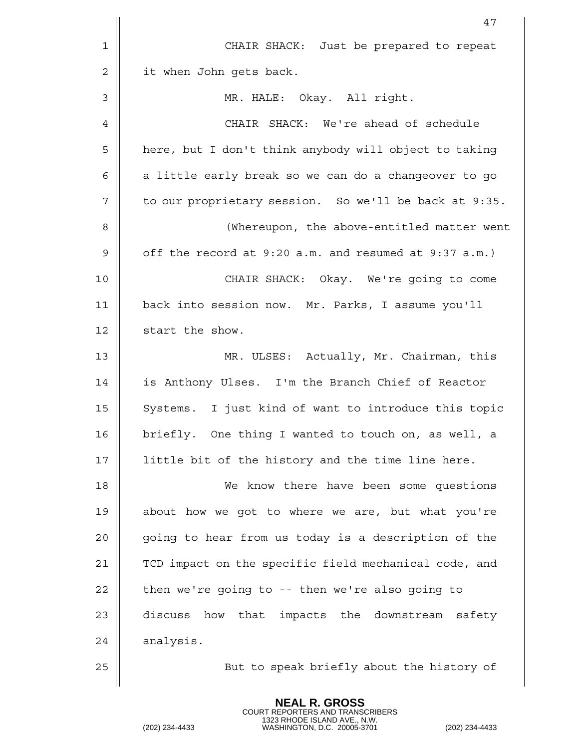CHAIR SHACK: Just be prepared to repeat it when John gets back.

MR. HALE: Okay. All right.

CHAIR SHACK: We're ahead of schedule here, but I don't think anybody will object to taking a little early break so we can do a changeover to go to our proprietary session. So we'll be back at 9:35.

(Whereupon, the above-entitled matter went off the record at 9:20 a.m. and resumed at 9:37 a.m.)

CHAIR SHACK: Okay. We're going to come back into session now. Mr. Parks, I assume you'll start the show.

MR. ULSES: Actually, Mr. Chairman, this is Anthony Ulses. I'm the Branch Chief of Reactor Systems. I just kind of want to introduce this topic briefly. One thing I wanted to touch on, as well, a little bit of the history and the time line here.

We know there have been some questions about how we got to where we are, but what you're going to hear from us today is a description of the TCD impact on the specific field mechanical code, and then we're going to -- then we're also going to discuss how that impacts the downstream safety analysis.

But to speak briefly about the history of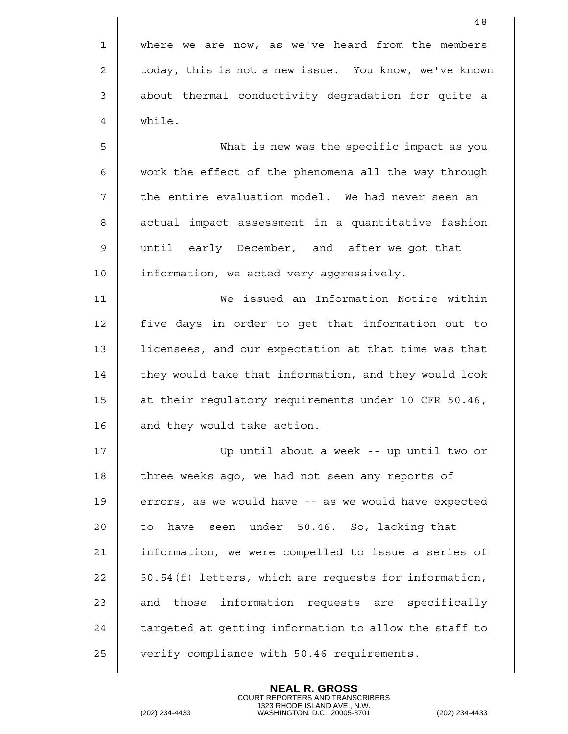where we are now, as we've heard from the members today, this is not a new issue. You know, we've known about thermal conductivity degradation for quite a while.

What is new was the specific impact as you work the effect of the phenomena all the way through the entire evaluation model. We had never seen an actual impact assessment in a quantitative fashion until early December, and after we got that information, we acted very aggressively.

We issued an Information Notice within five days in order to get that information out to licensees, and our expectation at that time was that they would take that information, and they would look at their regulatory requirements under 10 CFR 50.46, and they would take action.

Up until about a week -- up until two or three weeks ago, we had not seen any reports of errors, as we would have -- as we would have expected to have seen under 50.46. So, lacking that information, we were compelled to issue a series of 50.54(f) letters, which are requests for information, and those information requests are specifically targeted at getting information to allow the staff to verify compliance with 50.46 requirements.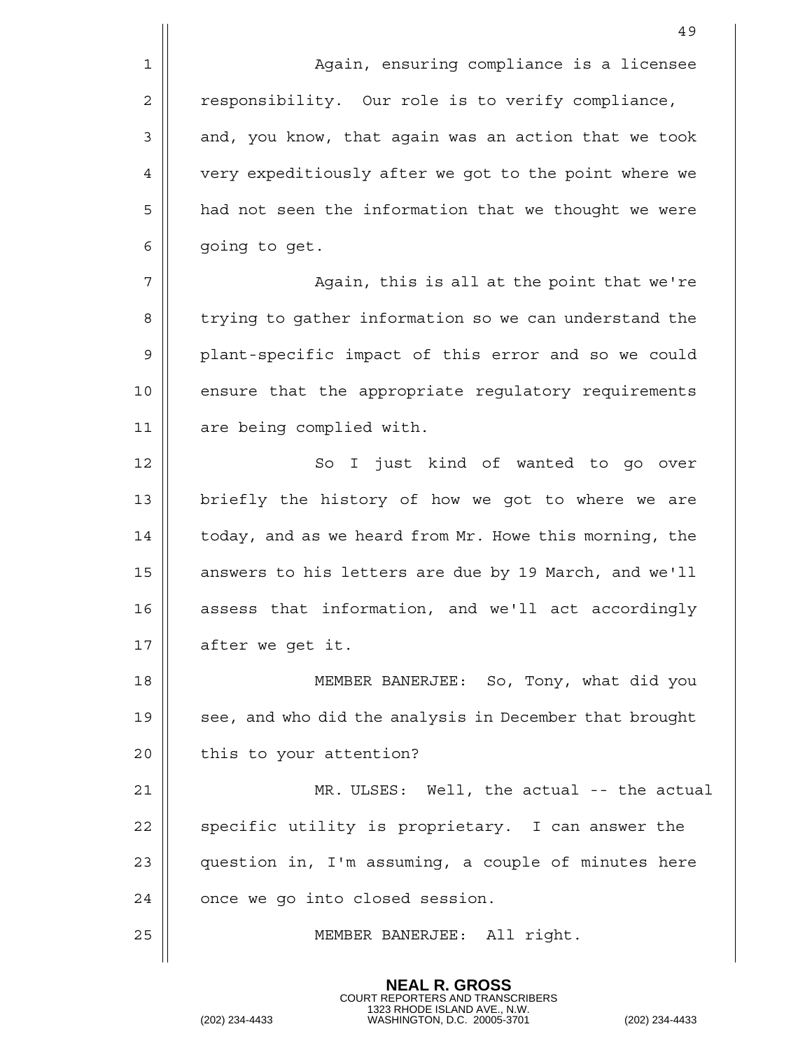Again, ensuring compliance is a licensee responsibility. Our role is to verify compliance, and, you know, that again was an action that we took very expeditiously after we got to the point where we had not seen the information that we thought we were going to get.

Again, this is all at the point that we're trying to gather information so we can understand the plant-specific impact of this error and so we could ensure that the appropriate regulatory requirements are being complied with.

So I just kind of wanted to go over briefly the history of how we got to where we are today, and as we heard from Mr. Howe this morning, the answers to his letters are due by 19 March, and we'll assess that information, and we'll act accordingly after we get it.

MEMBER BANERJEE: So, Tony, what did you see, and who did the analysis in December that brought this to your attention?

MR. ULSES: Well, the actual -- the actual specific utility is proprietary. I can answer the question in, I'm assuming, a couple of minutes here once we go into closed session.

MEMBER BANERJEE: All right.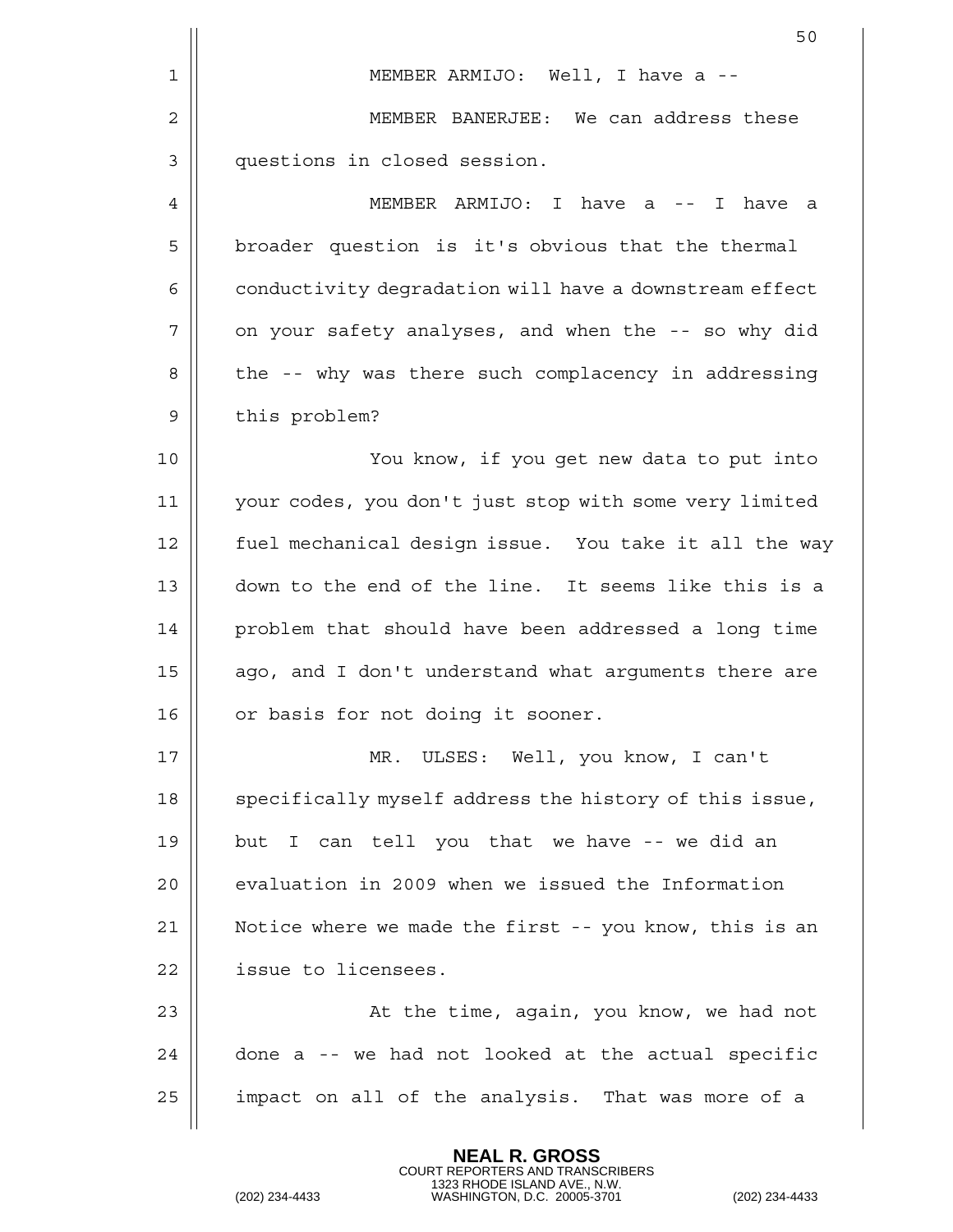MEMBER ARMIJO: Well, I have a --

MEMBER BANERJEE: We can address these questions in closed session.

MEMBER ARMIJO: I have a -- I have a broader question is it's obvious that the thermal conductivity degradation will have a downstream effect on your safety analyses, and when the -- so why did the -- why was there such complacency in addressing this problem?

You know, if you get new data to put into your codes, you don't just stop with some very limited fuel mechanical design issue. You take it all the way down to the end of the line. It seems like this is a problem that should have been addressed a long time ago, and I don't understand what arguments there are or basis for not doing it sooner.

MR. ULSES: Well, you know, I can't specifically myself address the history of this issue, but I can tell you that we have -- we did an evaluation in 2009 when we issued the Information Notice where we made the first -- you know, this is an issue to licensees.

At the time, again, you know, we had not done a -- we had not looked at the actual specific impact on all of the analysis. That was more of a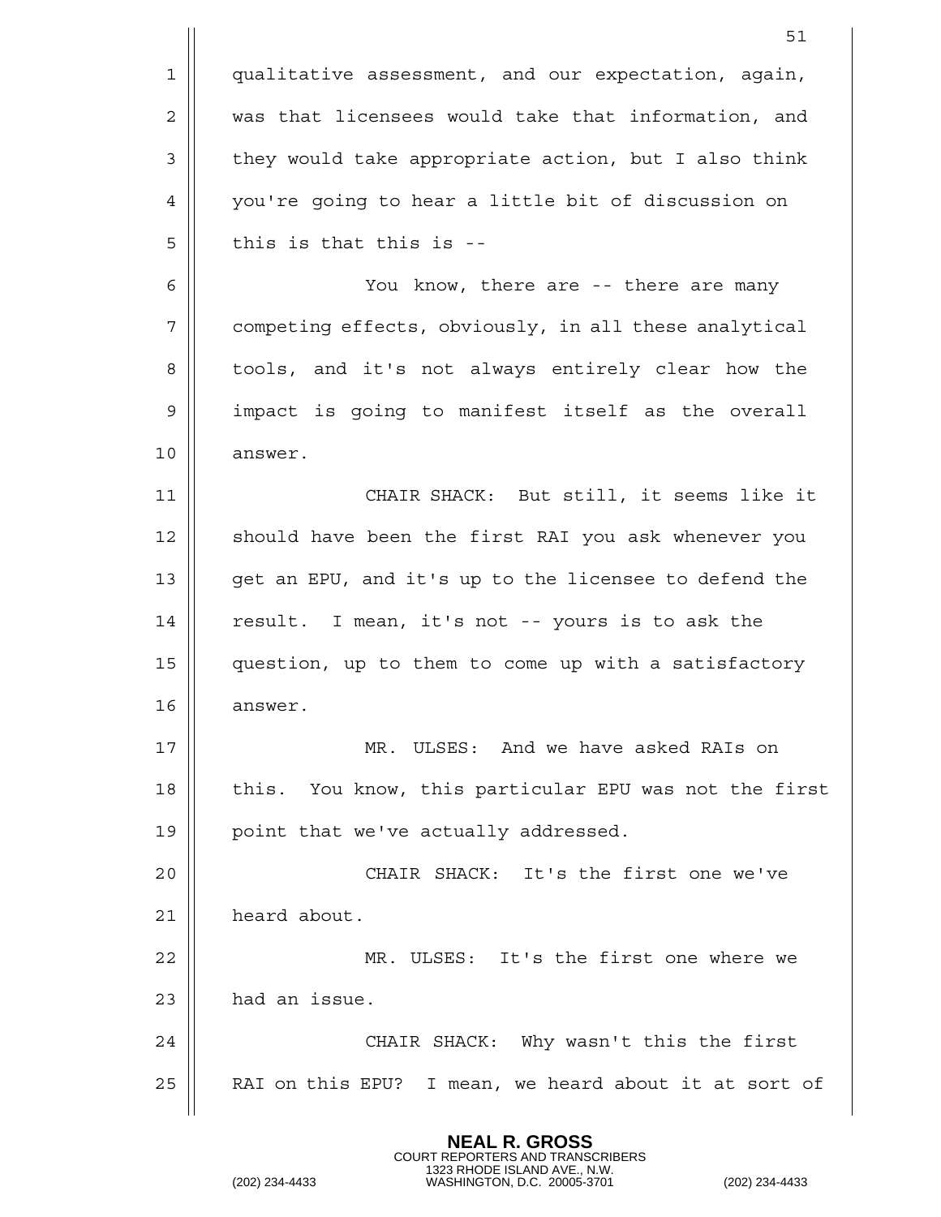qualitative assessment, and our expectation, again, was that licensees would take that information, and they would take appropriate action, but I also think you're going to hear a little bit of discussion on this is that this is --

You know, there are -- there are many competing effects, obviously, in all these analytical tools, and it's not always entirely clear how the impact is going to manifest itself as the overall answer.

CHAIR SHACK: But still, it seems like it should have been the first RAI you ask whenever you get an EPU, and it's up to the licensee to defend the result. I mean, it's not -- yours is to ask the question, up to them to come up with a satisfactory answer.

MR. ULSES: And we have asked RAIs on this. You know, this particular EPU was not the first point that we've actually addressed.

CHAIR SHACK: It's the first one we've heard about.

MR. ULSES: It's the first one where we had an issue.

CHAIR SHACK: Why wasn't this the first RAI on this EPU? I mean, we heard about it at sort of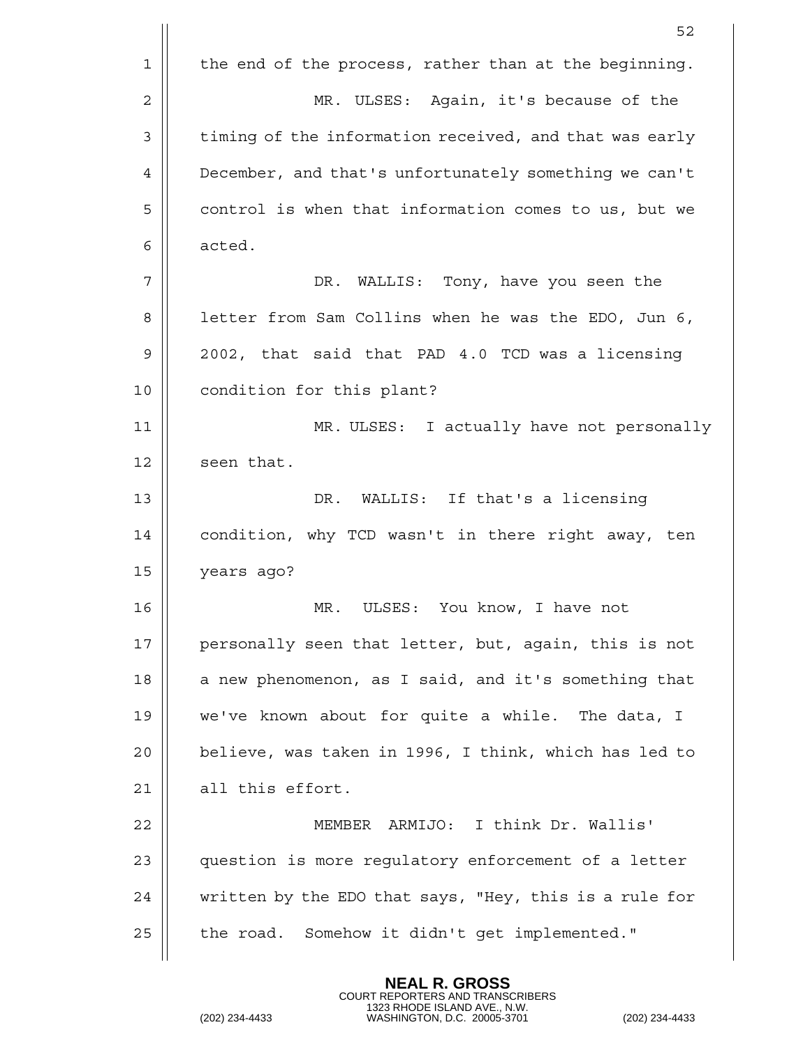the end of the process, rather than at the beginning.

MR. ULSES: Again, it's because of the timing of the information received, and that was early December, and that's unfortunately something we can't control is when that information comes to us, but we acted.

DR. WALLIS: Tony, have you seen the letter from Sam Collins when he was the EDO, Jun 6, 2002, that said that PAD 4.0 TCD was a licensing condition for this plant?

MR. ULSES: I actually have not personally seen that.

DR. WALLIS: If that's a licensing condition, why TCD wasn't in there right away, ten years ago?

MR. ULSES: You know, I have not personally seen that letter, but, again, this is not a new phenomenon, as I said, and it's something that we've known about for quite a while. The data, I believe, was taken in 1996, I think, which has led to all this effort.

MEMBER ARMIJO: I think Dr. Wallis' question is more regulatory enforcement of a letter written by the EDO that says, "Hey, this is a rule for the road. Somehow it didn't get implemented."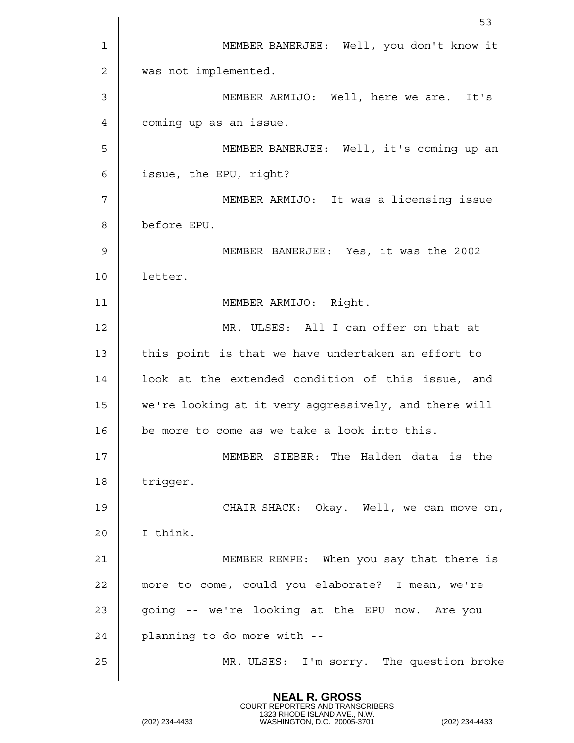MEMBER BANERJEE: Well, you don't know it was not implemented.

MEMBER ARMIJO: Well, here we are. It's coming up as an issue.

MEMBER BANERJEE: Well, it's coming up an issue, the EPU, right?

MEMBER ARMIJO: It was a licensing issue before EPU.

MEMBER BANERJEE: Yes, it was the 2002 letter.

MEMBER ARMIJO: Right.

MR. ULSES: All I can offer on that at this point is that we have undertaken an effort to look at the extended condition of this issue, and we're looking at it very aggressively, and there will be more to come as we take a look into this.

MEMBER SIEBER: The Halden data is the trigger.

CHAIR SHACK: Okay. Well, we can move on, I think.

MEMBER REMPE: When you say that there is more to come, could you elaborate? I mean, we're going -- we're looking at the EPU now. Are you planning to do more with --

MR. ULSES: I'm sorry. The question broke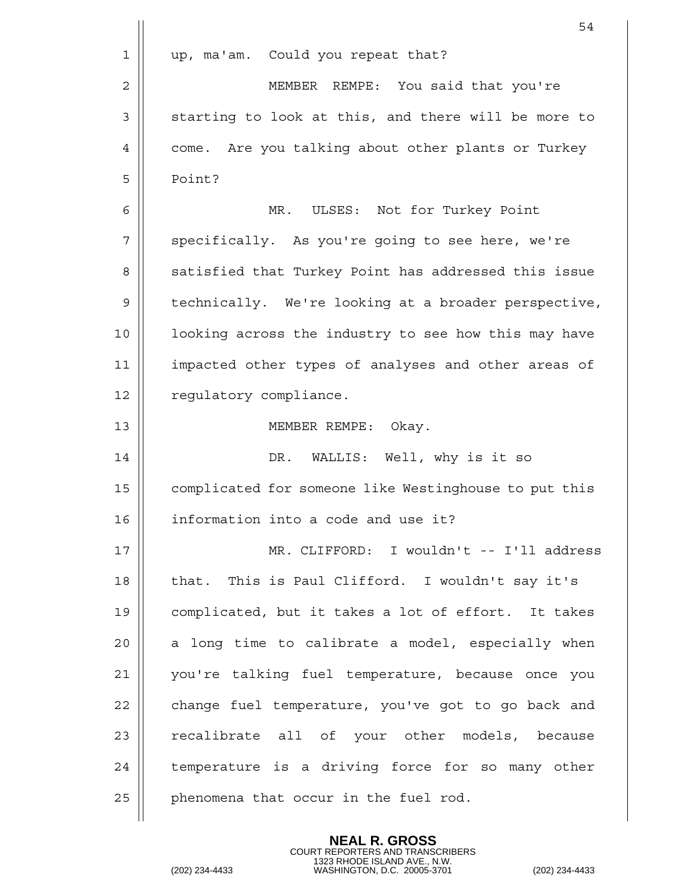up, ma'am. Could you repeat that?

MEMBER REMPE: You said that you're starting to look at this, and there will be more to come. Are you talking about other plants or Turkey Point?

MR. ULSES: Not for Turkey Point specifically. As you're going to see here, we're satisfied that Turkey Point has addressed this issue technically. We're looking at a broader perspective, looking across the industry to see how this may have impacted other types of analyses and other areas of regulatory compliance.

MEMBER REMPE: Okay.

DR. WALLIS: Well, why is it so complicated for someone like Westinghouse to put this information into a code and use it?

MR. CLIFFORD: I wouldn't -- I'll address that. This is Paul Clifford. I wouldn't say it's complicated, but it takes a lot of effort. It takes a long time to calibrate a model, especially when you're talking fuel temperature, because once you change fuel temperature, you've got to go back and recalibrate all of your other models, because temperature is a driving force for so many other phenomena that occur in the fuel rod.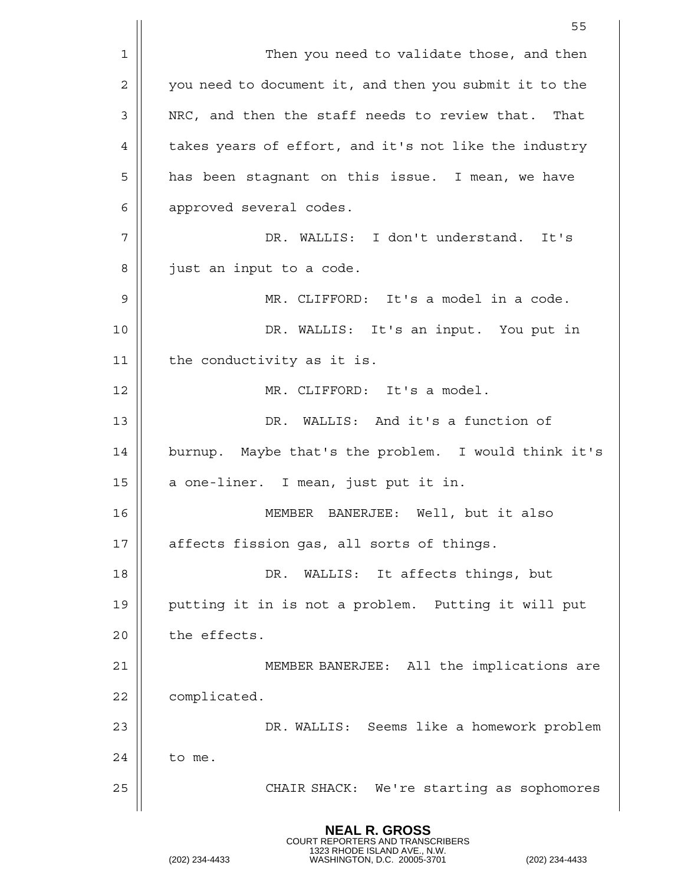Then you need to validate those, and then you need to document it, and then you submit it to the NRC, and then the staff needs to review that. That takes years of effort, and it's not like the industry has been stagnant on this issue. I mean, we have approved several codes.

DR. WALLIS: I don't understand. It's just an input to a code.

MR. CLIFFORD: It's a model in a code.

DR. WALLIS: It's an input. You put in the conductivity as it is.

MR. CLIFFORD: It's a model.

DR. WALLIS: And it's a function of burnup. Maybe that's the problem. I would think it's a one-liner. I mean, just put it in.

MEMBER BANERJEE: Well, but it also affects fission gas, all sorts of things.

DR. WALLIS: It affects things, but putting it in is not a problem. Putting it will put the effects.

MEMBER BANERJEE: All the implications are complicated.

DR. WALLIS: Seems like a homework problem to me.

CHAIR SHACK: We're starting as sophomores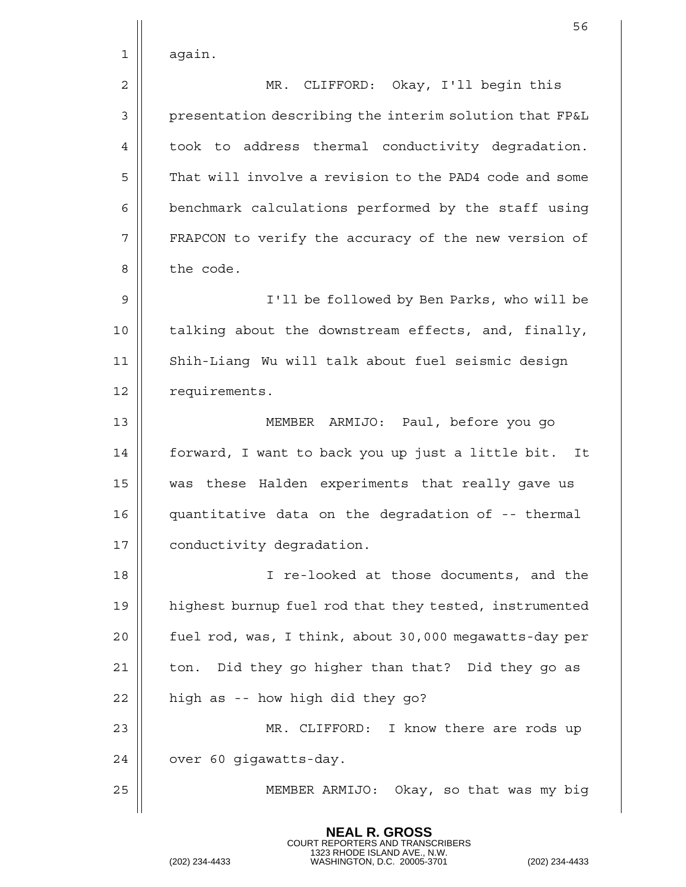again.

MR. CLIFFORD: Okay, I'll begin this presentation describing the interim solution that FP&L took to address thermal conductivity degradation. That will involve a revision to the PAD4 code and some benchmark calculations performed by the staff using FRAPCON to verify the accuracy of the new version of the code.

I'll be followed by Ben Parks, who will be talking about the downstream effects, and, finally, Shih-Liang Wu will talk about fuel seismic design requirements.

MEMBER ARMIJO: Paul, before you go forward, I want to back you up just a little bit. It was these Halden experiments that really gave us quantitative data on the degradation of -- thermal conductivity degradation.

I re-looked at those documents, and the highest burnup fuel rod that they tested, instrumented fuel rod, was, I think, about 30,000 megawatts-day per ton. Did they go higher than that? Did they go as high as -- how high did they go?

MR. CLIFFORD: I know there are rods up over 60 gigawatts-day.

MEMBER ARMIJO: Okay, so that was my big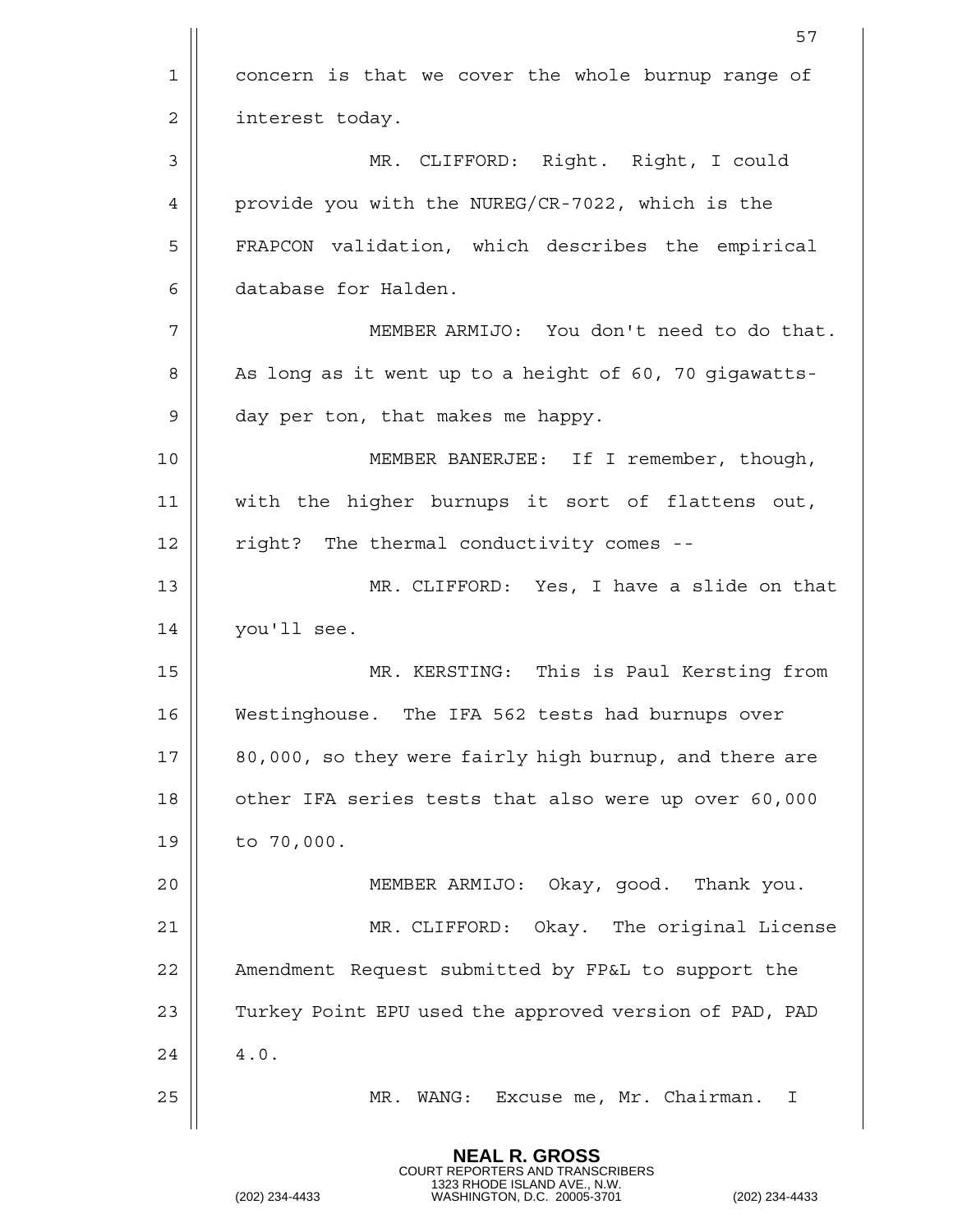concern is that we cover the whole burnup range of interest today.

MR. CLIFFORD: Right. Right, I could provide you with the NUREG/CR-7022, which is the FRAPCON validation, which describes the empirical database for Halden.

MEMBER ARMIJO: You don't need to do that. As long as it went up to a height of 60, 70 gigawatts-day per ton, that makes me happy.

MEMBER BANERJEE: If I remember, though, with the higher burnups it sort of flattens out, right? The thermal conductivity comes --

MR. CLIFFORD: Yes, I have a slide on that you'll see.

MR. KERSTING: This is Paul Kersting from Westinghouse. The IFA 562 tests had burnups over 80,000, so they were fairly high burnup, and there are other IFA series tests that also were up over 60,000 to 70,000.

MEMBER ARMIJO: Okay, good. Thank you.

MR. CLIFFORD: Okay. The original License Amendment Request submitted by FP&L to support the Turkey Point EPU used the approved version of PAD, PAD 4.0.

MR. WANG: Excuse me, Mr. Chairman. I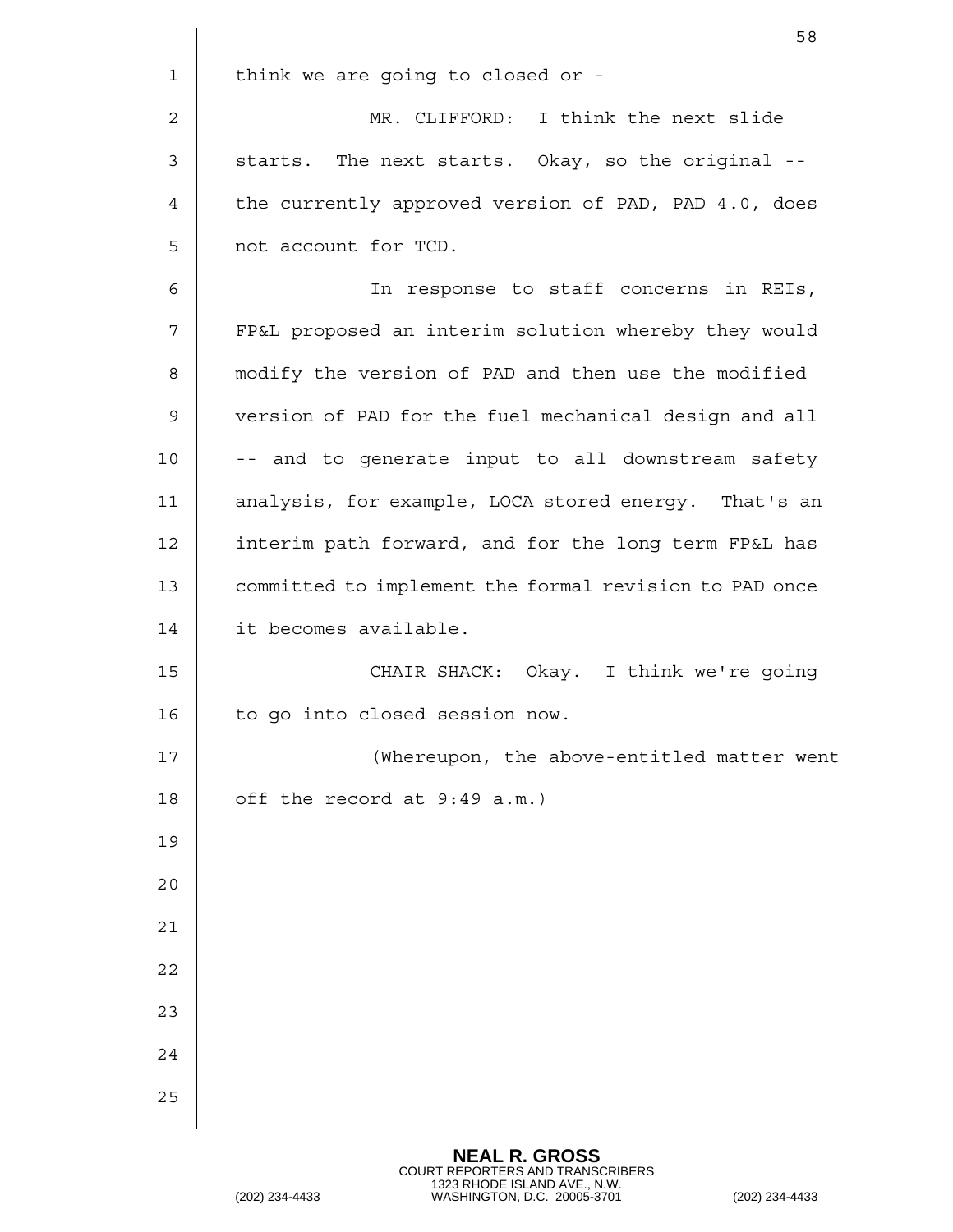think we are going to closed or -

MR. CLIFFORD: I think the next slide starts. The next starts. Okay, so the original -- the currently approved version of PAD, PAD 4.0, does not account for TCD.

In response to staff concerns in REIs, FP&L proposed an interim solution whereby they would modify the version of PAD and then use the modified version of PAD for the fuel mechanical design and all -- and to generate input to all downstream safety analysis, for example, LOCA stored energy. That's an interim path forward, and for the long term FP&L has committed to implement the formal revision to PAD once it becomes available.

CHAIR SHACK: Okay. I think we're going to go into closed session now.

(Whereupon, the above-entitled matter went off the record at 9:49 a.m.)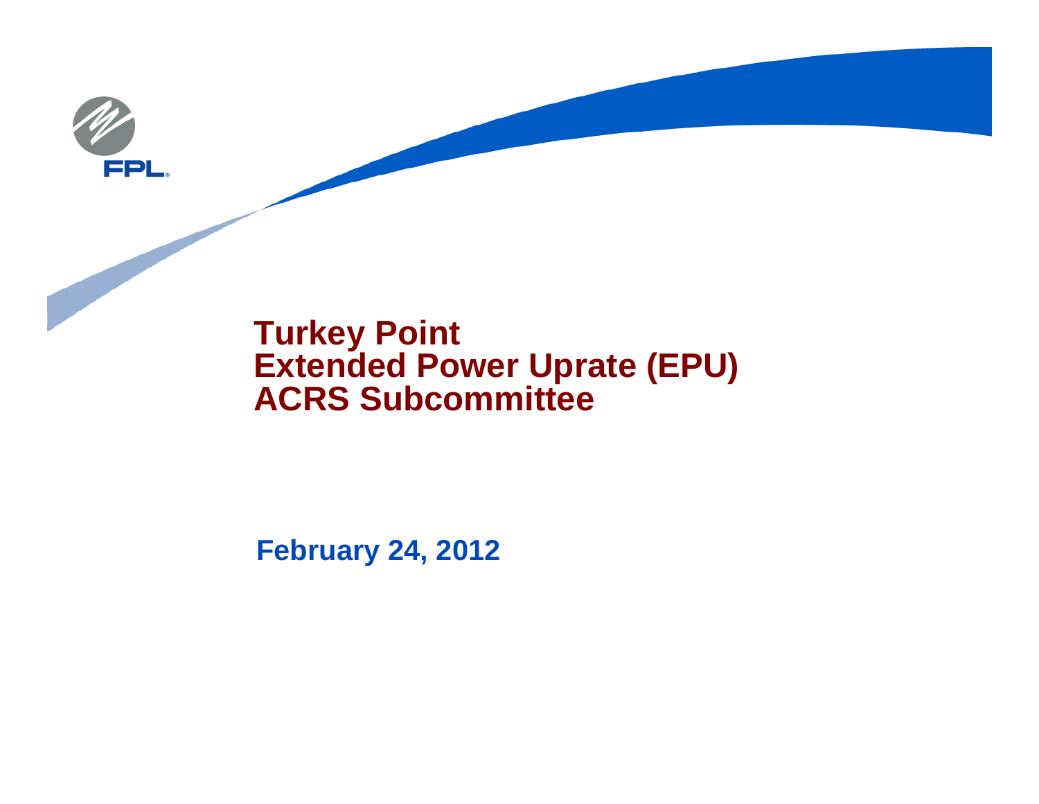# Turkey Point Extended Power Uprate (EPU) ACRS Subcommittee

**February 24, 2012**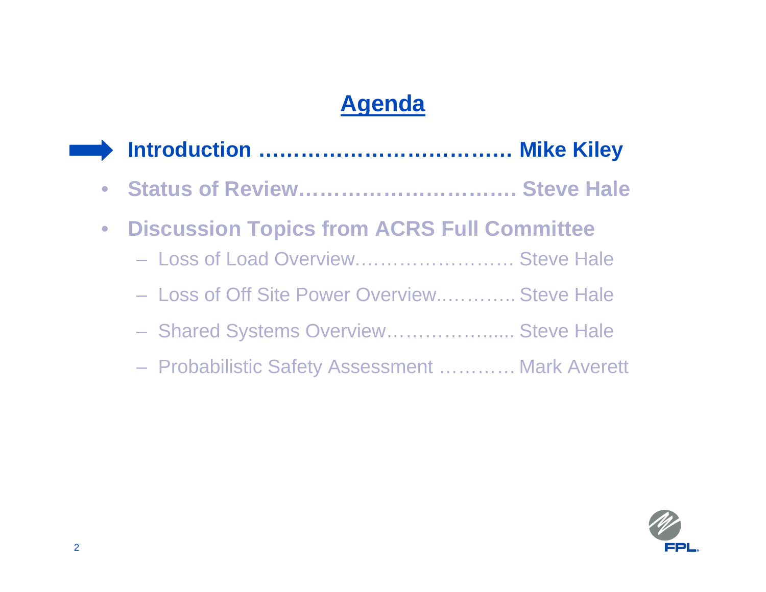# Agenda

- **Introduction ……………………………… Mike Kiley**
- **Status of Review…………………………. Steve Hale**
- **Discussion Topics from ACRS Full Committee**
  - Loss of Load Overview……………………. Steve Hale
  - Loss of Off Site Power Overview.……….. Steve Hale
  - Shared Systems Overview……………….... Steve Hale
  - Probabilistic Safety Assessment ………… Mark Averett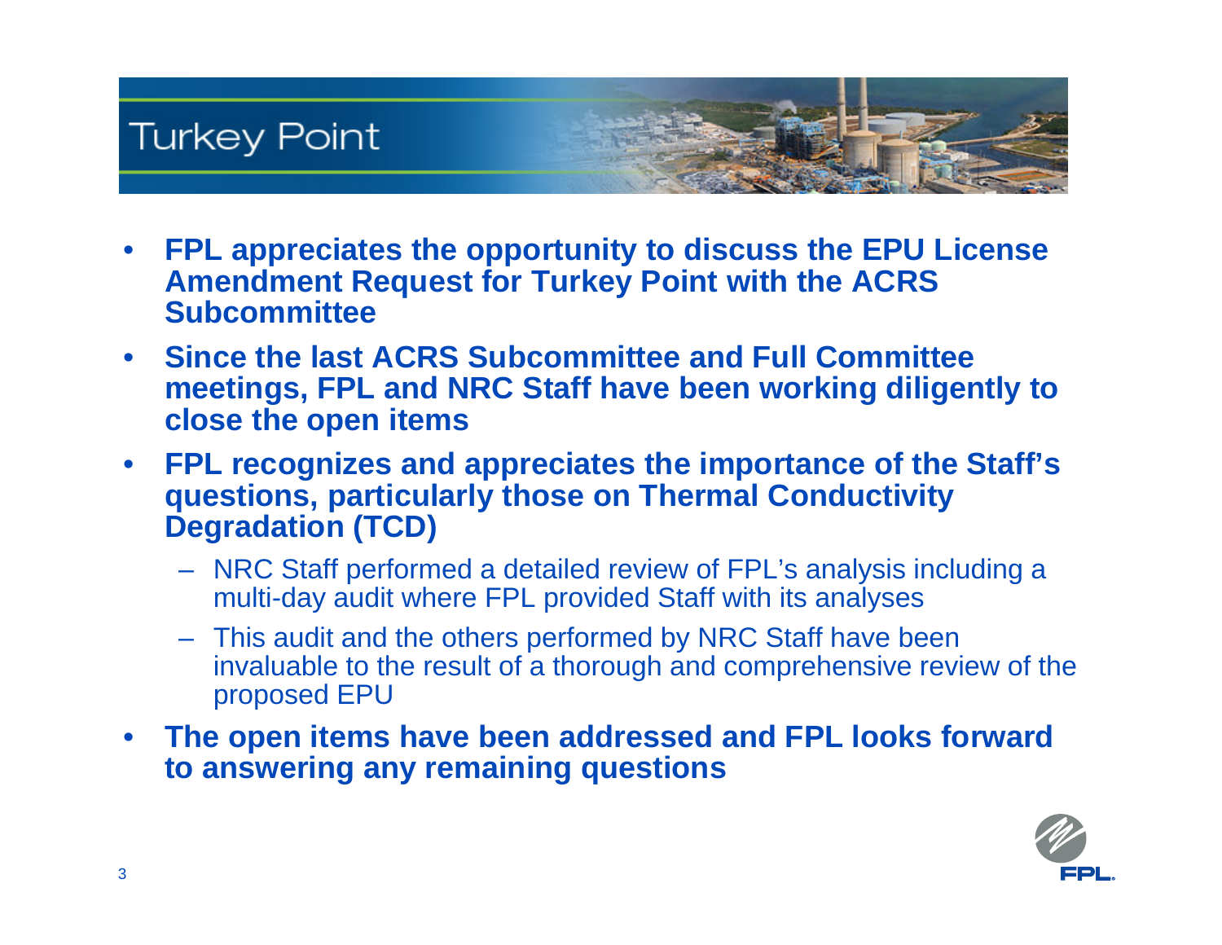# Turkey Point

- **FPL appreciates the opportunity to discuss the EPU License Amendment Request for Turkey Point with the ACRS Subcommittee**
- **Since the last ACRS Subcommittee and Full Committee meetings, FPL and NRC Staff have been working diligently to close the open items**
- **FPL recognizes and appreciates the importance of the Staff's questions, particularly those on Thermal Conductivity Degradation (TCD)**
  - NRC Staff performed a detailed review of FPL's analysis including a multi-day audit where FPL provided Staff with its analyses
  - This audit and the others performed by NRC Staff have been invaluable to the result of a thorough and comprehensive review of the proposed EPU
- **The open items have been addressed and FPL looks forward to answering any remaining questions**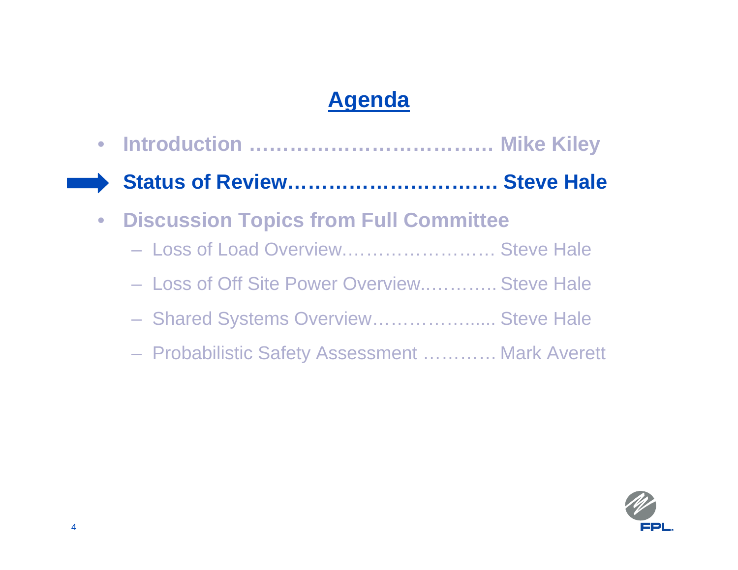# Agenda

- **Introduction ……………………………… Mike Kiley**
- **Status of Review…………………………. Steve Hale**
- **Discussion Topics from Full Committee**
  - Loss of Load Overview…………………… Steve Hale
  - Loss of Off Site Power Overview………… Steve Hale
  - Shared Systems Overview……………….... Steve Hale
  - Probabilistic Safety Assessment ………… Mark Averett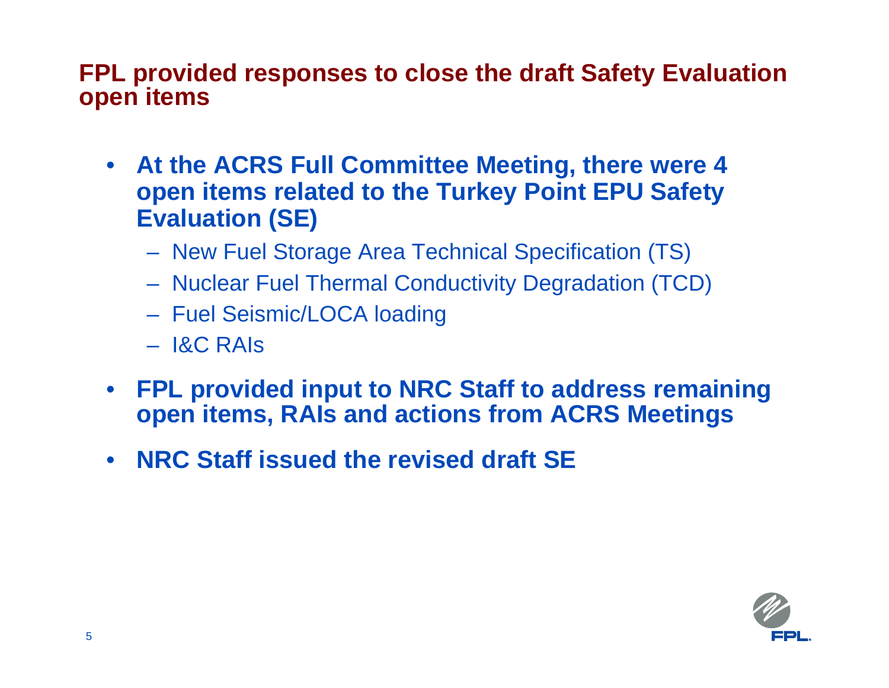## FPL provided responses to close the draft Safety Evaluation open items

- **At the ACRS Full Committee Meeting, there were 4 open items related to the Turkey Point EPU Safety Evaluation (SE)**
  - New Fuel Storage Area Technical Specification (TS)
  - Nuclear Fuel Thermal Conductivity Degradation (TCD)
  - Fuel Seismic/LOCA loading
  - I&C RAIs
- **FPL provided input to NRC Staff to address remaining open items, RAIs and actions from ACRS Meetings**
- **NRC Staff issued the revised draft SE**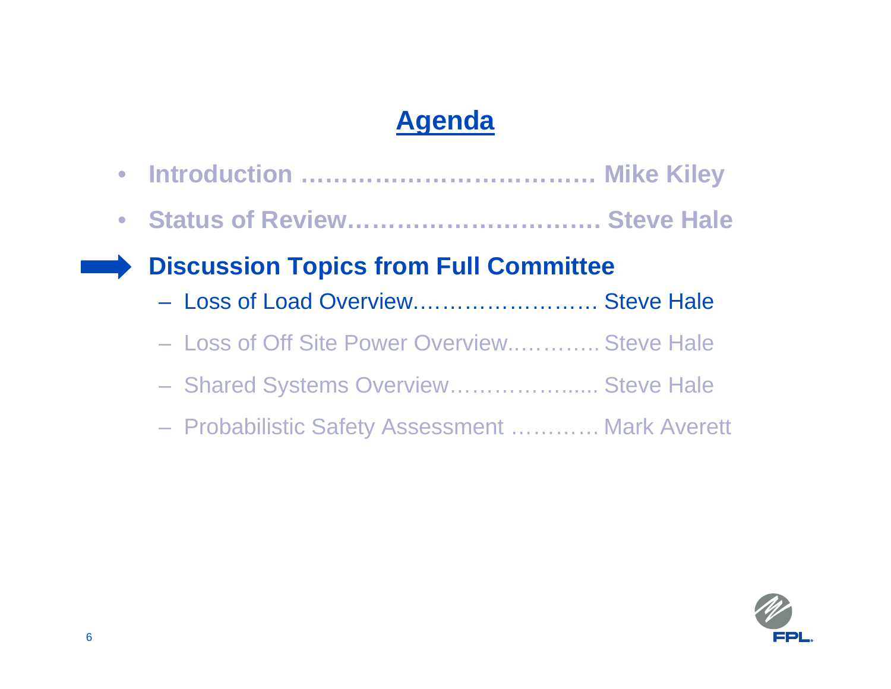# Agenda

- **Introduction ……………………………… Mike Kiley**
- **Status of Review…………………………. Steve Hale**
- **Discussion Topics from Full Committee**
  - Loss of Load Overview……………………. Steve Hale
  - Loss of Off Site Power Overview………… Steve Hale
  - Shared Systems Overview……………….... Steve Hale
  - Probabilistic Safety Assessment ………… Mark Averett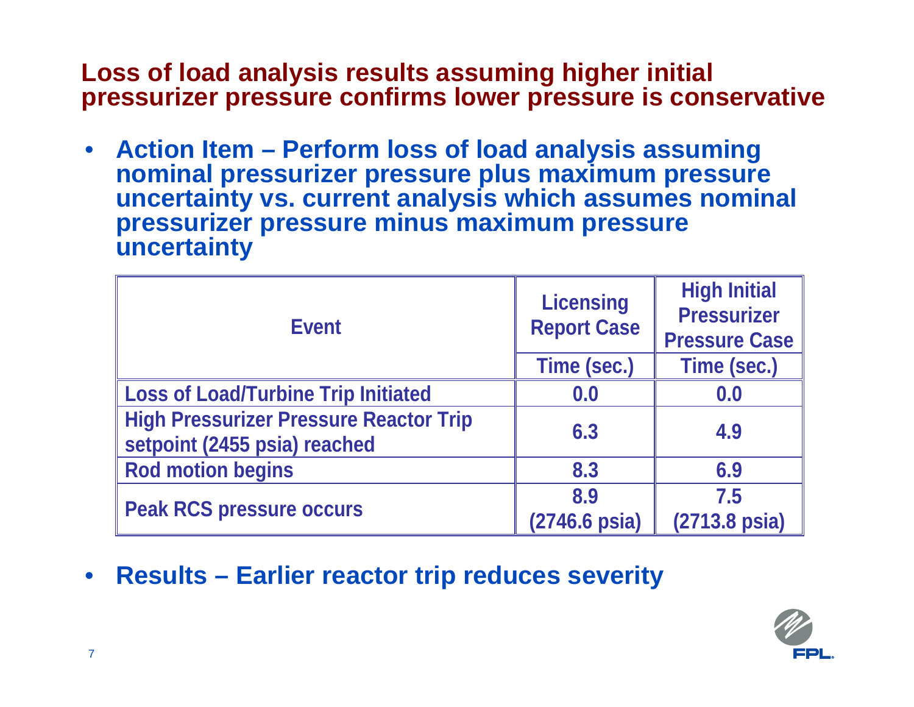## Loss of load analysis results assuming higher initial pressurizer pressure confirms lower pressure is conservative

- **Action Item – Perform loss of load analysis assuming nominal pressurizer pressure plus maximum pressure uncertainty vs. current analysis which assumes nominal pressurizer pressure minus maximum pressure uncertainty**

| Event | Licensing Report Case | High Initial Pressurizer Pressure Case |
|---|---|---|
| | Time (sec.) | Time (sec.) |
| Loss of Load/Turbine Trip Initiated | 0.0 | 0.0 |
| High Pressurizer Pressure Reactor Trip setpoint (2455 psia) reached | 6.3 | 4.9 |
| Rod motion begins | 8.3 | 6.9 |
| Peak RCS pressure occurs | 8.9 (2746.6 psia) | 7.5 (2713.8 psia) |

- **Results – Earlier reactor trip reduces severity**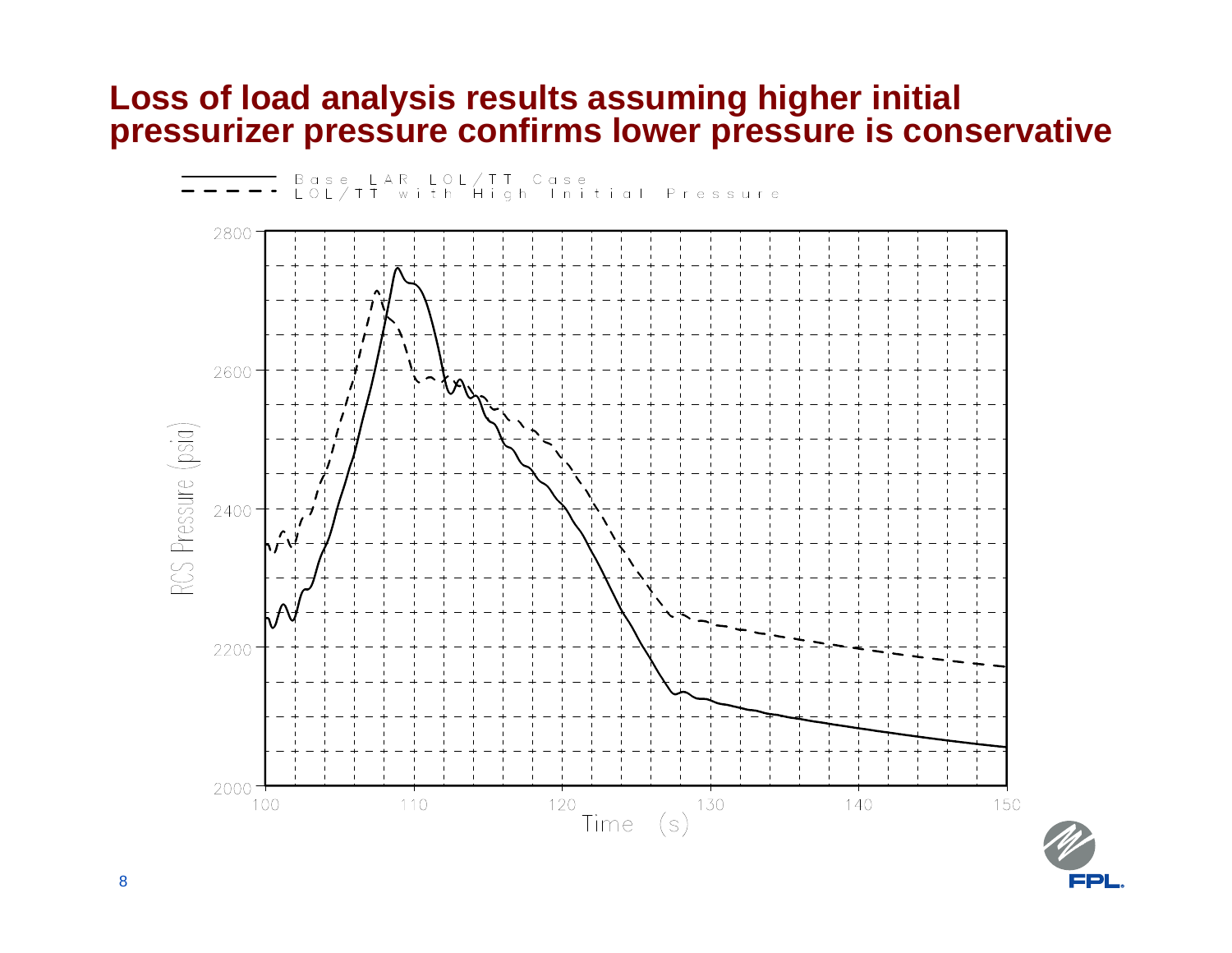# Loss of load analysis results assuming higher initial pressurizer pressure confirms lower pressure is conservative

Base LAR LOL/TT Case
LOL/TT with High Initial Pressure

RCS Pressure (psia)

2800
2600
2400
2200
2000

100 110 120 130 140 150

Time (s)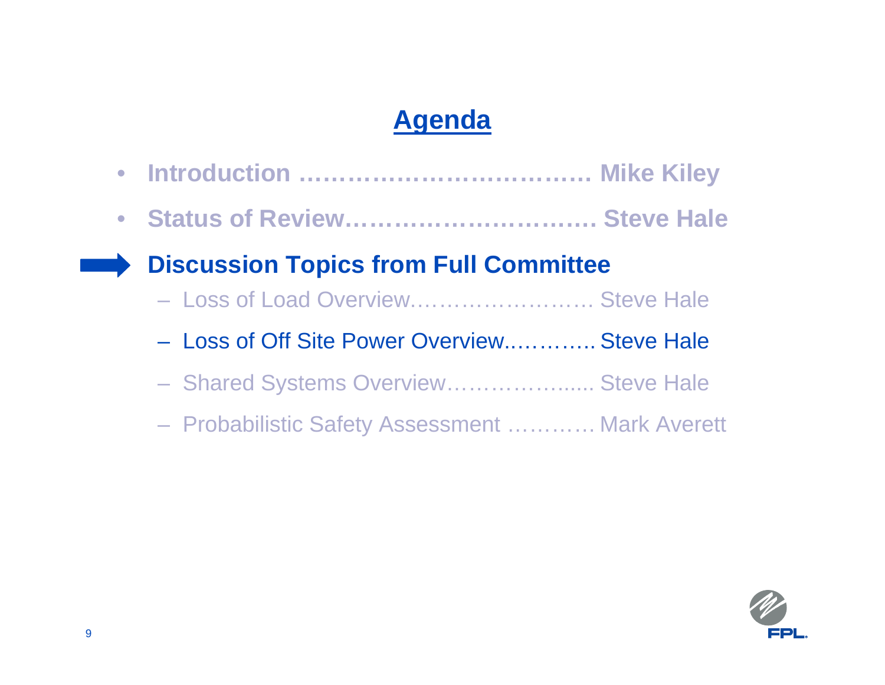## Agenda

- **Introduction ……………………………… Mike Kiley**
- **Status of Review…………………………. Steve Hale**
- **Discussion Topics from Full Committee**
  - Loss of Load Overview…………………… Steve Hale
  - Loss of Off Site Power Overview..……….. Steve Hale
  - Shared Systems Overview……………..... Steve Hale
  - Probabilistic Safety Assessment ………… Mark Averett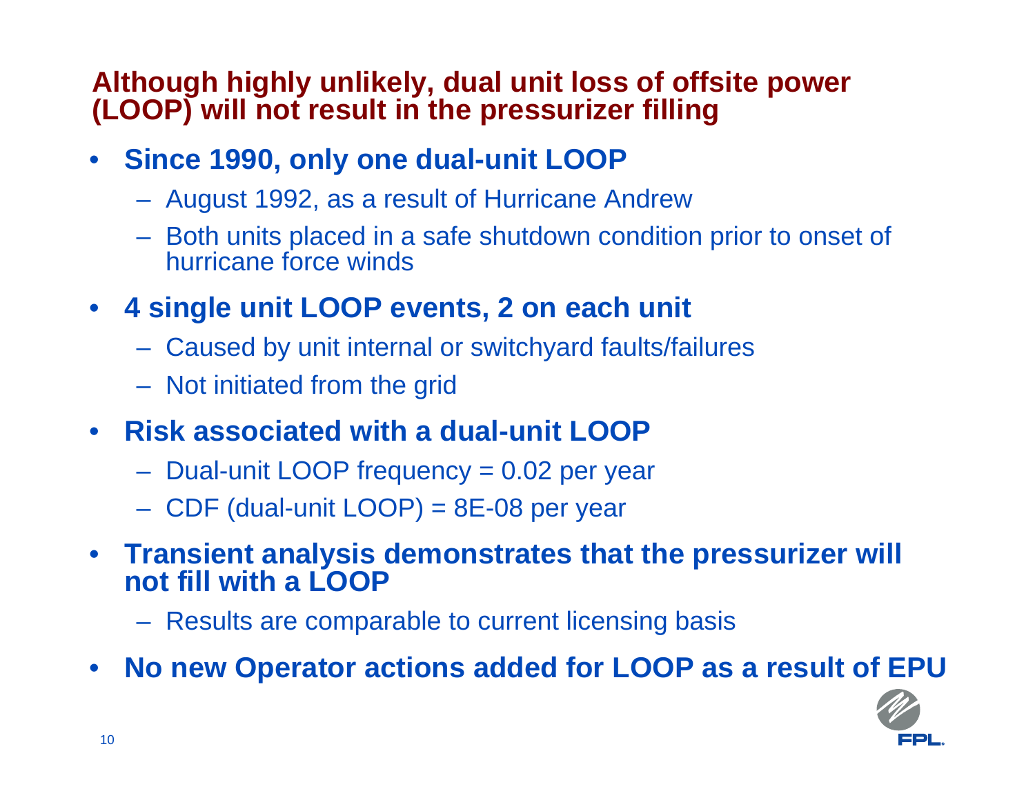## Although highly unlikely, dual unit loss of offsite power (LOOP) will not result in the pressurizer filling

- **Since 1990, only one dual-unit LOOP**
  - August 1992, as a result of Hurricane Andrew
  - Both units placed in a safe shutdown condition prior to onset of hurricane force winds
- **4 single unit LOOP events, 2 on each unit**
  - Caused by unit internal or switchyard faults/failures
  - Not initiated from the grid
- **Risk associated with a dual-unit LOOP**
  - Dual-unit LOOP frequency = 0.02 per year
  - CDF (dual-unit LOOP) = 8E-08 per year
- **Transient analysis demonstrates that the pressurizer will not fill with a LOOP**
  - Results are comparable to current licensing basis
- **No new Operator actions added for LOOP as a result of EPU**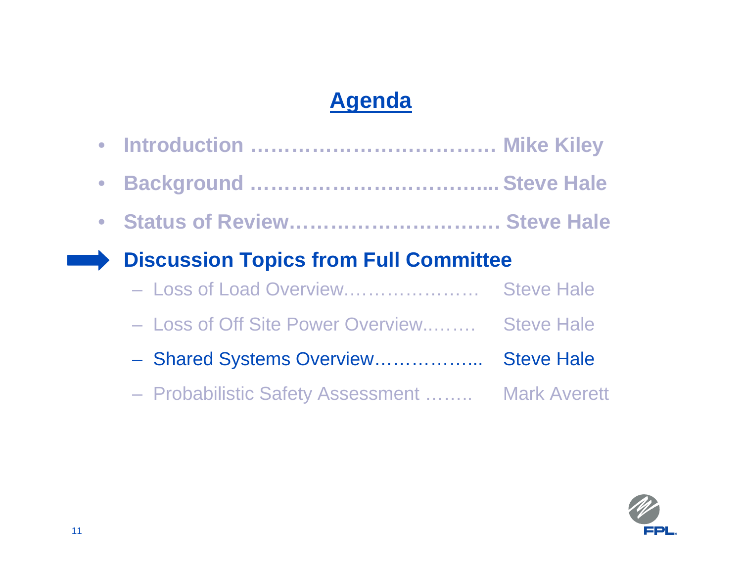# Agenda

- **Introduction ……………………………… Mike Kiley**
- **Background ……………………………... Steve Hale**
- **Status of Review………………………… Steve Hale**
- **Discussion Topics from Full Committee**
  - Loss of Load Overview………………… Steve Hale
  - Loss of Off Site Power Overview……… Steve Hale
  - Shared Systems Overview…………….. Steve Hale
  - Probabilistic Safety Assessment …….. Mark Averett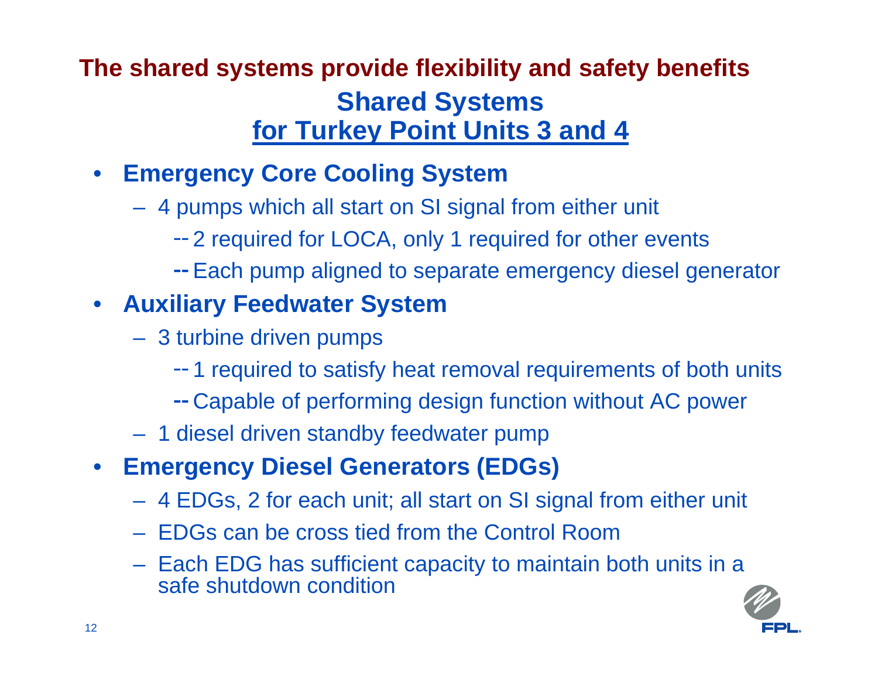## The shared systems provide flexibility and safety benefits

### Shared Systems
### for Turkey Point Units 3 and 4

- **Emergency Core Cooling System**
  - 4 pumps which all start on SI signal from either unit
    - 2 required for LOCA, only 1 required for other events
    - Each pump aligned to separate emergency diesel generator
- **Auxiliary Feedwater System**
  - 3 turbine driven pumps
    - 1 required to satisfy heat removal requirements of both units
    - Capable of performing design function without AC power
  - 1 diesel driven standby feedwater pump
- **Emergency Diesel Generators (EDGs)**
  - 4 EDGs, 2 for each unit; all start on SI signal from either unit
  - EDGs can be cross tied from the Control Room
  - Each EDG has sufficient capacity to maintain both units in a safe shutdown condition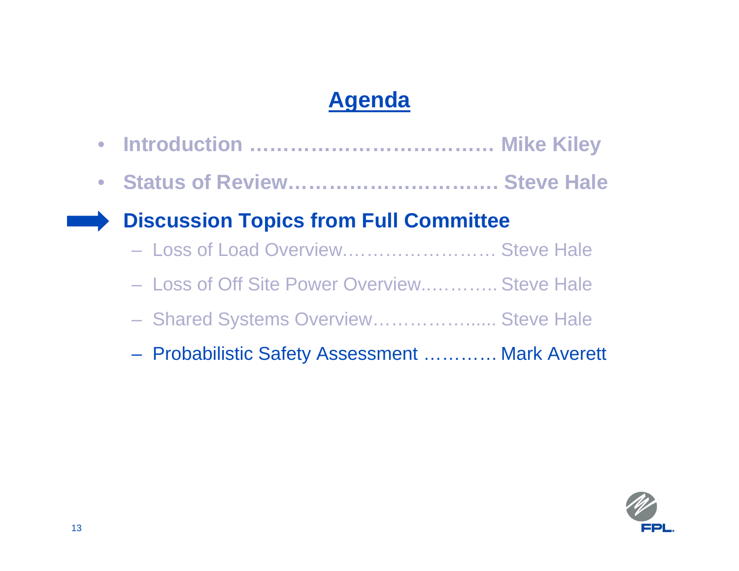# Agenda

- **Introduction ……………………………… Mike Kiley**
- **Status of Review…………………………. Steve Hale**
- **Discussion Topics from Full Committee**
  - Loss of Load Overview……………………. Steve Hale
  - Loss of Off Site Power Overview..……….. Steve Hale
  - Shared Systems Overview……………….... Steve Hale
  - Probabilistic Safety Assessment ………… Mark Averett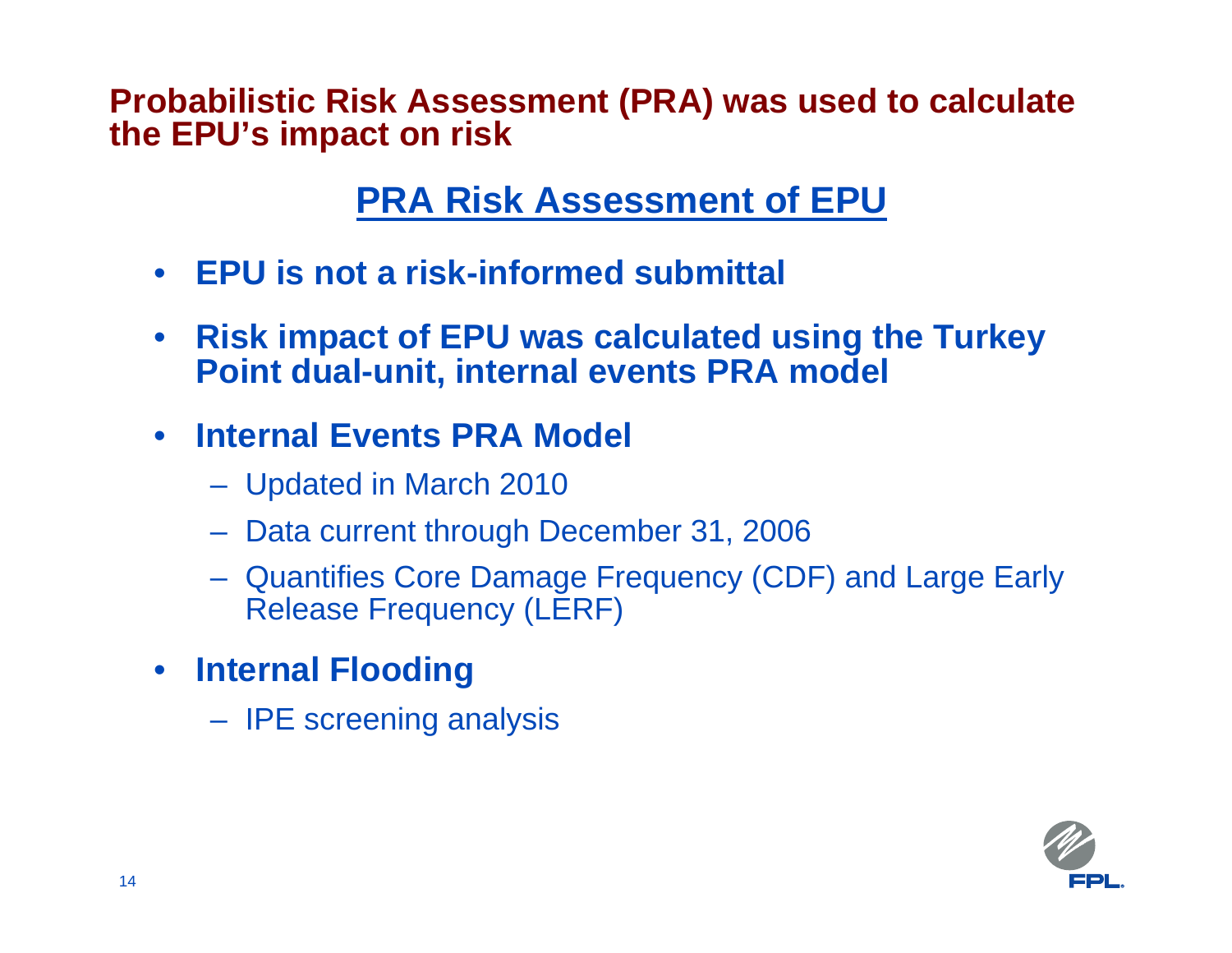# Probabilistic Risk Assessment (PRA) was used to calculate the EPU's impact on risk

## PRA Risk Assessment of EPU

- **EPU is not a risk-informed submittal**
- **Risk impact of EPU was calculated using the Turkey Point dual-unit, internal events PRA model**
- **Internal Events PRA Model**
  - Updated in March 2010
  - Data current through December 31, 2006
  - Quantifies Core Damage Frequency (CDF) and Large Early Release Frequency (LERF)
- **Internal Flooding**
  - IPE screening analysis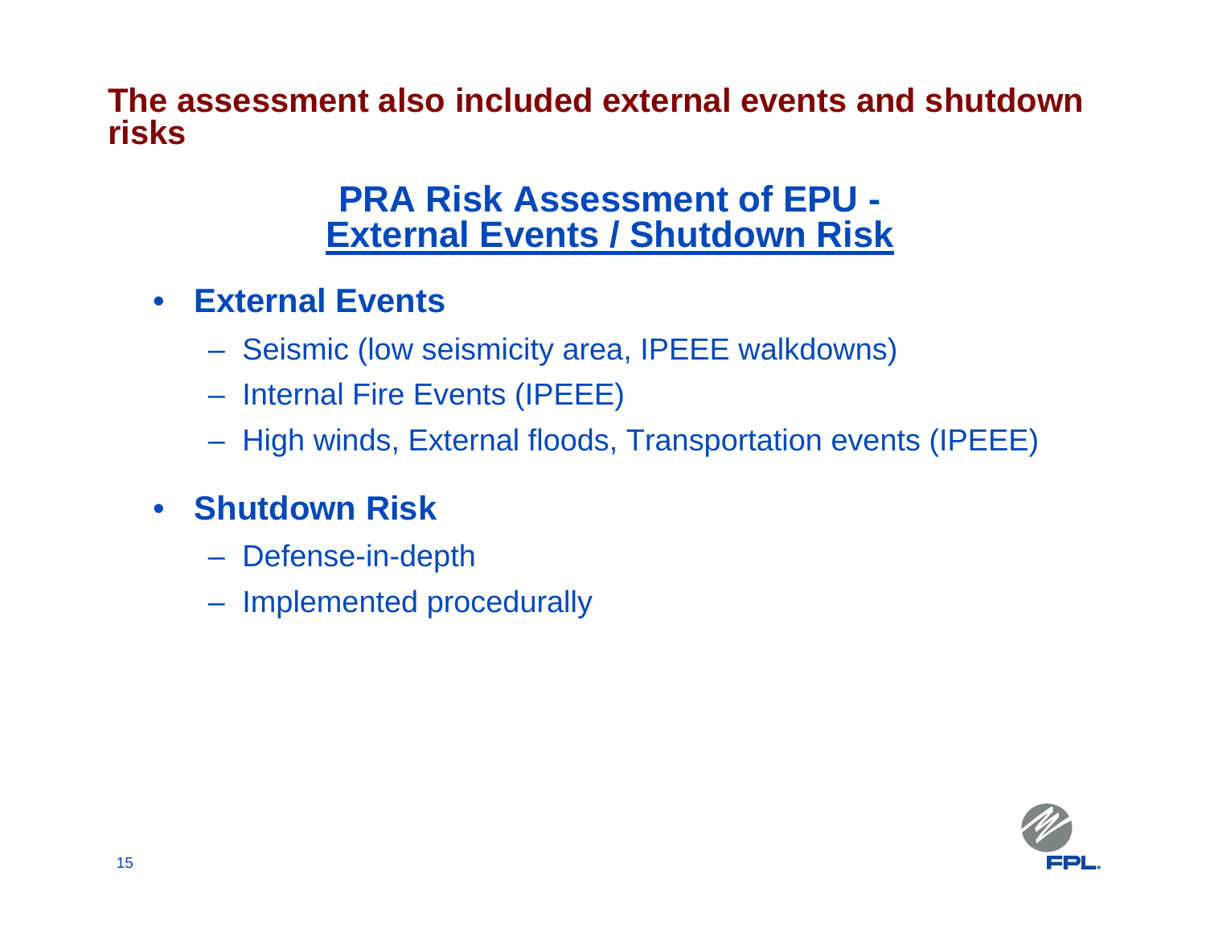## The assessment also included external events and shutdown risks

### PRA Risk Assessment of EPU - External Events / Shutdown Risk

- **External Events**
  - Seismic (low seismicity area, IPEEE walkdowns)
  - Internal Fire Events (IPEEE)
  - High winds, External floods, Transportation events (IPEEE)
- **Shutdown Risk**
  - Defense-in-depth
  - Implemented procedurally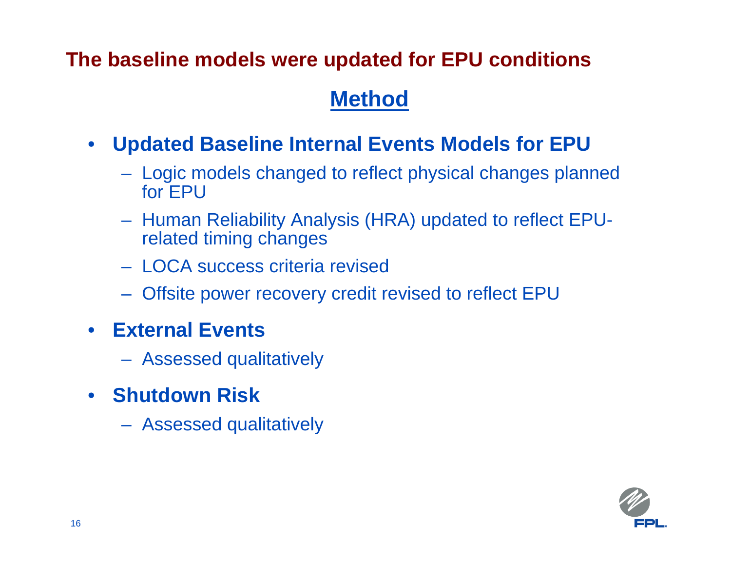## The baseline models were updated for EPU conditions

### Method

- **Updated Baseline Internal Events Models for EPU**
  - Logic models changed to reflect physical changes planned for EPU
  - Human Reliability Analysis (HRA) updated to reflect EPU-related timing changes
  - LOCA success criteria revised
  - Offsite power recovery credit revised to reflect EPU
- **External Events**
  - Assessed qualitatively
- **Shutdown Risk**
  - Assessed qualitatively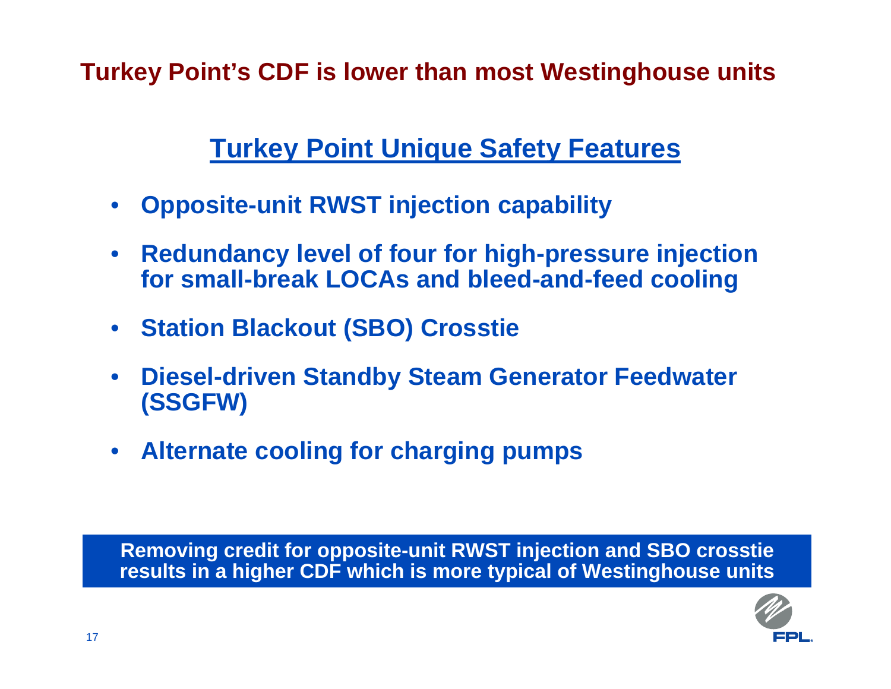## Turkey Point's CDF is lower than most Westinghouse units

### Turkey Point Unique Safety Features

- **Opposite-unit RWST injection capability**
- **Redundancy level of four for high-pressure injection for small-break LOCAs and bleed-and-feed cooling**
- **Station Blackout (SBO) Crosstie**
- **Diesel-driven Standby Steam Generator Feedwater (SSGFW)**
- **Alternate cooling for charging pumps**

**Removing credit for opposite-unit RWST injection and SBO crosstie results in a higher CDF which is more typical of Westinghouse units**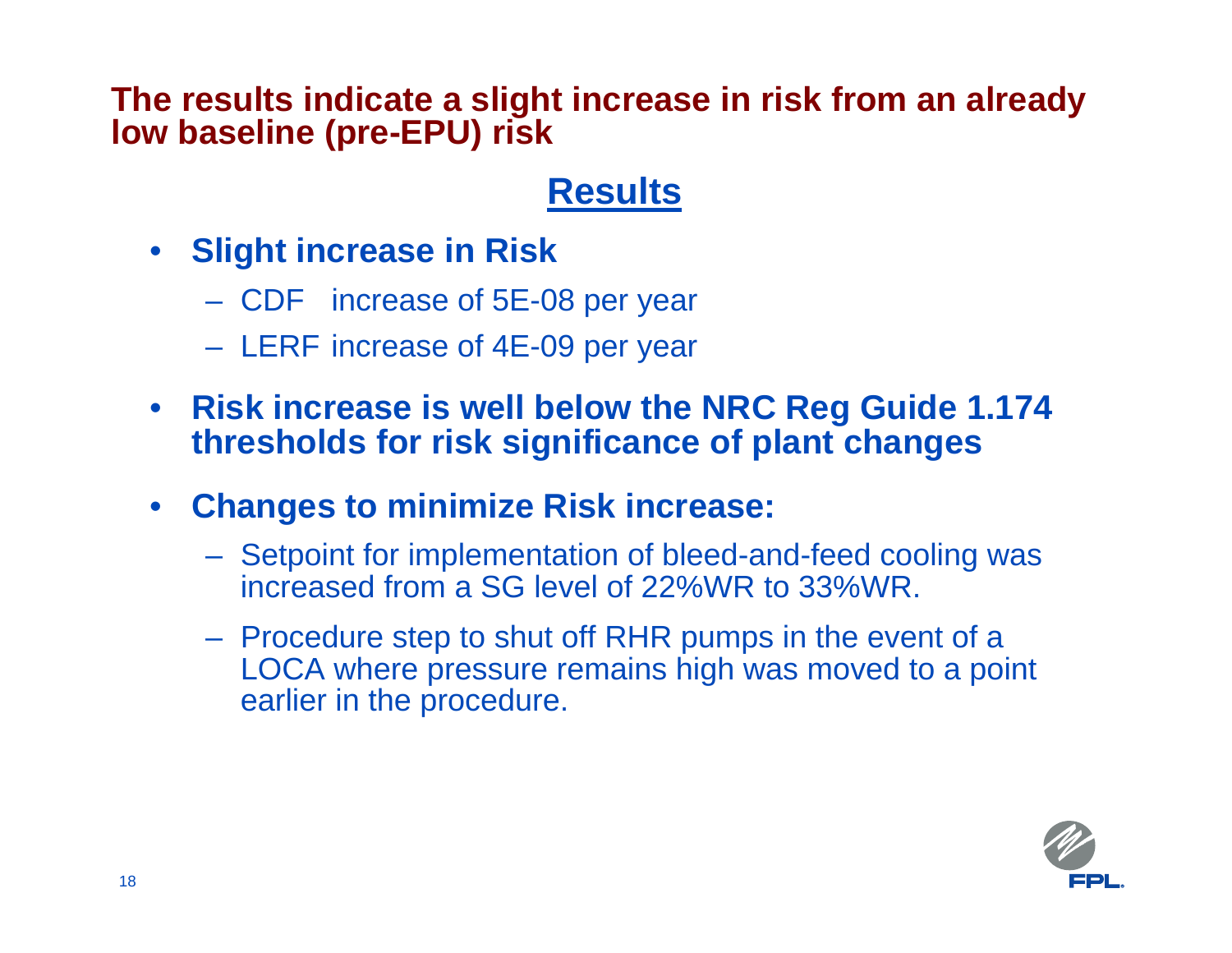## The results indicate a slight increase in risk from an already low baseline (pre-EPU) risk

### Results

- **Slight increase in Risk**
  - CDF increase of 5E-08 per year
  - LERF increase of 4E-09 per year
- **Risk increase is well below the NRC Reg Guide 1.174 thresholds for risk significance of plant changes**
- **Changes to minimize Risk increase:**
  - Setpoint for implementation of bleed-and-feed cooling was increased from a SG level of 22%WR to 33%WR.
  - Procedure step to shut off RHR pumps in the event of a LOCA where pressure remains high was moved to a point earlier in the procedure.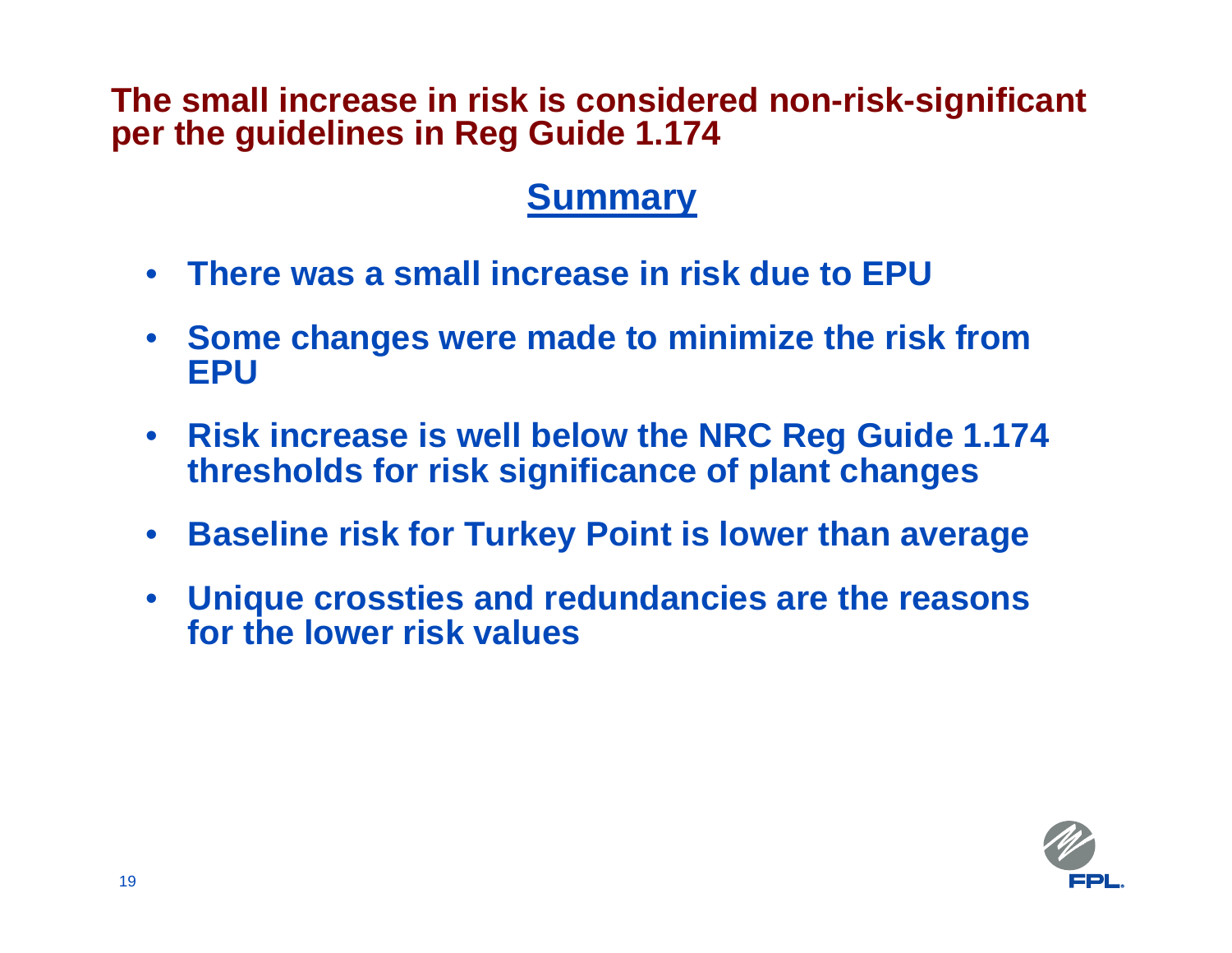# The small increase in risk is considered non-risk-significant per the guidelines in Reg Guide 1.174

## Summary

- **There was a small increase in risk due to EPU**
- **Some changes were made to minimize the risk from EPU**
- **Risk increase is well below the NRC Reg Guide 1.174 thresholds for risk significance of plant changes**
- **Baseline risk for Turkey Point is lower than average**
- **Unique crossties and redundancies are the reasons for the lower risk values**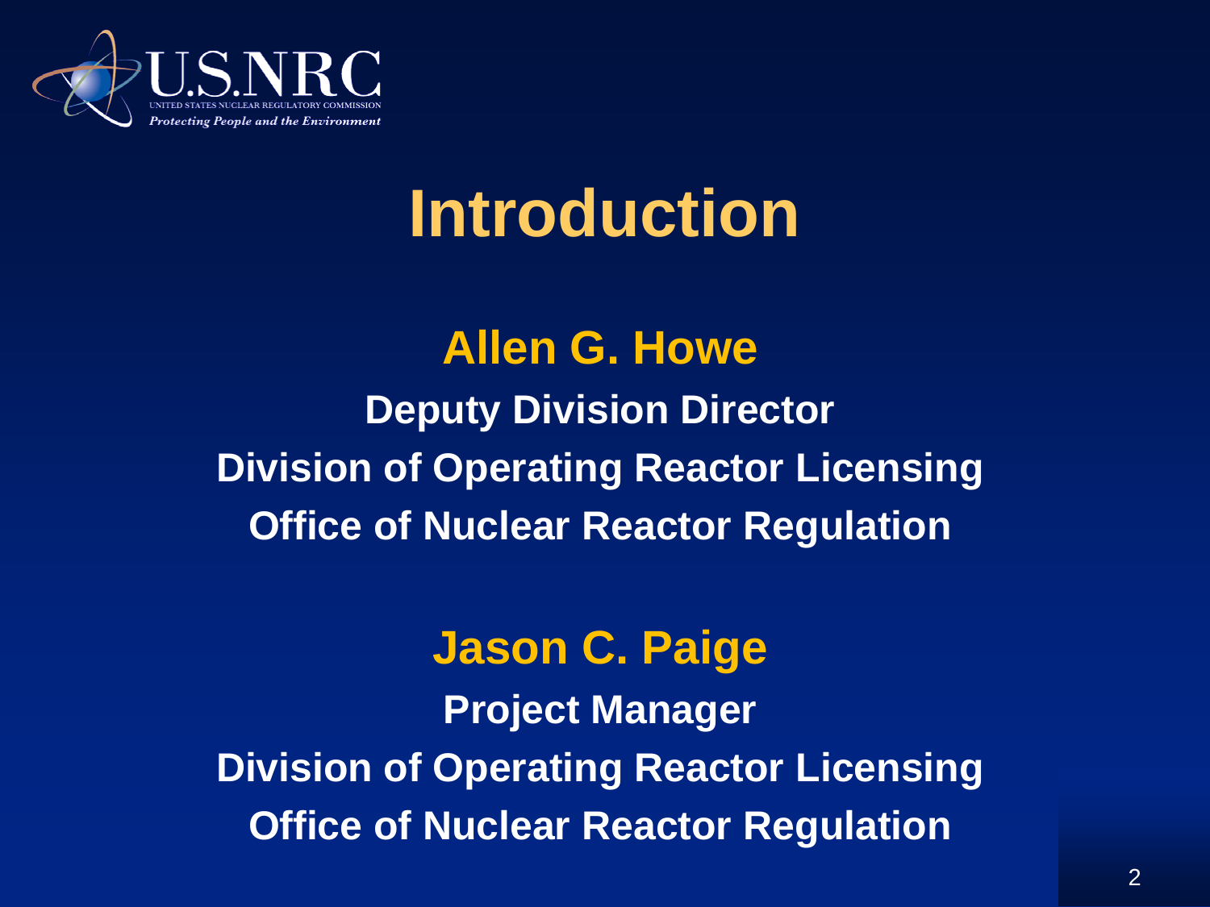# Introduction

**Allen G. Howe**

**Deputy Division Director**

**Division of Operating Reactor Licensing**

**Office of Nuclear Reactor Regulation**

**Jason C. Paige**

**Project Manager**

**Division of Operating Reactor Licensing**

**Office of Nuclear Reactor Regulation**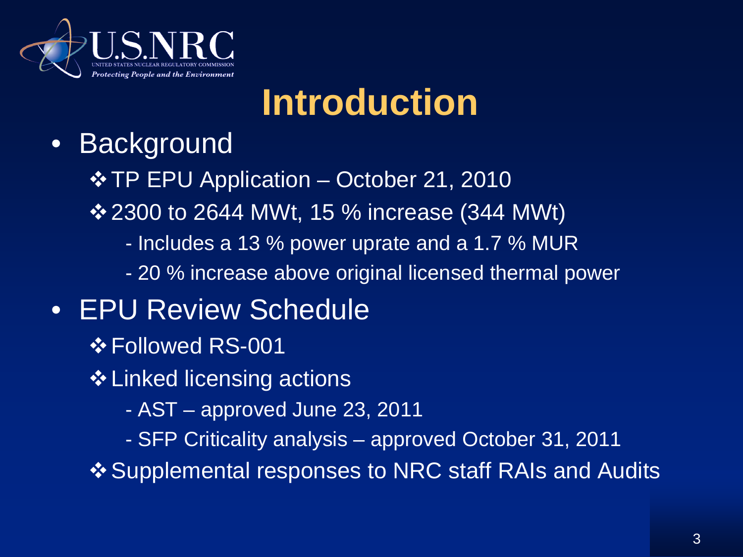# Introduction

- Background
  - ❖ TP EPU Application – October 21, 2010
  - ❖ 2300 to 2644 MWt, 15 % increase (344 MWt)
    - Includes a 13 % power uprate and a 1.7 % MUR
    - 20 % increase above original licensed thermal power
- EPU Review Schedule
  - ❖ Followed RS-001
  - ❖ Linked licensing actions
    - AST – approved June 23, 2011
    - SFP Criticality analysis – approved October 31, 2011
  - ❖ Supplemental responses to NRC staff RAIs and Audits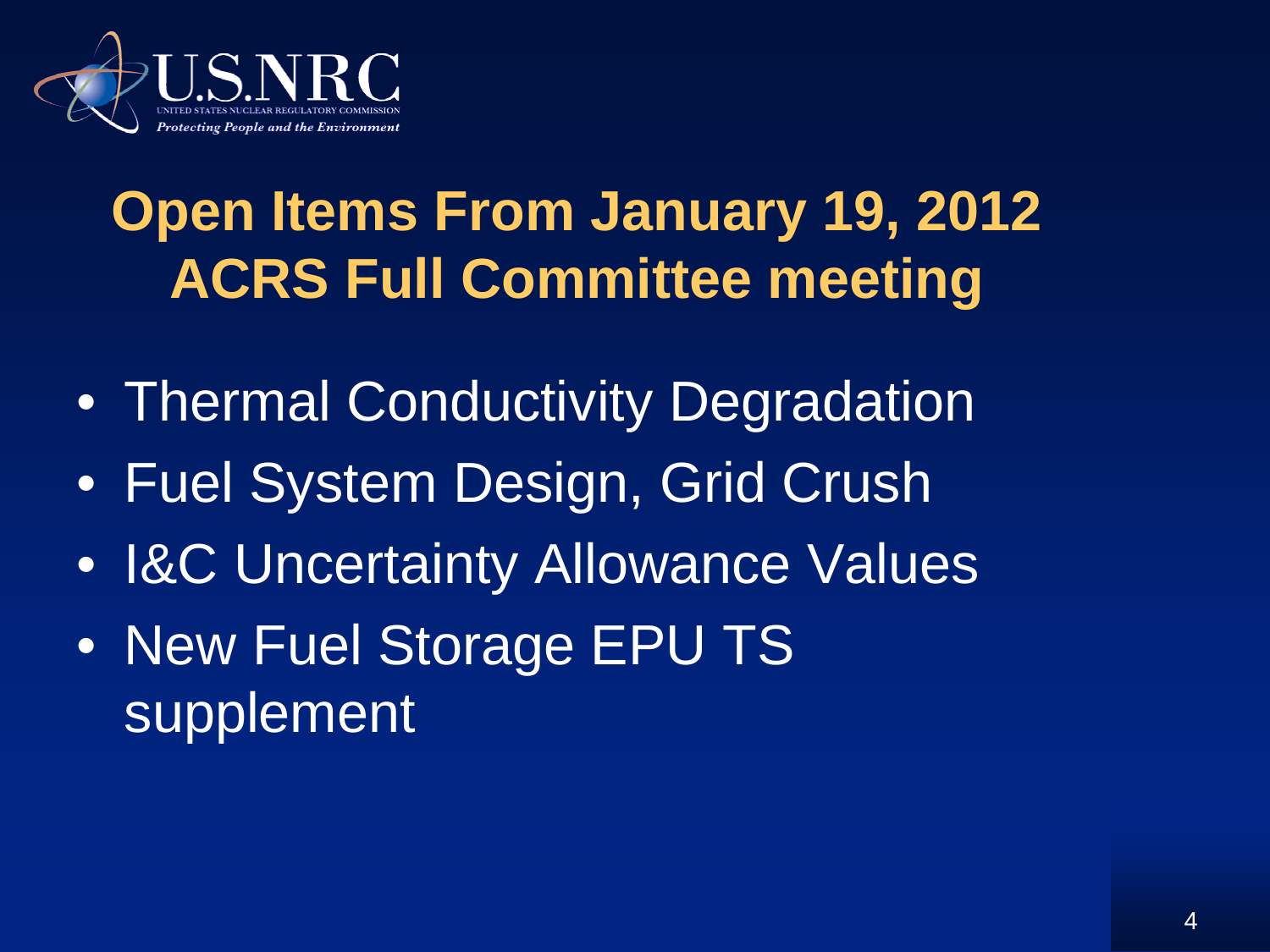# Open Items From January 19, 2012 ACRS Full Committee meeting

- Thermal Conductivity Degradation
- Fuel System Design, Grid Crush
- I&C Uncertainty Allowance Values
- New Fuel Storage EPU TS supplement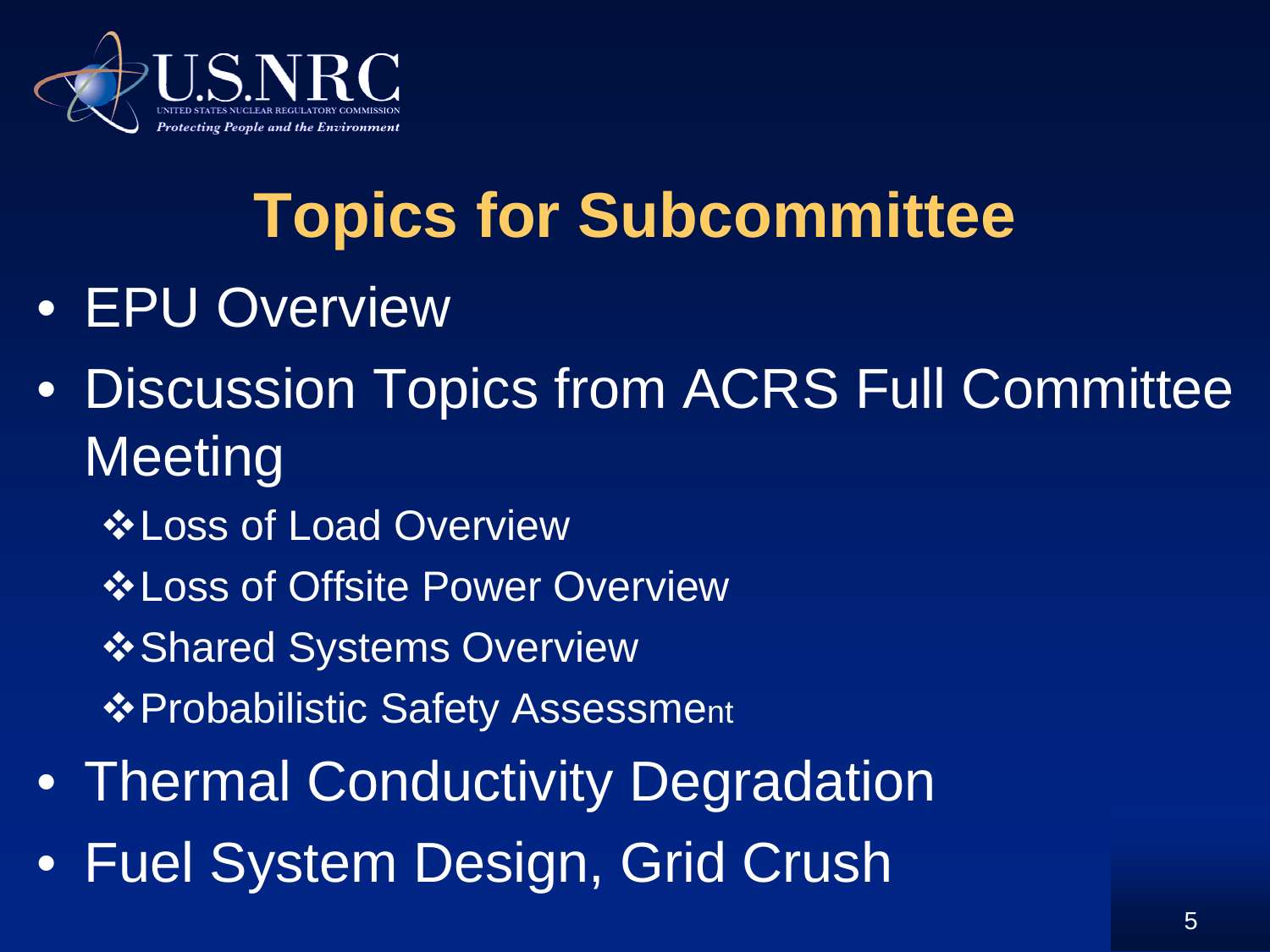# Topics for Subcommittee

- EPU Overview
- Discussion Topics from ACRS Full Committee Meeting
  - ❖ Loss of Load Overview
  - ❖ Loss of Offsite Power Overview
  - ❖ Shared Systems Overview
  - ❖ Probabilistic Safety Assessment
- Thermal Conductivity Degradation
- Fuel System Design, Grid Crush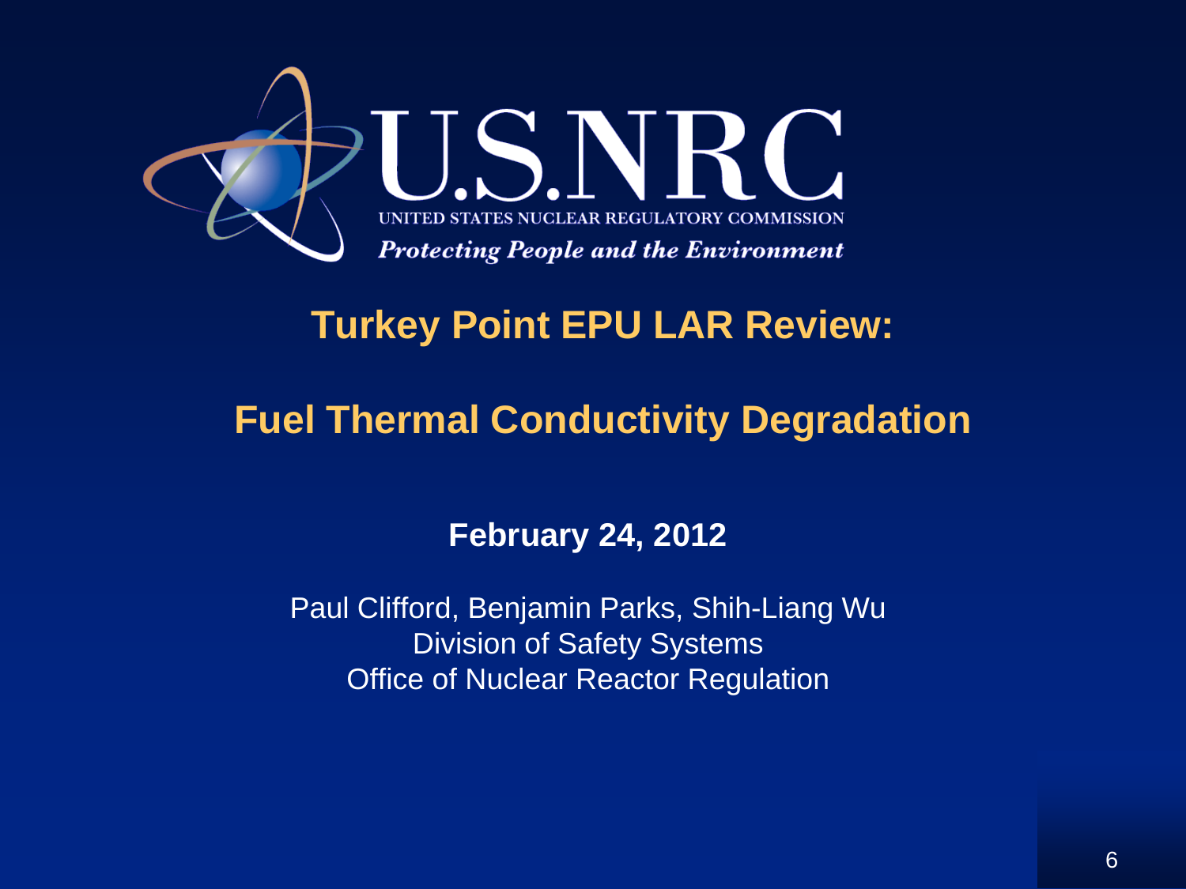U.S.NRC

UNITED STATES NUCLEAR REGULATORY COMMISSION

*Protecting People and the Environment*

# Turkey Point EPU LAR Review:

# Fuel Thermal Conductivity Degradation

**February 24, 2012**

Paul Clifford, Benjamin Parks, Shih-Liang Wu
Division of Safety Systems
Office of Nuclear Reactor Regulation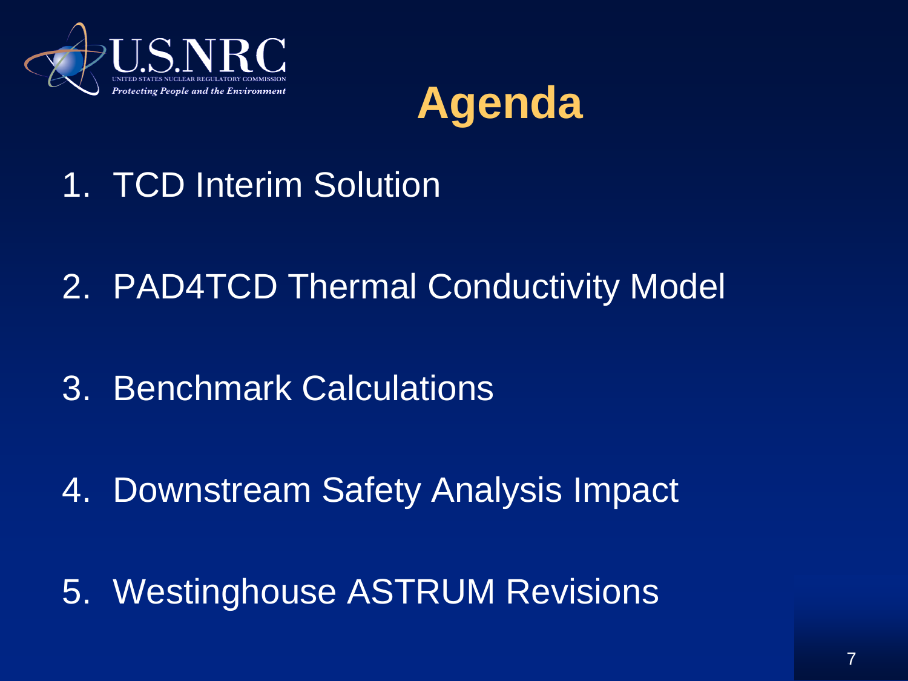# Agenda

1. TCD Interim Solution
2. PAD4TCD Thermal Conductivity Model
3. Benchmark Calculations
4. Downstream Safety Analysis Impact
5. Westinghouse ASTRUM Revisions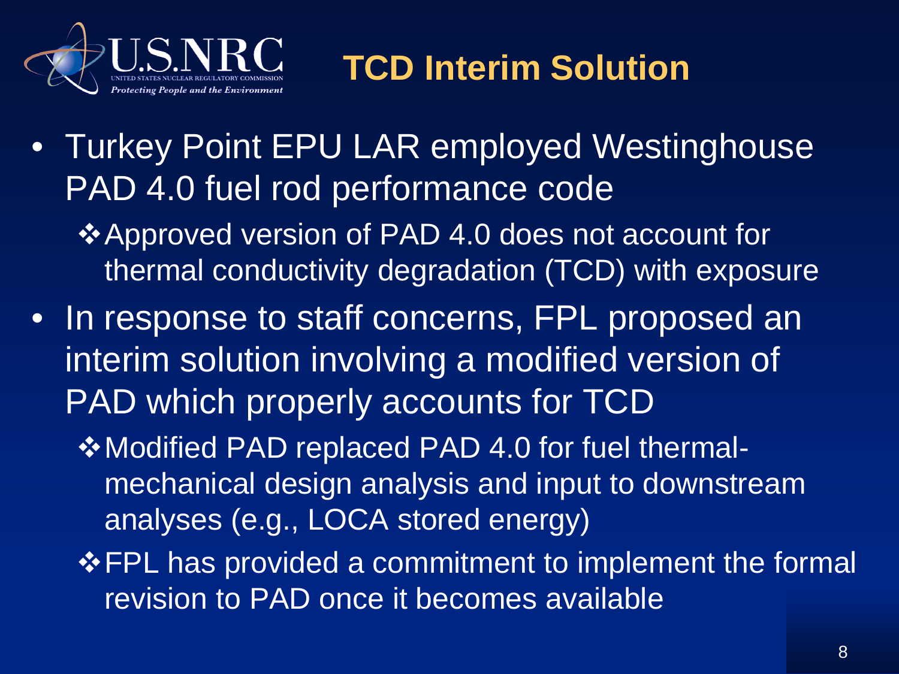# TCD Interim Solution

- Turkey Point EPU LAR employed Westinghouse PAD 4.0 fuel rod performance code
  - ❖ Approved version of PAD 4.0 does not account for thermal conductivity degradation (TCD) with exposure
- In response to staff concerns, FPL proposed an interim solution involving a modified version of PAD which properly accounts for TCD
  - ❖ Modified PAD replaced PAD 4.0 for fuel thermal-mechanical design analysis and input to downstream analyses (e.g., LOCA stored energy)
  - ❖ FPL has provided a commitment to implement the formal revision to PAD once it becomes available